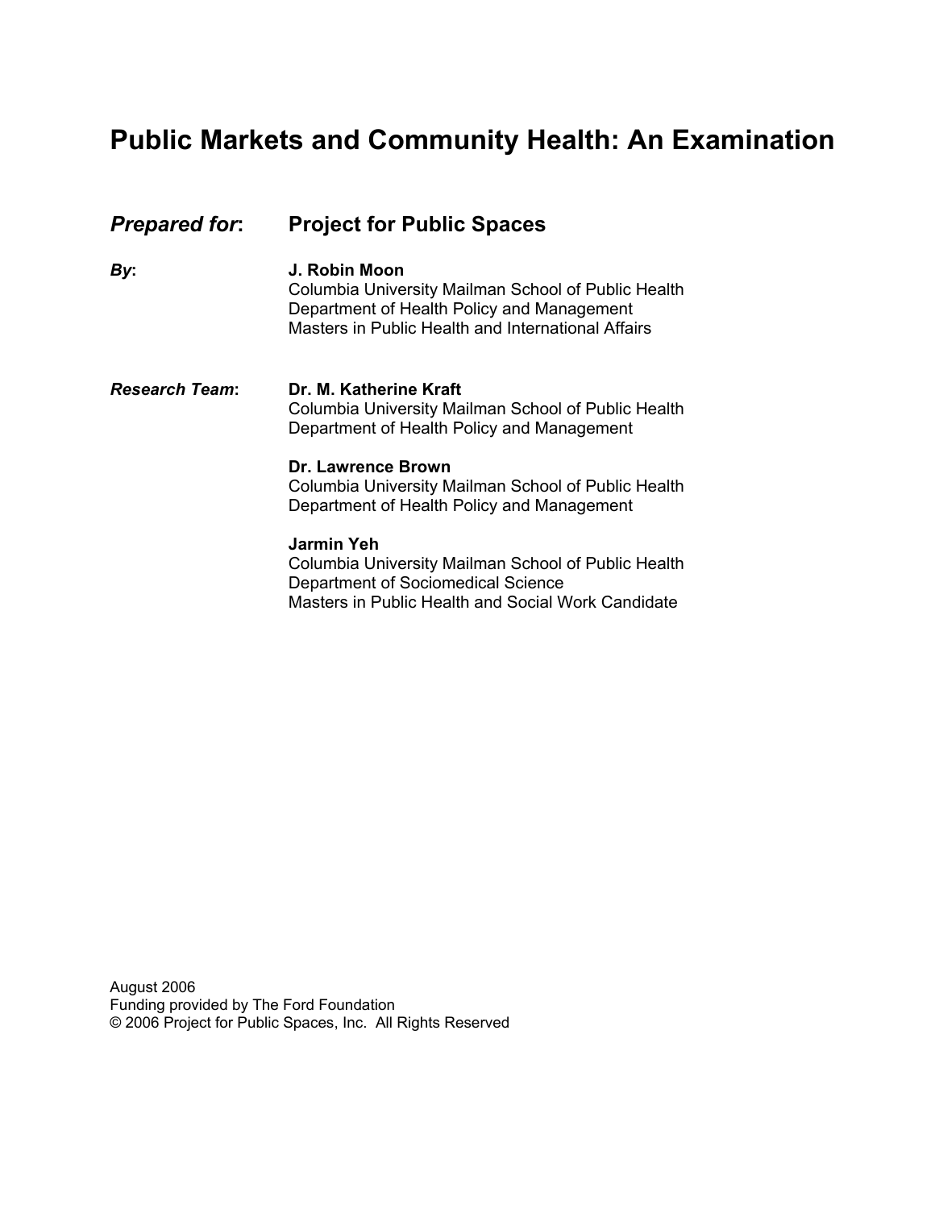# Public Markets and Community Health: An Examination

***Prepared for*:** **Project for Public Spaces**

***By*:** **J. Robin Moon**
Columbia University Mailman School of Public Health
Department of Health Policy and Management
Masters in Public Health and International Affairs

***Research Team*:**

**Dr. M. Katherine Kraft**
Columbia University Mailman School of Public Health
Department of Health Policy and Management

**Dr. Lawrence Brown**
Columbia University Mailman School of Public Health
Department of Health Policy and Management

**Jarmin Yeh**
Columbia University Mailman School of Public Health
Department of Sociomedical Science
Masters in Public Health and Social Work Candidate

August 2006
Funding provided by The Ford Foundation
© 2006 Project for Public Spaces, Inc. All Rights Reserved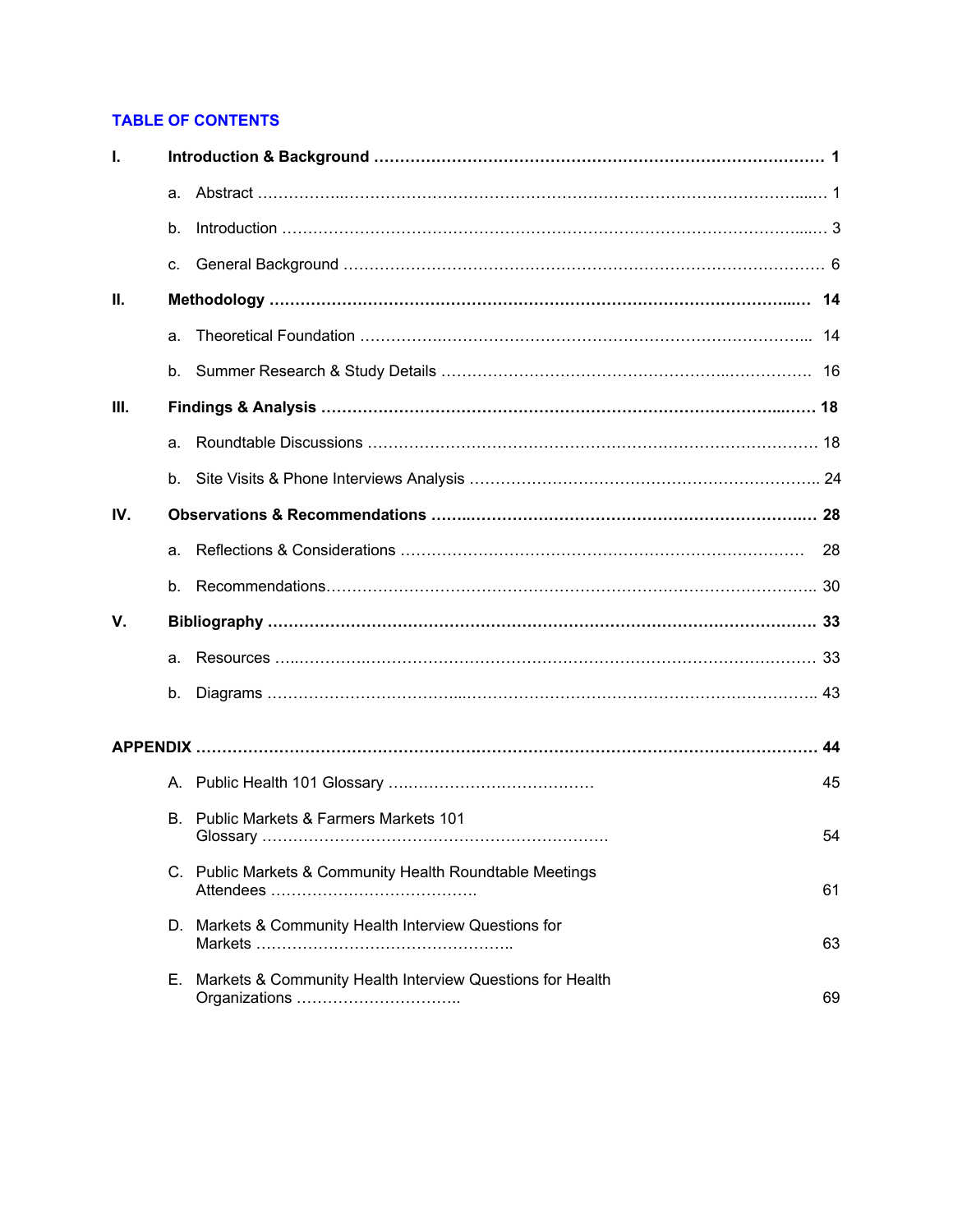## TABLE OF CONTENTS

| | | |
|---|---|---|
| **I.** | **Introduction & Background** | **1** |
| | a. Abstract | 1 |
| | b. Introduction | 3 |
| | c. General Background | 6 |
| **II.** | **Methodology** | **14** |
| | a. Theoretical Foundation | 14 |
| | b. Summer Research & Study Details | 16 |
| **III.** | **Findings & Analysis** | **18** |
| | a. Roundtable Discussions | 18 |
| | b. Site Visits & Phone Interviews Analysis | 24 |
| **IV.** | **Observations & Recommendations** | **28** |
| | a. Reflections & Considerations | 28 |
| | b. Recommendations | 30 |
| **V.** | **Bibliography** | **33** |
| | a. Resources | 33 |
| | b. Diagrams | 43 |
| **APPENDIX** | | **44** |
| | A. Public Health 101 Glossary | 45 |
| | B. Public Markets & Farmers Markets 101 Glossary | 54 |
| | C. Public Markets & Community Health Roundtable Meetings Attendees | 61 |
| | D. Markets & Community Health Interview Questions for Markets | 63 |
| | E. Markets & Community Health Interview Questions for Health Organizations | 69 |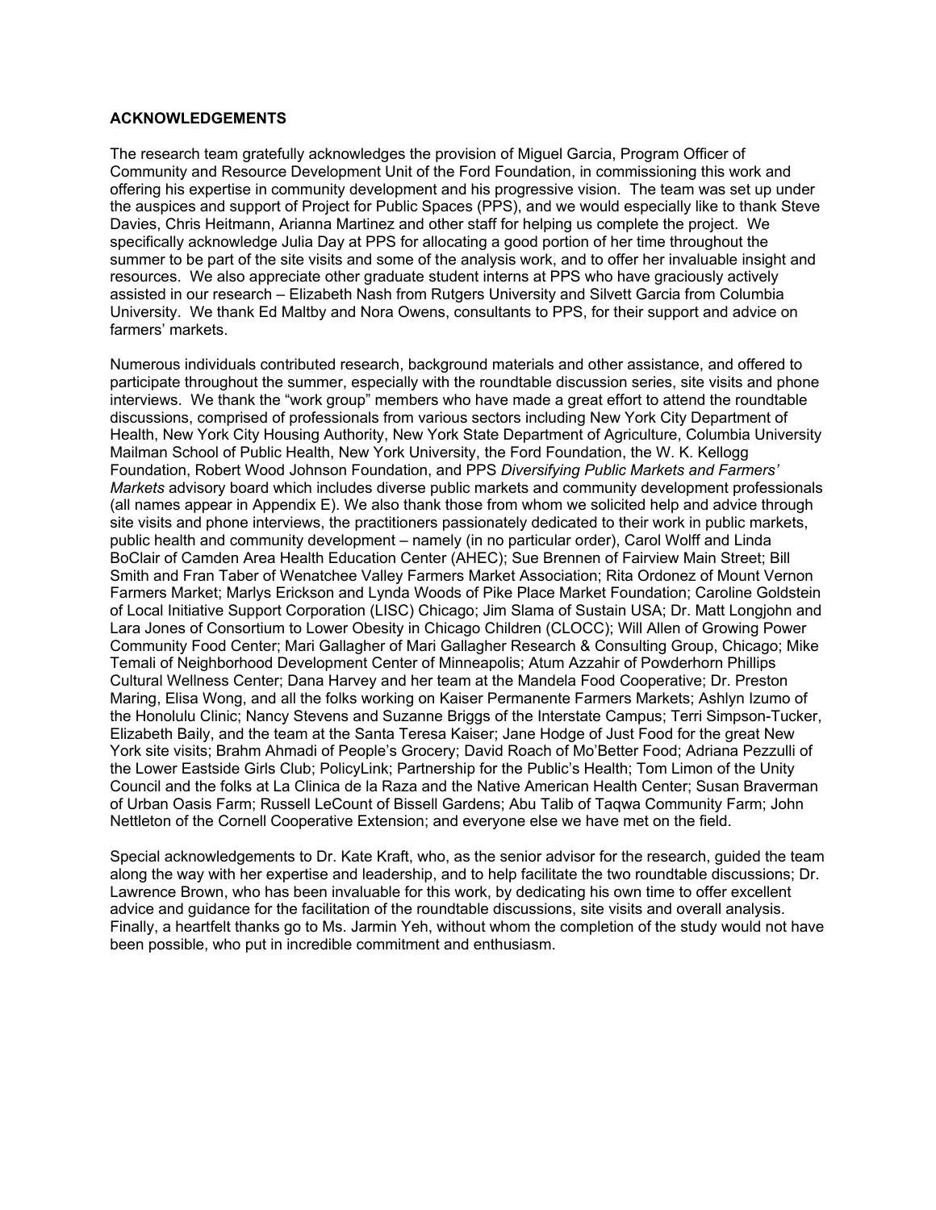**ACKNOWLEDGEMENTS**

The research team gratefully acknowledges the provision of Miguel Garcia, Program Officer of Community and Resource Development Unit of the Ford Foundation, in commissioning this work and offering his expertise in community development and his progressive vision. The team was set up under the auspices and support of Project for Public Spaces (PPS), and we would especially like to thank Steve Davies, Chris Heitmann, Arianna Martinez and other staff for helping us complete the project. We specifically acknowledge Julia Day at PPS for allocating a good portion of her time throughout the summer to be part of the site visits and some of the analysis work, and to offer her invaluable insight and resources. We also appreciate other graduate student interns at PPS who have graciously actively assisted in our research – Elizabeth Nash from Rutgers University and Silvett Garcia from Columbia University. We thank Ed Maltby and Nora Owens, consultants to PPS, for their support and advice on farmers' markets.

Numerous individuals contributed research, background materials and other assistance, and offered to participate throughout the summer, especially with the roundtable discussion series, site visits and phone interviews. We thank the "work group" members who have made a great effort to attend the roundtable discussions, comprised of professionals from various sectors including New York City Department of Health, New York City Housing Authority, New York State Department of Agriculture, Columbia University Mailman School of Public Health, New York University, the Ford Foundation, the W. K. Kellogg Foundation, Robert Wood Johnson Foundation, and PPS *Diversifying Public Markets and Farmers' Markets* advisory board which includes diverse public markets and community development professionals (all names appear in Appendix E). We also thank those from whom we solicited help and advice through site visits and phone interviews, the practitioners passionately dedicated to their work in public markets, public health and community development – namely (in no particular order), Carol Wolff and Linda BoClair of Camden Area Health Education Center (AHEC); Sue Brennen of Fairview Main Street; Bill Smith and Fran Taber of Wenatchee Valley Farmers Market Association; Rita Ordonez of Mount Vernon Farmers Market; Marlys Erickson and Lynda Woods of Pike Place Market Foundation; Caroline Goldstein of Local Initiative Support Corporation (LISC) Chicago; Jim Slama of Sustain USA; Dr. Matt Longjohn and Lara Jones of Consortium to Lower Obesity in Chicago Children (CLOCC); Will Allen of Growing Power Community Food Center; Mari Gallagher of Mari Gallagher Research & Consulting Group, Chicago; Mike Temali of Neighborhood Development Center of Minneapolis; Atum Azzahir of Powderhorn Phillips Cultural Wellness Center; Dana Harvey and her team at the Mandela Food Cooperative; Dr. Preston Maring, Elisa Wong, and all the folks working on Kaiser Permanente Farmers Markets; Ashlyn Izumo of the Honolulu Clinic; Nancy Stevens and Suzanne Briggs of the Interstate Campus; Terri Simpson-Tucker, Elizabeth Baily, and the team at the Santa Teresa Kaiser; Jane Hodge of Just Food for the great New York site visits; Brahm Ahmadi of People's Grocery; David Roach of Mo'Better Food; Adriana Pezzulli of the Lower Eastside Girls Club; PolicyLink; Partnership for the Public's Health; Tom Limon of the Unity Council and the folks at La Clinica de la Raza and the Native American Health Center; Susan Braverman of Urban Oasis Farm; Russell LeCount of Bissell Gardens; Abu Talib of Taqwa Community Farm; John Nettleton of the Cornell Cooperative Extension; and everyone else we have met on the field.

Special acknowledgements to Dr. Kate Kraft, who, as the senior advisor for the research, guided the team along the way with her expertise and leadership, and to help facilitate the two roundtable discussions; Dr. Lawrence Brown, who has been invaluable for this work, by dedicating his own time to offer excellent advice and guidance for the facilitation of the roundtable discussions, site visits and overall analysis. Finally, a heartfelt thanks go to Ms. Jarmin Yeh, without whom the completion of the study would not have been possible, who put in incredible commitment and enthusiasm.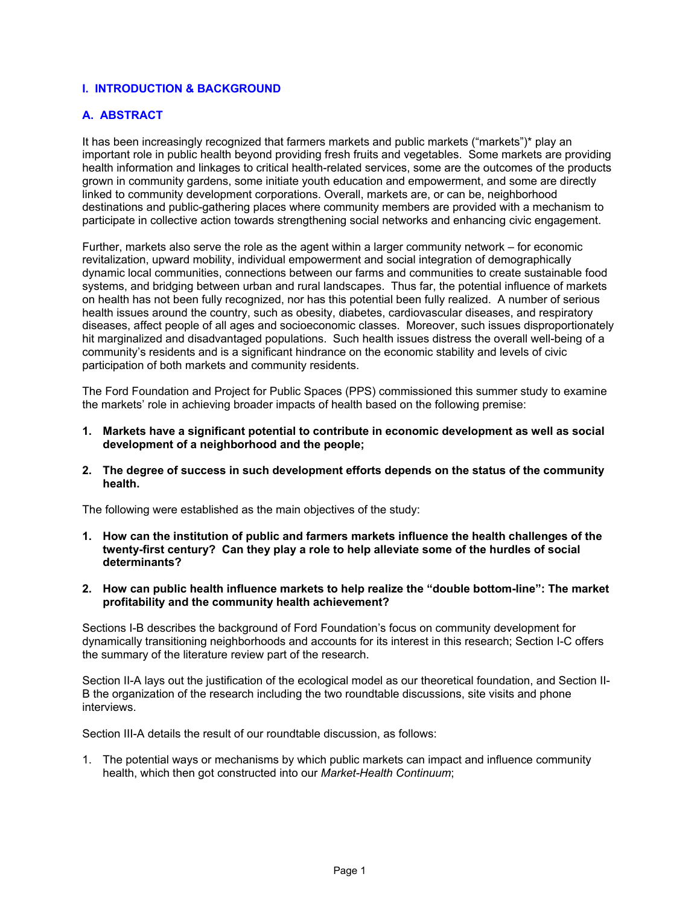## I. INTRODUCTION & BACKGROUND

### A. ABSTRACT

It has been increasingly recognized that farmers markets and public markets ("markets")* play an important role in public health beyond providing fresh fruits and vegetables. Some markets are providing health information and linkages to critical health-related services, some are the outcomes of the products grown in community gardens, some initiate youth education and empowerment, and some are directly linked to community development corporations. Overall, markets are, or can be, neighborhood destinations and public-gathering places where community members are provided with a mechanism to participate in collective action towards strengthening social networks and enhancing civic engagement.

Further, markets also serve the role as the agent within a larger community network – for economic revitalization, upward mobility, individual empowerment and social integration of demographically dynamic local communities, connections between our farms and communities to create sustainable food systems, and bridging between urban and rural landscapes. Thus far, the potential influence of markets on health has not been fully recognized, nor has this potential been fully realized. A number of serious health issues around the country, such as obesity, diabetes, cardiovascular diseases, and respiratory diseases, affect people of all ages and socioeconomic classes. Moreover, such issues disproportionately hit marginalized and disadvantaged populations. Such health issues distress the overall well-being of a community's residents and is a significant hindrance on the economic stability and levels of civic participation of both markets and community residents.

The Ford Foundation and Project for Public Spaces (PPS) commissioned this summer study to examine the markets' role in achieving broader impacts of health based on the following premise:

1. **Markets have a significant potential to contribute in economic development as well as social development of a neighborhood and the people;**
2. **The degree of success in such development efforts depends on the status of the community health.**

The following were established as the main objectives of the study:

1. **How can the institution of public and farmers markets influence the health challenges of the twenty-first century? Can they play a role to help alleviate some of the hurdles of social determinants?**
2. **How can public health influence markets to help realize the "double bottom-line": The market profitability and the community health achievement?**

Sections I-B describes the background of Ford Foundation's focus on community development for dynamically transitioning neighborhoods and accounts for its interest in this research; Section I-C offers the summary of the literature review part of the research.

Section II-A lays out the justification of the ecological model as our theoretical foundation, and Section II-B the organization of the research including the two roundtable discussions, site visits and phone interviews.

Section III-A details the result of our roundtable discussion, as follows:

1. The potential ways or mechanisms by which public markets can impact and influence community health, which then got constructed into our *Market-Health Continuum*;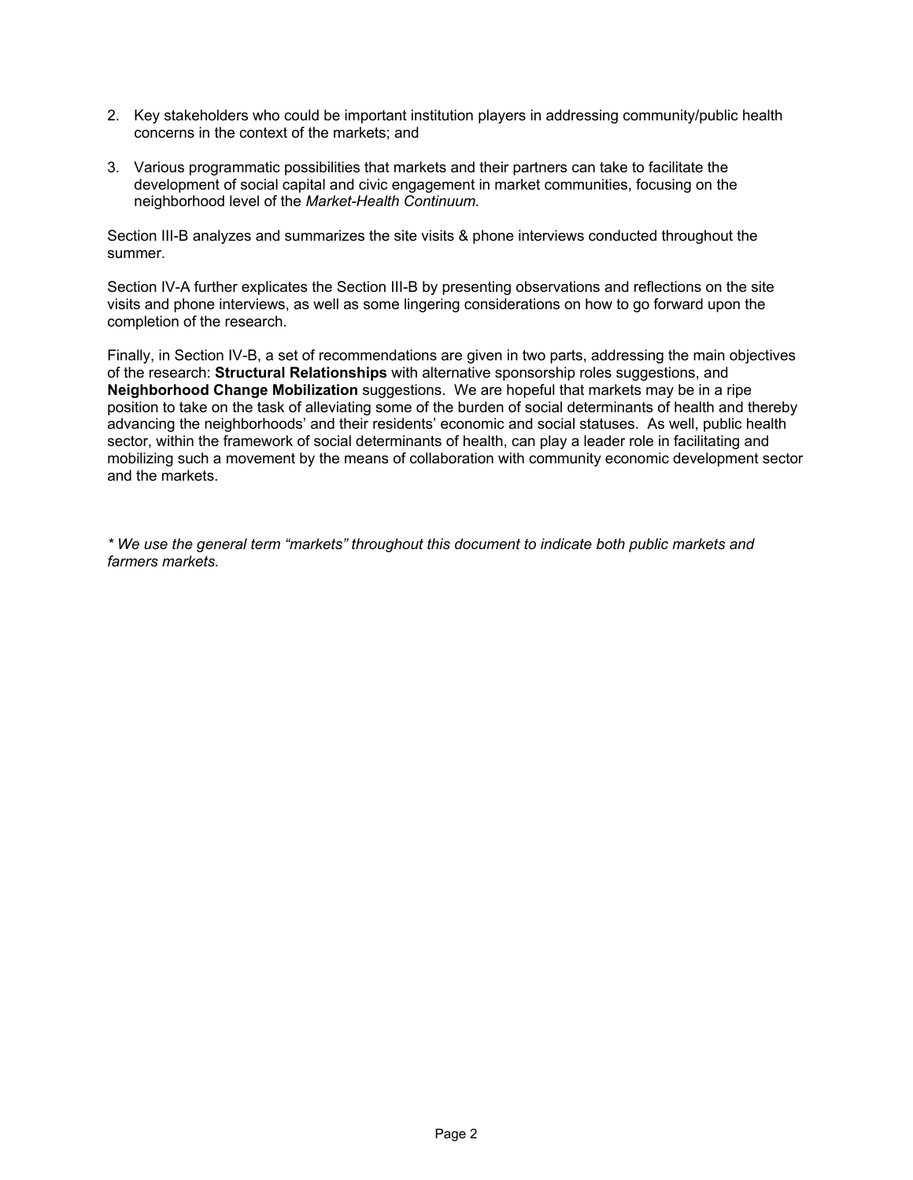2. Key stakeholders who could be important institution players in addressing community/public health concerns in the context of the markets; and

3. Various programmatic possibilities that markets and their partners can take to facilitate the development of social capital and civic engagement in market communities, focusing on the neighborhood level of the *Market-Health Continuum.*

Section III-B analyzes and summarizes the site visits & phone interviews conducted throughout the summer.

Section IV-A further explicates the Section III-B by presenting observations and reflections on the site visits and phone interviews, as well as some lingering considerations on how to go forward upon the completion of the research.

Finally, in Section IV-B, a set of recommendations are given in two parts, addressing the main objectives of the research: **Structural Relationships** with alternative sponsorship roles suggestions, and **Neighborhood Change Mobilization** suggestions. We are hopeful that markets may be in a ripe position to take on the task of alleviating some of the burden of social determinants of health and thereby advancing the neighborhoods' and their residents' economic and social statuses. As well, public health sector, within the framework of social determinants of health, can play a leader role in facilitating and mobilizing such a movement by the means of collaboration with community economic development sector and the markets.

*\* We use the general term "markets" throughout this document to indicate both public markets and farmers markets.*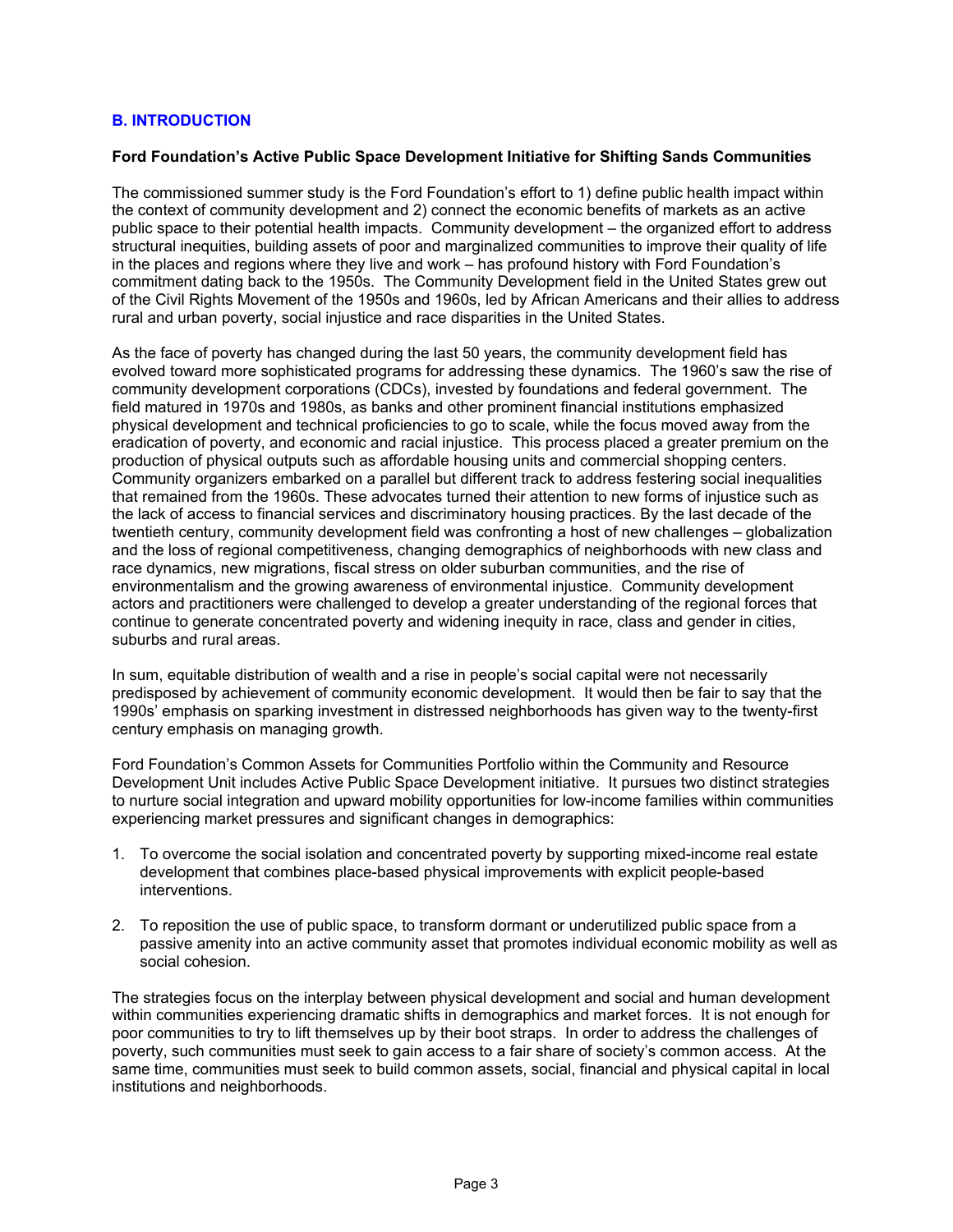## B. INTRODUCTION

**Ford Foundation's Active Public Space Development Initiative for Shifting Sands Communities**

The commissioned summer study is the Ford Foundation's effort to 1) define public health impact within the context of community development and 2) connect the economic benefits of markets as an active public space to their potential health impacts. Community development – the organized effort to address structural inequities, building assets of poor and marginalized communities to improve their quality of life in the places and regions where they live and work – has profound history with Ford Foundation's commitment dating back to the 1950s. The Community Development field in the United States grew out of the Civil Rights Movement of the 1950s and 1960s, led by African Americans and their allies to address rural and urban poverty, social injustice and race disparities in the United States.

As the face of poverty has changed during the last 50 years, the community development field has evolved toward more sophisticated programs for addressing these dynamics. The 1960's saw the rise of community development corporations (CDCs), invested by foundations and federal government. The field matured in 1970s and 1980s, as banks and other prominent financial institutions emphasized physical development and technical proficiencies to go to scale, while the focus moved away from the eradication of poverty, and economic and racial injustice. This process placed a greater premium on the production of physical outputs such as affordable housing units and commercial shopping centers. Community organizers embarked on a parallel but different track to address festering social inequalities that remained from the 1960s. These advocates turned their attention to new forms of injustice such as the lack of access to financial services and discriminatory housing practices. By the last decade of the twentieth century, community development field was confronting a host of new challenges – globalization and the loss of regional competitiveness, changing demographics of neighborhoods with new class and race dynamics, new migrations, fiscal stress on older suburban communities, and the rise of environmentalism and the growing awareness of environmental injustice. Community development actors and practitioners were challenged to develop a greater understanding of the regional forces that continue to generate concentrated poverty and widening inequity in race, class and gender in cities, suburbs and rural areas.

In sum, equitable distribution of wealth and a rise in people's social capital were not necessarily predisposed by achievement of community economic development. It would then be fair to say that the 1990s' emphasis on sparking investment in distressed neighborhoods has given way to the twenty-first century emphasis on managing growth.

Ford Foundation's Common Assets for Communities Portfolio within the Community and Resource Development Unit includes Active Public Space Development initiative. It pursues two distinct strategies to nurture social integration and upward mobility opportunities for low-income families within communities experiencing market pressures and significant changes in demographics:

1. To overcome the social isolation and concentrated poverty by supporting mixed-income real estate development that combines place-based physical improvements with explicit people-based interventions.

2. To reposition the use of public space, to transform dormant or underutilized public space from a passive amenity into an active community asset that promotes individual economic mobility as well as social cohesion.

The strategies focus on the interplay between physical development and social and human development within communities experiencing dramatic shifts in demographics and market forces. It is not enough for poor communities to try to lift themselves up by their boot straps. In order to address the challenges of poverty, such communities must seek to gain access to a fair share of society's common access. At the same time, communities must seek to build common assets, social, financial and physical capital in local institutions and neighborhoods.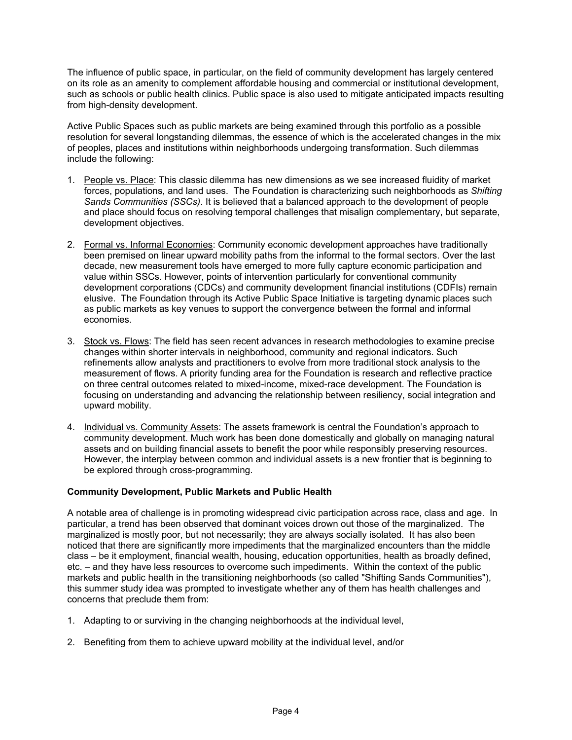The influence of public space, in particular, on the field of community development has largely centered on its role as an amenity to complement affordable housing and commercial or institutional development, such as schools or public health clinics. Public space is also used to mitigate anticipated impacts resulting from high-density development.

Active Public Spaces such as public markets are being examined through this portfolio as a possible resolution for several longstanding dilemmas, the essence of which is the accelerated changes in the mix of peoples, places and institutions within neighborhoods undergoing transformation. Such dilemmas include the following:

1. <u>People vs. Place</u>: This classic dilemma has new dimensions as we see increased fluidity of market forces, populations, and land uses. The Foundation is characterizing such neighborhoods as *Shifting Sands Communities (SSCs)*. It is believed that a balanced approach to the development of people and place should focus on resolving temporal challenges that misalign complementary, but separate, development objectives.

2. <u>Formal vs. Informal Economies</u>: Community economic development approaches have traditionally been premised on linear upward mobility paths from the informal to the formal sectors. Over the last decade, new measurement tools have emerged to more fully capture economic participation and value within SSCs. However, points of intervention particularly for conventional community development corporations (CDCs) and community development financial institutions (CDFIs) remain elusive. The Foundation through its Active Public Space Initiative is targeting dynamic places such as public markets as key venues to support the convergence between the formal and informal economies.

3. <u>Stock vs. Flows</u>: The field has seen recent advances in research methodologies to examine precise changes within shorter intervals in neighborhood, community and regional indicators. Such refinements allow analysts and practitioners to evolve from more traditional stock analysis to the measurement of flows. A priority funding area for the Foundation is research and reflective practice on three central outcomes related to mixed-income, mixed-race development. The Foundation is focusing on understanding and advancing the relationship between resiliency, social integration and upward mobility.

4. <u>Individual vs. Community Assets</u>: The assets framework is central the Foundation's approach to community development. Much work has been done domestically and globally on managing natural assets and on building financial assets to benefit the poor while responsibly preserving resources. However, the interplay between common and individual assets is a new frontier that is beginning to be explored through cross-programming.

**Community Development, Public Markets and Public Health**

A notable area of challenge is in promoting widespread civic participation across race, class and age. In particular, a trend has been observed that dominant voices drown out those of the marginalized. The marginalized is mostly poor, but not necessarily; they are always socially isolated. It has also been noticed that there are significantly more impediments that the marginalized encounters than the middle class – be it employment, financial wealth, housing, education opportunities, health as broadly defined, etc. – and they have less resources to overcome such impediments. Within the context of the public markets and public health in the transitioning neighborhoods (so called "Shifting Sands Communities"), this summer study idea was prompted to investigate whether any of them has health challenges and concerns that preclude them from:

1. Adapting to or surviving in the changing neighborhoods at the individual level,

2. Benefiting from them to achieve upward mobility at the individual level, and/or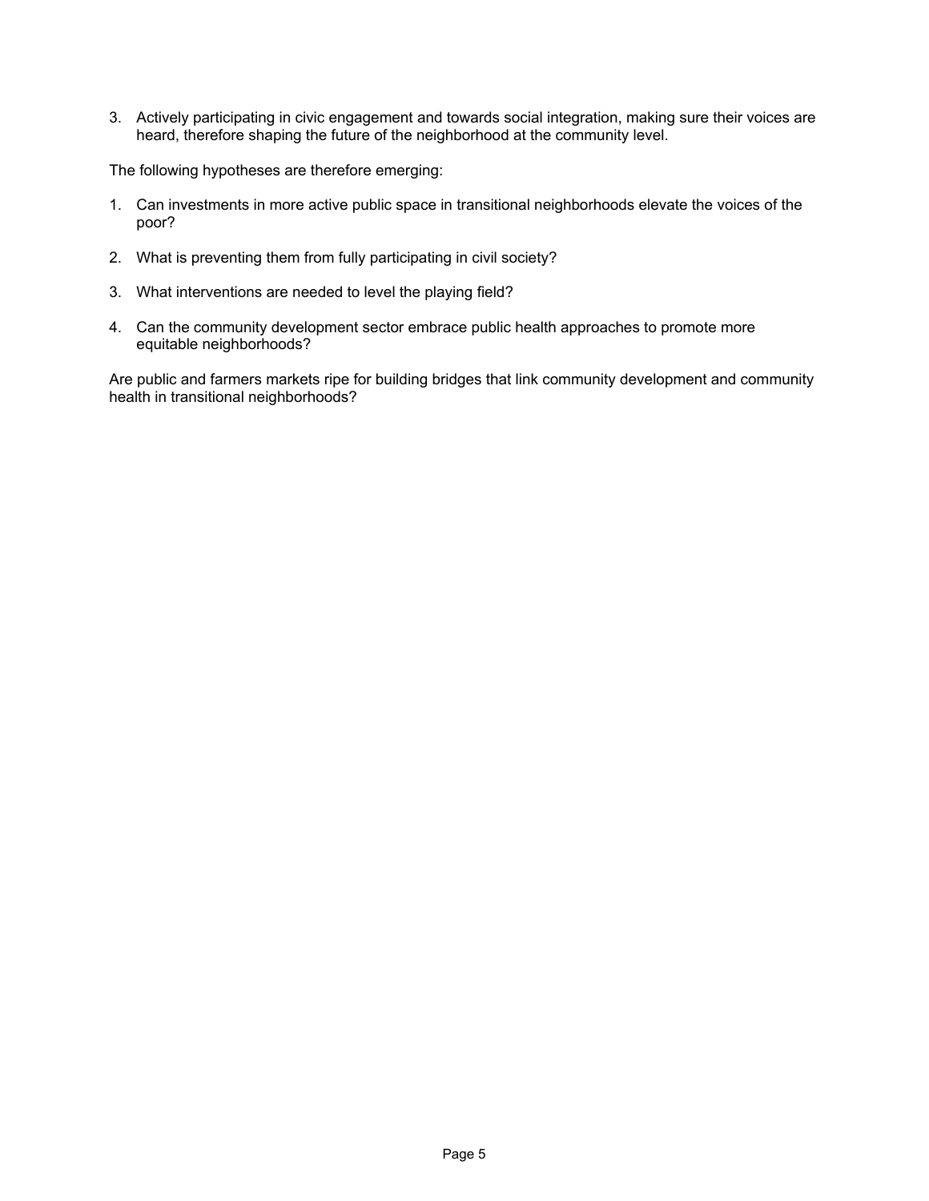3. Actively participating in civic engagement and towards social integration, making sure their voices are heard, therefore shaping the future of the neighborhood at the community level.

The following hypotheses are therefore emerging:

1. Can investments in more active public space in transitional neighborhoods elevate the voices of the poor?

2. What is preventing them from fully participating in civil society?

3. What interventions are needed to level the playing field?

4. Can the community development sector embrace public health approaches to promote more equitable neighborhoods?

Are public and farmers markets ripe for building bridges that link community development and community health in transitional neighborhoods?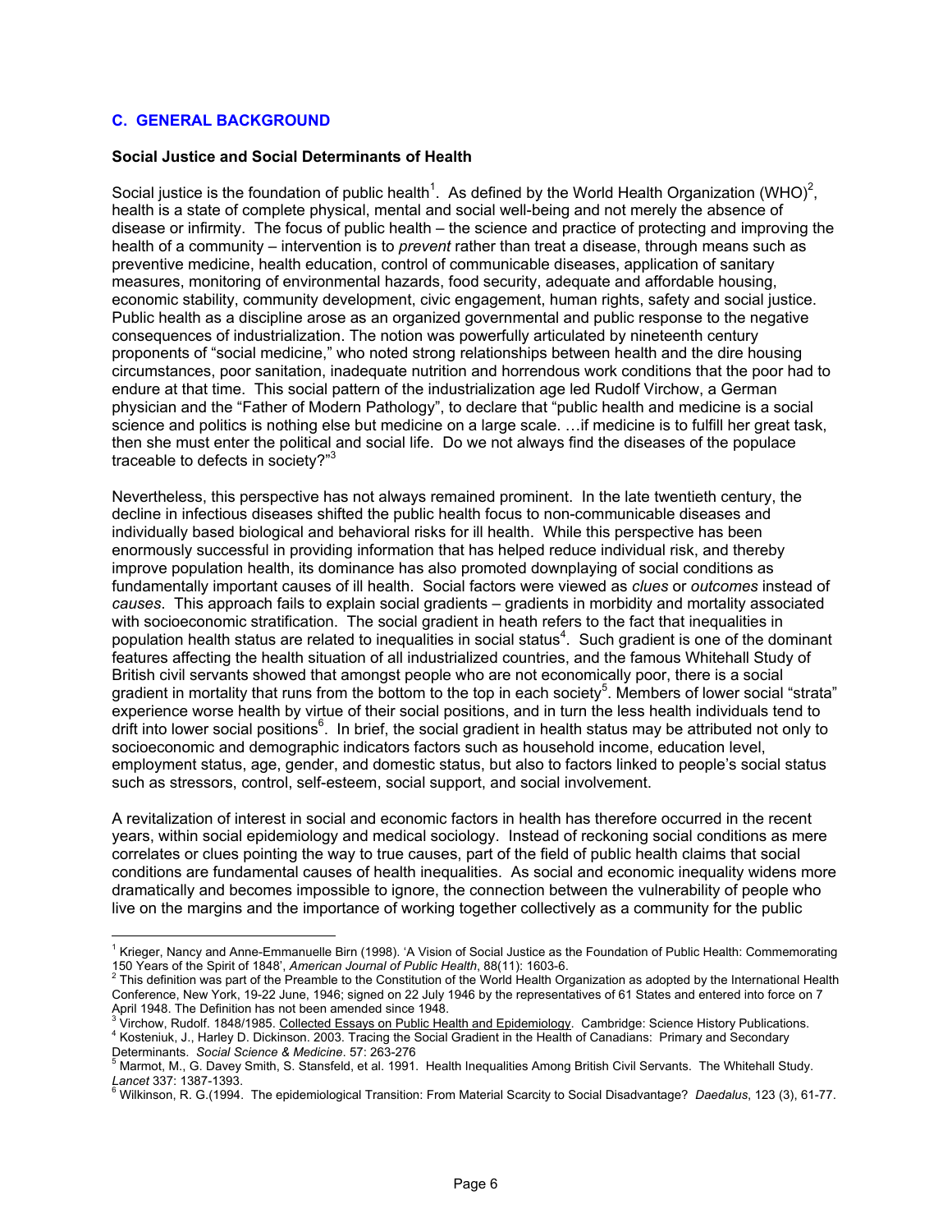## C. GENERAL BACKGROUND

### Social Justice and Social Determinants of Health

Social justice is the foundation of public health[1]. As defined by the World Health Organization (WHO)[2], health is a state of complete physical, mental and social well-being and not merely the absence of disease or infirmity. The focus of public health – the science and practice of protecting and improving the health of a community – intervention is to *prevent* rather than treat a disease, through means such as preventive medicine, health education, control of communicable diseases, application of sanitary measures, monitoring of environmental hazards, food security, adequate and affordable housing, economic stability, community development, civic engagement, human rights, safety and social justice. Public health as a discipline arose as an organized governmental and public response to the negative consequences of industrialization. The notion was powerfully articulated by nineteenth century proponents of "social medicine," who noted strong relationships between health and the dire housing circumstances, poor sanitation, inadequate nutrition and horrendous work conditions that the poor had to endure at that time. This social pattern of the industrialization age led Rudolf Virchow, a German physician and the "Father of Modern Pathology", to declare that "public health and medicine is a social science and politics is nothing else but medicine on a large scale. …if medicine is to fulfill her great task, then she must enter the political and social life. Do we not always find the diseases of the populace traceable to defects in society?"[3]

Nevertheless, this perspective has not always remained prominent. In the late twentieth century, the decline in infectious diseases shifted the public health focus to non-communicable diseases and individually based biological and behavioral risks for ill health. While this perspective has been enormously successful in providing information that has helped reduce individual risk, and thereby improve population health, its dominance has also promoted downplaying of social conditions as fundamentally important causes of ill health. Social factors were viewed as *clues* or *outcomes* instead of *causes*. This approach fails to explain social gradients – gradients in morbidity and mortality associated with socioeconomic stratification. The social gradient in heath refers to the fact that inequalities in population health status are related to inequalities in social status[4]. Such gradient is one of the dominant features affecting the health situation of all industrialized countries, and the famous Whitehall Study of British civil servants showed that amongst people who are not economically poor, there is a social gradient in mortality that runs from the bottom to the top in each society[5]. Members of lower social "strata" experience worse health by virtue of their social positions, and in turn the less health individuals tend to drift into lower social positions[6]. In brief, the social gradient in health status may be attributed not only to socioeconomic and demographic indicators factors such as household income, education level, employment status, age, gender, and domestic status, but also to factors linked to people's social status such as stressors, control, self-esteem, social support, and social involvement.

A revitalization of interest in social and economic factors in health has therefore occurred in the recent years, within social epidemiology and medical sociology. Instead of reckoning social conditions as mere correlates or clues pointing the way to true causes, part of the field of public health claims that social conditions are fundamental causes of health inequalities. As social and economic inequality widens more dramatically and becomes impossible to ignore, the connection between the vulnerability of people who live on the margins and the importance of working together collectively as a community for the public

---

[1] Krieger, Nancy and Anne-Emmanuelle Birn (1998). 'A Vision of Social Justice as the Foundation of Public Health: Commemorating 150 Years of the Spirit of 1848', *American Journal of Public Health*, 88(11): 1603-6.

[2] This definition was part of the Preamble to the Constitution of the World Health Organization as adopted by the International Health Conference, New York, 19-22 June, 1946; signed on 22 July 1946 by the representatives of 61 States and entered into force on 7 April 1948. The Definition has not been amended since 1948.

[3] Virchow, Rudolf. 1848/1985. Collected Essays on Public Health and Epidemiology. Cambridge: Science History Publications.

[4] Kosteniuk, J., Harley D. Dickinson. 2003. Tracing the Social Gradient in the Health of Canadians: Primary and Secondary Determinants. *Social Science & Medicine*. 57: 263-276

[5] Marmot, M., G. Davey Smith, S. Stansfeld, et al. 1991. Health Inequalities Among British Civil Servants. The Whitehall Study. *Lancet* 337: 1387-1393.

[6] Wilkinson, R. G.(1994. The epidemiological Transition: From Material Scarcity to Social Disadvantage? *Daedalus*, 123 (3), 61-77.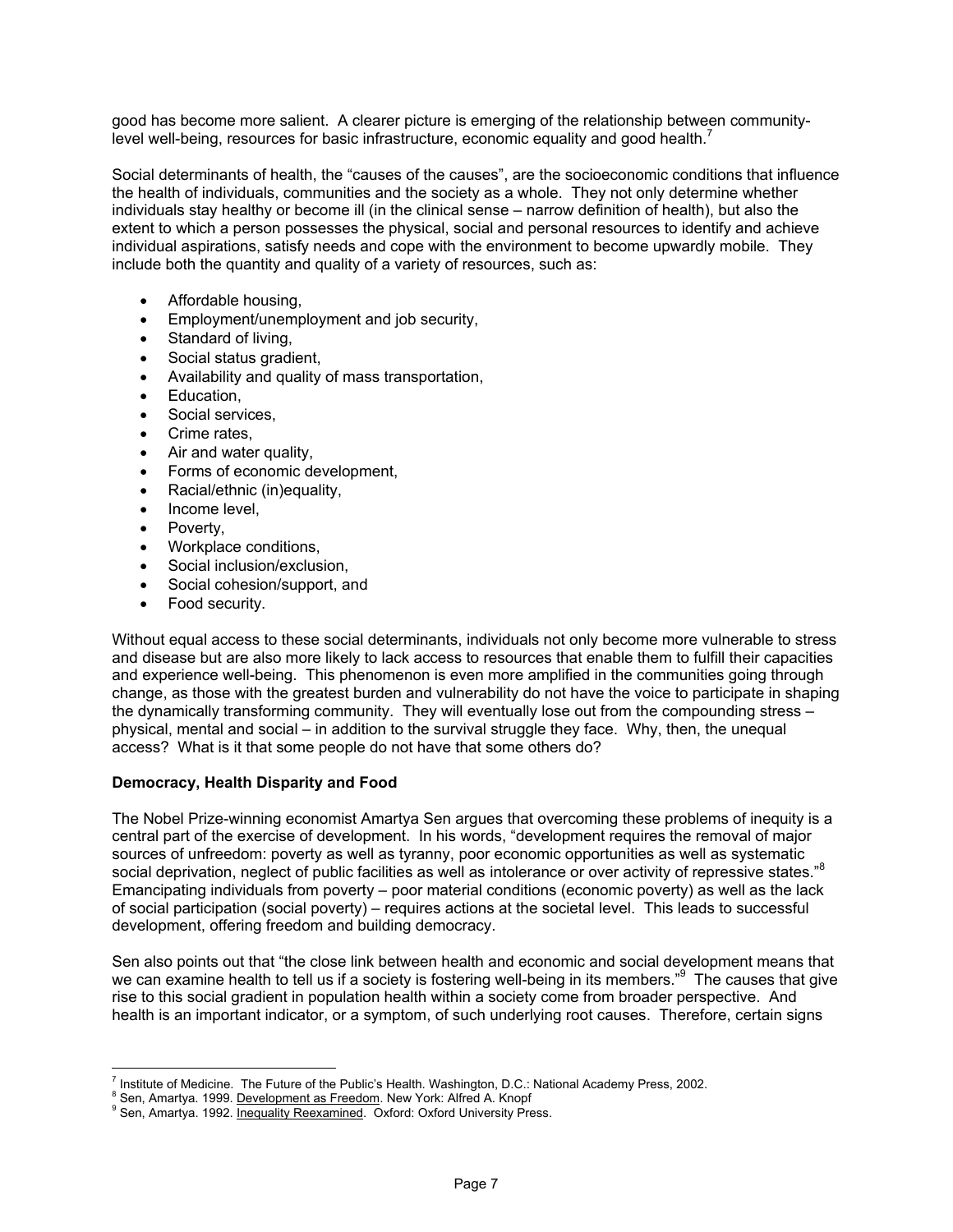good has become more salient. A clearer picture is emerging of the relationship between community-level well-being, resources for basic infrastructure, economic equality and good health.[7]

Social determinants of health, the "causes of the causes", are the socioeconomic conditions that influence the health of individuals, communities and the society as a whole. They not only determine whether individuals stay healthy or become ill (in the clinical sense – narrow definition of health), but also the extent to which a person possesses the physical, social and personal resources to identify and achieve individual aspirations, satisfy needs and cope with the environment to become upwardly mobile. They include both the quantity and quality of a variety of resources, such as:

- Affordable housing,
- Employment/unemployment and job security,
- Standard of living,
- Social status gradient,
- Availability and quality of mass transportation,
- Education,
- Social services,
- Crime rates,
- Air and water quality,
- Forms of economic development,
- Racial/ethnic (in)equality,
- Income level,
- Poverty,
- Workplace conditions,
- Social inclusion/exclusion,
- Social cohesion/support, and
- Food security.

Without equal access to these social determinants, individuals not only become more vulnerable to stress and disease but are also more likely to lack access to resources that enable them to fulfill their capacities and experience well-being. This phenomenon is even more amplified in the communities going through change, as those with the greatest burden and vulnerability do not have the voice to participate in shaping the dynamically transforming community. They will eventually lose out from the compounding stress – physical, mental and social – in addition to the survival struggle they face. Why, then, the unequal access? What is it that some people do not have that some others do?

**Democracy, Health Disparity and Food**

The Nobel Prize-winning economist Amartya Sen argues that overcoming these problems of inequity is a central part of the exercise of development. In his words, "development requires the removal of major sources of unfreedom: poverty as well as tyranny, poor economic opportunities as well as systematic social deprivation, neglect of public facilities as well as intolerance or over activity of repressive states."[8] Emancipating individuals from poverty – poor material conditions (economic poverty) as well as the lack of social participation (social poverty) – requires actions at the societal level. This leads to successful development, offering freedom and building democracy.

Sen also points out that "the close link between health and economic and social development means that we can examine health to tell us if a society is fostering well-being in its members."[9] The causes that give rise to this social gradient in population health within a society come from broader perspective. And health is an important indicator, or a symptom, of such underlying root causes. Therefore, certain signs

---

[7] Institute of Medicine. The Future of the Public's Health. Washington, D.C.: National Academy Press, 2002.

[8] Sen, Amartya. 1999. Development as Freedom. New York: Alfred A. Knopf

[9] Sen, Amartya. 1992. Inequality Reexamined. Oxford: Oxford University Press.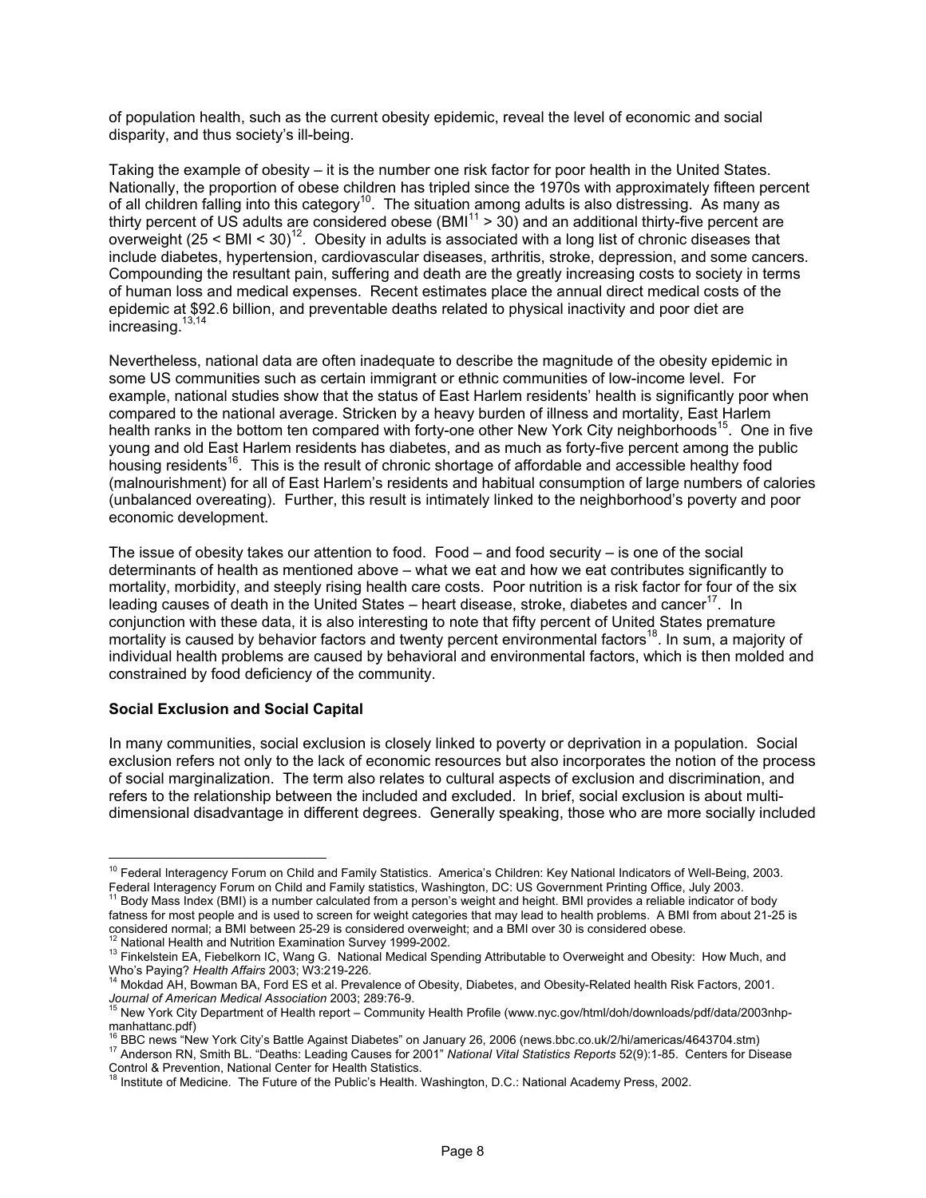of population health, such as the current obesity epidemic, reveal the level of economic and social disparity, and thus society's ill-being.

Taking the example of obesity – it is the number one risk factor for poor health in the United States. Nationally, the proportion of obese children has tripled since the 1970s with approximately fifteen percent of all children falling into this category[10]. The situation among adults is also distressing. As many as thirty percent of US adults are considered obese (BMI[11] > 30) and an additional thirty-five percent are overweight (25 < BMI < 30)[12]. Obesity in adults is associated with a long list of chronic diseases that include diabetes, hypertension, cardiovascular diseases, arthritis, stroke, depression, and some cancers. Compounding the resultant pain, suffering and death are the greatly increasing costs to society in terms of human loss and medical expenses. Recent estimates place the annual direct medical costs of the epidemic at $92.6 billion, and preventable deaths related to physical inactivity and poor diet are increasing.[13,14]

Nevertheless, national data are often inadequate to describe the magnitude of the obesity epidemic in some US communities such as certain immigrant or ethnic communities of low-income level. For example, national studies show that the status of East Harlem residents' health is significantly poor when compared to the national average. Stricken by a heavy burden of illness and mortality, East Harlem health ranks in the bottom ten compared with forty-one other New York City neighborhoods[15]. One in five young and old East Harlem residents has diabetes, and as much as forty-five percent among the public housing residents[16]. This is the result of chronic shortage of affordable and accessible healthy food (malnourishment) for all of East Harlem's residents and habitual consumption of large numbers of calories (unbalanced overeating). Further, this result is intimately linked to the neighborhood's poverty and poor economic development.

The issue of obesity takes our attention to food. Food – and food security – is one of the social determinants of health as mentioned above – what we eat and how we eat contributes significantly to mortality, morbidity, and steeply rising health care costs. Poor nutrition is a risk factor for four of the six leading causes of death in the United States – heart disease, stroke, diabetes and cancer[17]. In conjunction with these data, it is also interesting to note that fifty percent of United States premature mortality is caused by behavior factors and twenty percent environmental factors[18]. In sum, a majority of individual health problems are caused by behavioral and environmental factors, which is then molded and constrained by food deficiency of the community.

**Social Exclusion and Social Capital**

In many communities, social exclusion is closely linked to poverty or deprivation in a population. Social exclusion refers not only to the lack of economic resources but also incorporates the notion of the process of social marginalization. The term also relates to cultural aspects of exclusion and discrimination, and refers to the relationship between the included and excluded. In brief, social exclusion is about multi-dimensional disadvantage in different degrees. Generally speaking, those who are more socially included

---

[10] Federal Interagency Forum on Child and Family Statistics. America's Children: Key National Indicators of Well-Being, 2003. Federal Interagency Forum on Child and Family statistics, Washington, DC: US Government Printing Office, July 2003.

[11] Body Mass Index (BMI) is a number calculated from a person's weight and height. BMI provides a reliable indicator of body fatness for most people and is used to screen for weight categories that may lead to health problems. A BMI from about 21-25 is considered normal; a BMI between 25-29 is considered overweight; and a BMI over 30 is considered obese.

[12] National Health and Nutrition Examination Survey 1999-2002.

[13] Finkelstein EA, Fiebelkorn IC, Wang G. National Medical Spending Attributable to Overweight and Obesity: How Much, and Who's Paying? *Health Affairs* 2003; W3:219-226.

[14] Mokdad AH, Bowman BA, Ford ES et al. Prevalence of Obesity, Diabetes, and Obesity-Related health Risk Factors, 2001. *Journal of American Medical Association* 2003; 289:76-9.

[15] New York City Department of Health report – Community Health Profile (www.nyc.gov/html/doh/downloads/pdf/data/2003nhp-manhattanc.pdf)

[16] BBC news "New York City's Battle Against Diabetes" on January 26, 2006 (news.bbc.co.uk/2/hi/americas/4643704.stm)

[17] Anderson RN, Smith BL. "Deaths: Leading Causes for 2001" *National Vital Statistics Reports* 52(9):1-85. Centers for Disease Control & Prevention, National Center for Health Statistics.

[18] Institute of Medicine. The Future of the Public's Health. Washington, D.C.: National Academy Press, 2002.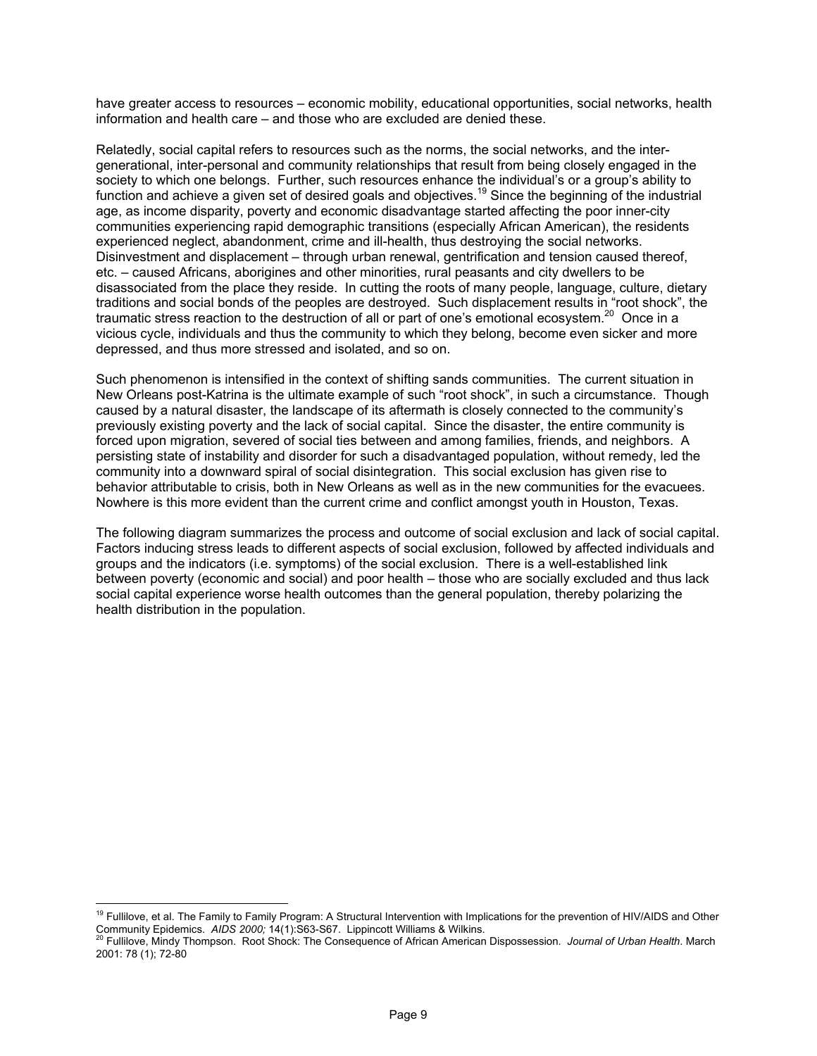have greater access to resources – economic mobility, educational opportunities, social networks, health information and health care – and those who are excluded are denied these.

Relatedly, social capital refers to resources such as the norms, the social networks, and the inter-generational, inter-personal and community relationships that result from being closely engaged in the society to which one belongs. Further, such resources enhance the individual's or a group's ability to function and achieve a given set of desired goals and objectives.[19] Since the beginning of the industrial age, as income disparity, poverty and economic disadvantage started affecting the poor inner-city communities experiencing rapid demographic transitions (especially African American), the residents experienced neglect, abandonment, crime and ill-health, thus destroying the social networks. Disinvestment and displacement – through urban renewal, gentrification and tension caused thereof, etc. – caused Africans, aborigines and other minorities, rural peasants and city dwellers to be disassociated from the place they reside. In cutting the roots of many people, language, culture, dietary traditions and social bonds of the peoples are destroyed. Such displacement results in "root shock", the traumatic stress reaction to the destruction of all or part of one's emotional ecosystem.[20] Once in a vicious cycle, individuals and thus the community to which they belong, become even sicker and more depressed, and thus more stressed and isolated, and so on.

Such phenomenon is intensified in the context of shifting sands communities. The current situation in New Orleans post-Katrina is the ultimate example of such "root shock", in such a circumstance. Though caused by a natural disaster, the landscape of its aftermath is closely connected to the community's previously existing poverty and the lack of social capital. Since the disaster, the entire community is forced upon migration, severed of social ties between and among families, friends, and neighbors. A persisting state of instability and disorder for such a disadvantaged population, without remedy, led the community into a downward spiral of social disintegration. This social exclusion has given rise to behavior attributable to crisis, both in New Orleans as well as in the new communities for the evacuees. Nowhere is this more evident than the current crime and conflict amongst youth in Houston, Texas.

The following diagram summarizes the process and outcome of social exclusion and lack of social capital. Factors inducing stress leads to different aspects of social exclusion, followed by affected individuals and groups and the indicators (i.e. symptoms) of the social exclusion. There is a well-established link between poverty (economic and social) and poor health – those who are socially excluded and thus lack social capital experience worse health outcomes than the general population, thereby polarizing the health distribution in the population.

---

[19] Fullilove, et al. The Family to Family Program: A Structural Intervention with Implications for the prevention of HIV/AIDS and Other Community Epidemics. *AIDS 2000;* 14(1):S63-S67. Lippincott Williams & Wilkins.

[20] Fullilove, Mindy Thompson. Root Shock: The Consequence of African American Dispossession. *Journal of Urban Health*. March 2001: 78 (1); 72-80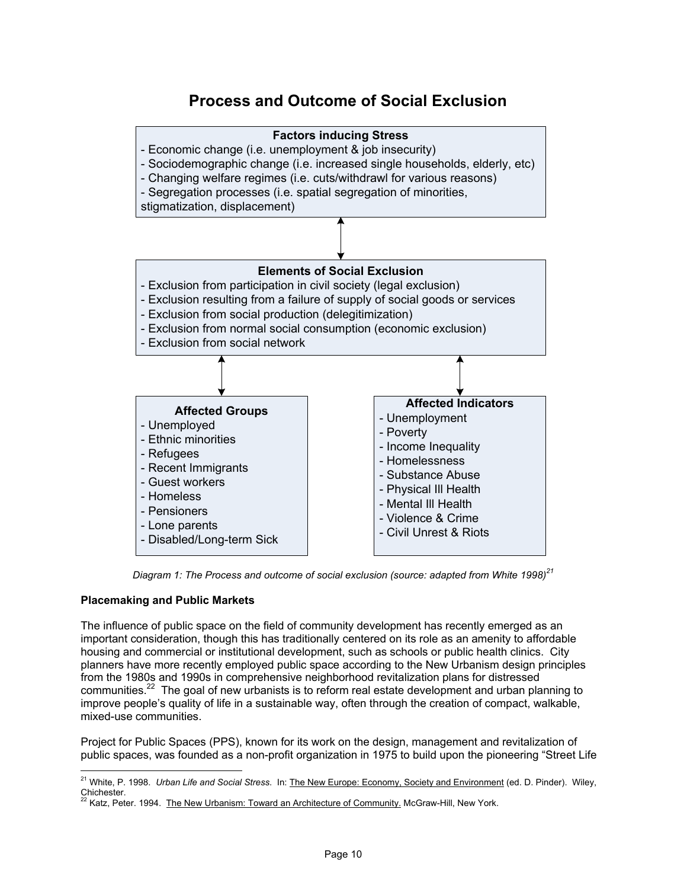## Process and Outcome of Social Exclusion

**Factors inducing Stress**
- Economic change (i.e. unemployment & job insecurity)
- Sociodemographic change (i.e. increased single households, elderly, etc)
- Changing welfare regimes (i.e. cuts/withdrawl for various reasons)
- Segregation processes (i.e. spatial segregation of minorities, stigmatization, displacement)

↕

**Elements of Social Exclusion**
- Exclusion from participation in civil society (legal exclusion)
- Exclusion resulting from a failure of supply of social goods or services
- Exclusion from social production (delegitimization)
- Exclusion from normal social consumption (economic exclusion)
- Exclusion from social network

↕ ↕

**Affected Groups**
- Unemployed
- Ethnic minorities
- Refugees
- Recent Immigrants
- Guest workers
- Homeless
- Pensioners
- Lone parents
- Disabled/Long-term Sick

**Affected Indicators**
- Unemployment
- Poverty
- Income Inequality
- Homelessness
- Substance Abuse
- Physical Ill Health
- Mental Ill Health
- Violence & Crime
- Civil Unrest & Riots

*Diagram 1: The Process and outcome of social exclusion (source: adapted from White 1998)[21]*

**Placemaking and Public Markets**

The influence of public space on the field of community development has recently emerged as an important consideration, though this has traditionally centered on its role as an amenity to affordable housing and commercial or institutional development, such as schools or public health clinics. City planners have more recently employed public space according to the New Urbanism design principles from the 1980s and 1990s in comprehensive neighborhood revitalization plans for distressed communities.[22] The goal of new urbanists is to reform real estate development and urban planning to improve people's quality of life in a sustainable way, often through the creation of compact, walkable, mixed-use communities.

Project for Public Spaces (PPS), known for its work on the design, management and revitalization of public spaces, was founded as a non-profit organization in 1975 to build upon the pioneering "Street Life

[21] White, P. 1998. *Urban Life and Social Stress.* In: The New Europe: Economy, Society and Environment (ed. D. Pinder). Wiley, Chichester.

[22] Katz, Peter. 1994. The New Urbanism: Toward an Architecture of Community. McGraw-Hill, New York.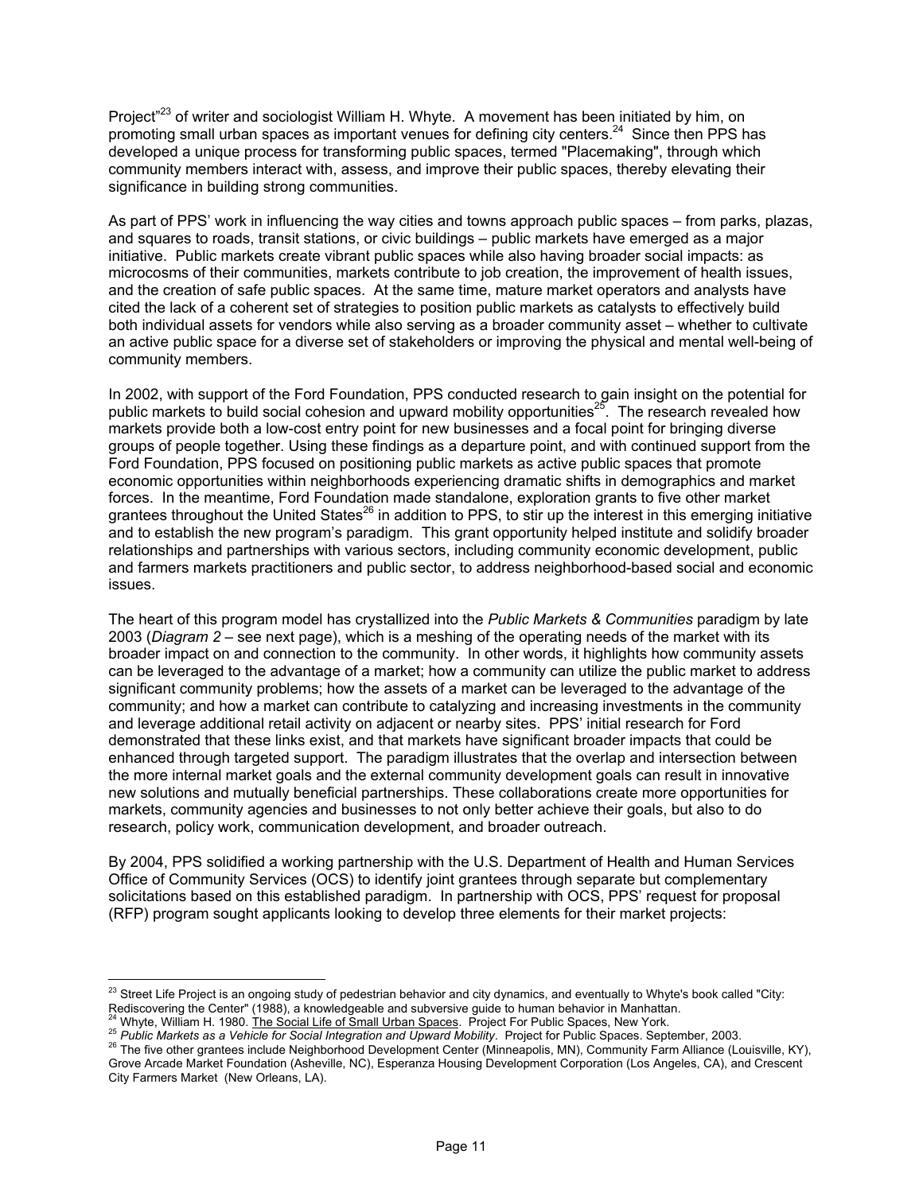Project"[23] of writer and sociologist William H. Whyte. A movement has been initiated by him, on promoting small urban spaces as important venues for defining city centers.[24] Since then PPS has developed a unique process for transforming public spaces, termed "Placemaking", through which community members interact with, assess, and improve their public spaces, thereby elevating their significance in building strong communities.

As part of PPS' work in influencing the way cities and towns approach public spaces – from parks, plazas, and squares to roads, transit stations, or civic buildings – public markets have emerged as a major initiative. Public markets create vibrant public spaces while also having broader social impacts: as microcosms of their communities, markets contribute to job creation, the improvement of health issues, and the creation of safe public spaces. At the same time, mature market operators and analysts have cited the lack of a coherent set of strategies to position public markets as catalysts to effectively build both individual assets for vendors while also serving as a broader community asset – whether to cultivate an active public space for a diverse set of stakeholders or improving the physical and mental well-being of community members.

In 2002, with support of the Ford Foundation, PPS conducted research to gain insight on the potential for public markets to build social cohesion and upward mobility opportunities[25]. The research revealed how markets provide both a low-cost entry point for new businesses and a focal point for bringing diverse groups of people together. Using these findings as a departure point, and with continued support from the Ford Foundation, PPS focused on positioning public markets as active public spaces that promote economic opportunities within neighborhoods experiencing dramatic shifts in demographics and market forces. In the meantime, Ford Foundation made standalone, exploration grants to five other market grantees throughout the United States[26] in addition to PPS, to stir up the interest in this emerging initiative and to establish the new program's paradigm. This grant opportunity helped institute and solidify broader relationships and partnerships with various sectors, including community economic development, public and farmers markets practitioners and public sector, to address neighborhood-based social and economic issues.

The heart of this program model has crystallized into the *Public Markets & Communities* paradigm by late 2003 (*Diagram 2* – see next page), which is a meshing of the operating needs of the market with its broader impact on and connection to the community. In other words, it highlights how community assets can be leveraged to the advantage of a market; how a community can utilize the public market to address significant community problems; how the assets of a market can be leveraged to the advantage of the community; and how a market can contribute to catalyzing and increasing investments in the community and leverage additional retail activity on adjacent or nearby sites. PPS' initial research for Ford demonstrated that these links exist, and that markets have significant broader impacts that could be enhanced through targeted support. The paradigm illustrates that the overlap and intersection between the more internal market goals and the external community development goals can result in innovative new solutions and mutually beneficial partnerships. These collaborations create more opportunities for markets, community agencies and businesses to not only better achieve their goals, but also to do research, policy work, communication development, and broader outreach.

By 2004, PPS solidified a working partnership with the U.S. Department of Health and Human Services Office of Community Services (OCS) to identify joint grantees through separate but complementary solicitations based on this established paradigm. In partnership with OCS, PPS' request for proposal (RFP) program sought applicants looking to develop three elements for their market projects:

---

[23] Street Life Project is an ongoing study of pedestrian behavior and city dynamics, and eventually to Whyte's book called "City: Rediscovering the Center" (1988), a knowledgeable and subversive guide to human behavior in Manhattan.

[24] Whyte, William H. 1980. The Social Life of Small Urban Spaces. Project For Public Spaces, New York.

[25] *Public Markets as a Vehicle for Social Integration and Upward Mobility*. Project for Public Spaces. September, 2003.

[26] The five other grantees include Neighborhood Development Center (Minneapolis, MN), Community Farm Alliance (Louisville, KY), Grove Arcade Market Foundation (Asheville, NC), Esperanza Housing Development Corporation (Los Angeles, CA), and Crescent City Farmers Market (New Orleans, LA).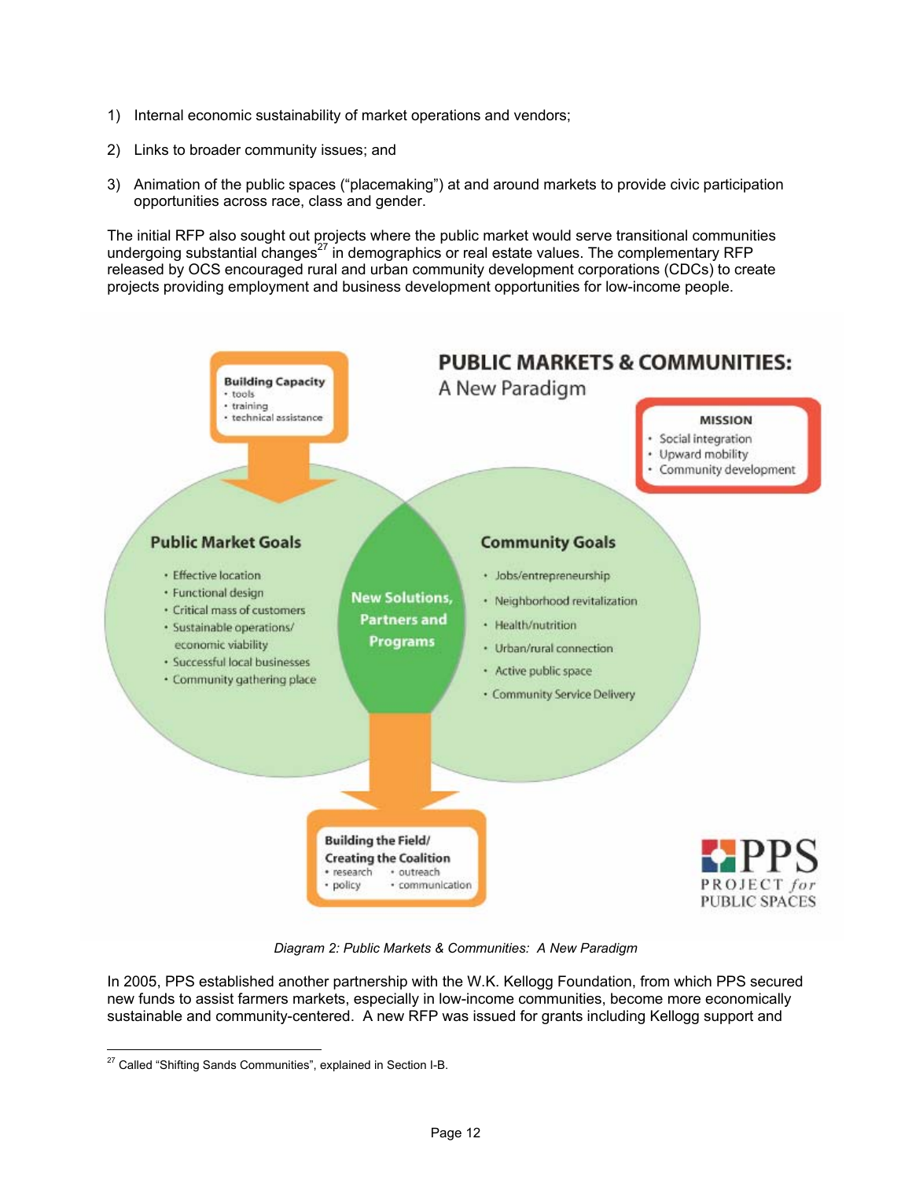1) Internal economic sustainability of market operations and vendors;

2) Links to broader community issues; and

3) Animation of the public spaces ("placemaking") at and around markets to provide civic participation opportunities across race, class and gender.

The initial RFP also sought out projects where the public market would serve transitional communities undergoing substantial changes[27] in demographics or real estate values. The complementary RFP released by OCS encouraged rural and urban community development corporations (CDCs) to create projects providing employment and business development opportunities for low-income people.

**PUBLIC MARKETS & COMMUNITIES:**
A New Paradigm

**Building Capacity**
- tools
- training
- technical assistance

**MISSION**
- Social integration
- Upward mobility
- Community development

**Public Market Goals**
- Effective location
- Functional design
- Critical mass of customers
- Sustainable operations/ economic viability
- Successful local businesses
- Community gathering place

**New Solutions, Partners and Programs**

**Community Goals**
- Jobs/entrepreneurship
- Neighborhood revitalization
- Health/nutrition
- Urban/rural connection
- Active public space
- Community Service Delivery

**Building the Field/ Creating the Coalition**
- research
- policy
- outreach
- communication

PPS PROJECT for PUBLIC SPACES

*Diagram 2: Public Markets & Communities: A New Paradigm*

In 2005, PPS established another partnership with the W.K. Kellogg Foundation, from which PPS secured new funds to assist farmers markets, especially in low-income communities, become more economically sustainable and community-centered. A new RFP was issued for grants including Kellogg support and

[27] Called "Shifting Sands Communities", explained in Section I-B.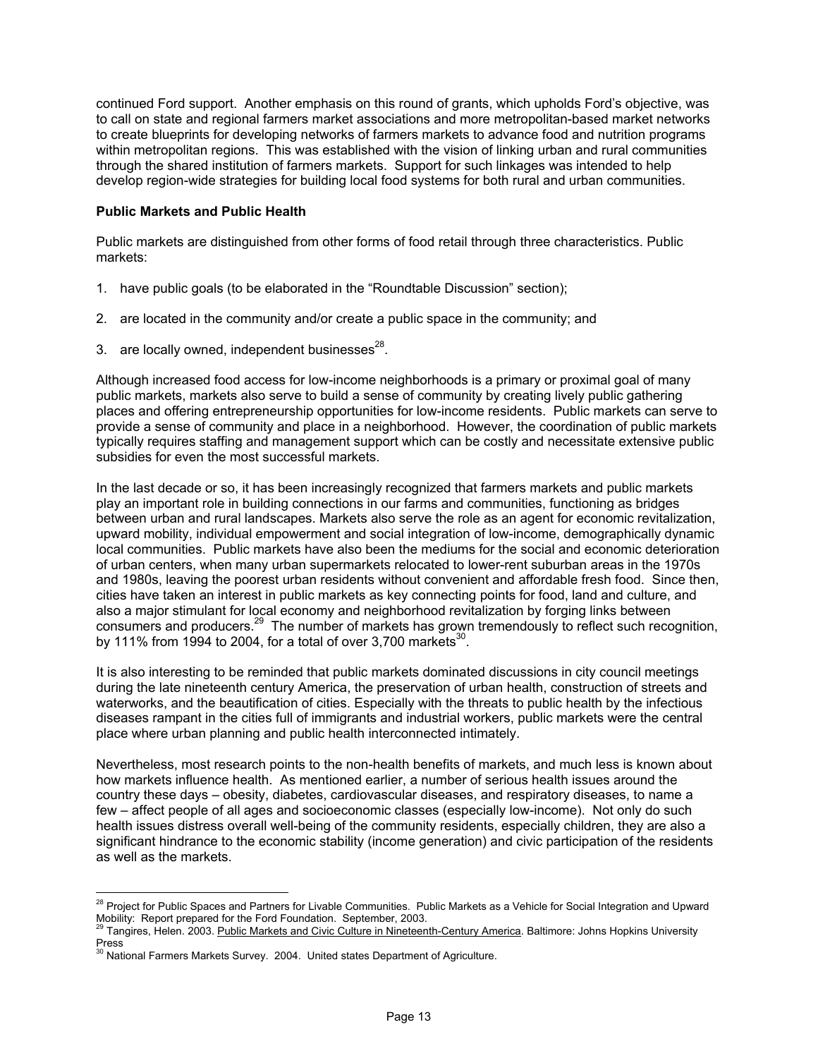continued Ford support. Another emphasis on this round of grants, which upholds Ford's objective, was to call on state and regional farmers market associations and more metropolitan-based market networks to create blueprints for developing networks of farmers markets to advance food and nutrition programs within metropolitan regions. This was established with the vision of linking urban and rural communities through the shared institution of farmers markets. Support for such linkages was intended to help develop region-wide strategies for building local food systems for both rural and urban communities.

**Public Markets and Public Health**

Public markets are distinguished from other forms of food retail through three characteristics. Public markets:

1. have public goals (to be elaborated in the "Roundtable Discussion" section);

2. are located in the community and/or create a public space in the community; and

3. are locally owned, independent businesses[28].

Although increased food access for low-income neighborhoods is a primary or proximal goal of many public markets, markets also serve to build a sense of community by creating lively public gathering places and offering entrepreneurship opportunities for low-income residents. Public markets can serve to provide a sense of community and place in a neighborhood. However, the coordination of public markets typically requires staffing and management support which can be costly and necessitate extensive public subsidies for even the most successful markets.

In the last decade or so, it has been increasingly recognized that farmers markets and public markets play an important role in building connections in our farms and communities, functioning as bridges between urban and rural landscapes. Markets also serve the role as an agent for economic revitalization, upward mobility, individual empowerment and social integration of low-income, demographically dynamic local communities. Public markets have also been the mediums for the social and economic deterioration of urban centers, when many urban supermarkets relocated to lower-rent suburban areas in the 1970s and 1980s, leaving the poorest urban residents without convenient and affordable fresh food. Since then, cities have taken an interest in public markets as key connecting points for food, land and culture, and also a major stimulant for local economy and neighborhood revitalization by forging links between consumers and producers.[29] The number of markets has grown tremendously to reflect such recognition, by 111% from 1994 to 2004, for a total of over 3,700 markets[30].

It is also interesting to be reminded that public markets dominated discussions in city council meetings during the late nineteenth century America, the preservation of urban health, construction of streets and waterworks, and the beautification of cities. Especially with the threats to public health by the infectious diseases rampant in the cities full of immigrants and industrial workers, public markets were the central place where urban planning and public health interconnected intimately.

Nevertheless, most research points to the non-health benefits of markets, and much less is known about how markets influence health. As mentioned earlier, a number of serious health issues around the country these days – obesity, diabetes, cardiovascular diseases, and respiratory diseases, to name a few – affect people of all ages and socioeconomic classes (especially low-income). Not only do such health issues distress overall well-being of the community residents, especially children, they are also a significant hindrance to the economic stability (income generation) and civic participation of the residents as well as the markets.

---

[28] Project for Public Spaces and Partners for Livable Communities. Public Markets as a Vehicle for Social Integration and Upward Mobility: Report prepared for the Ford Foundation. September, 2003.

[29] Tangires, Helen. 2003. Public Markets and Civic Culture in Nineteenth-Century America. Baltimore: Johns Hopkins University Press

[30] National Farmers Markets Survey. 2004. United states Department of Agriculture.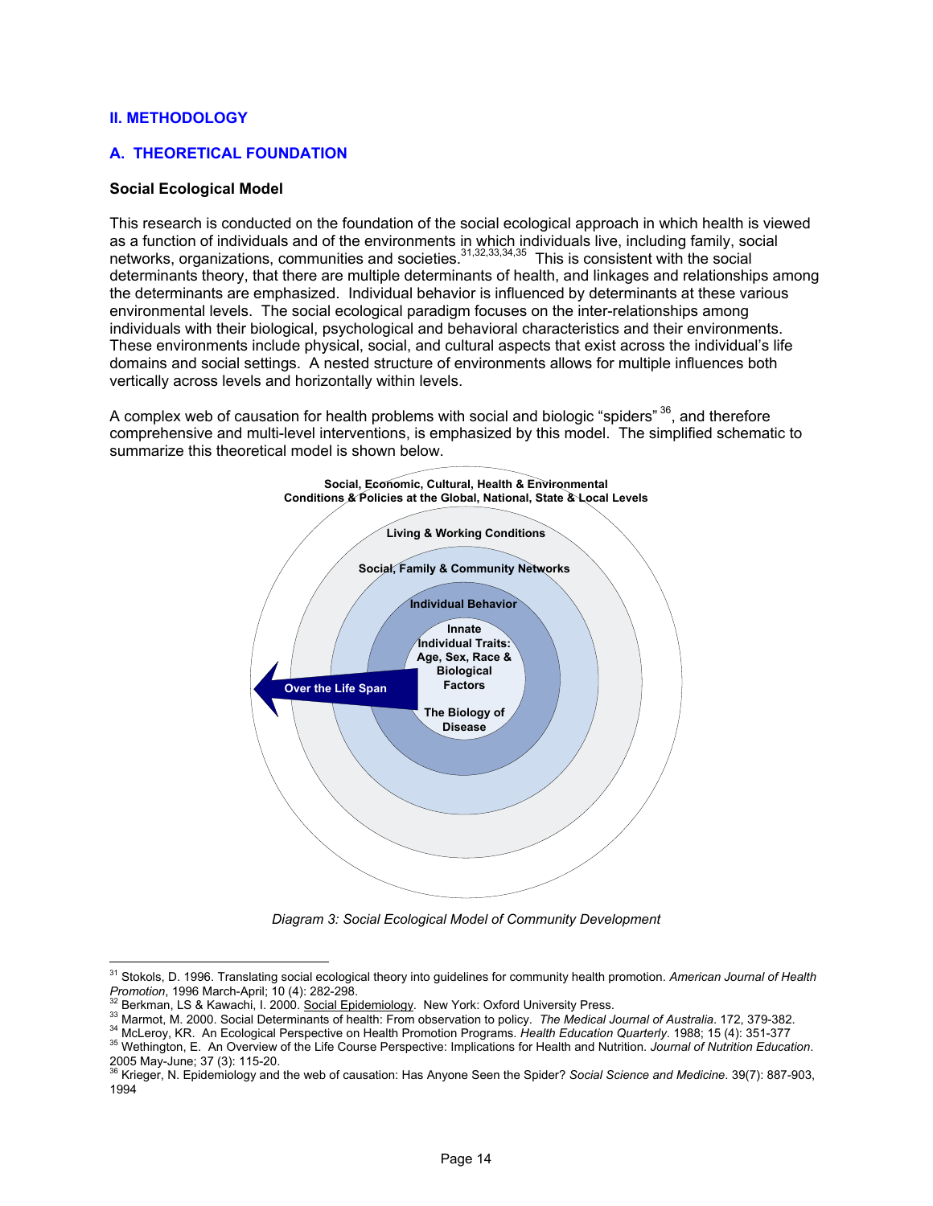## II. METHODOLOGY

### A. THEORETICAL FOUNDATION

**Social Ecological Model**

This research is conducted on the foundation of the social ecological approach in which health is viewed as a function of individuals and of the environments in which individuals live, including family, social networks, organizations, communities and societies.[31,32,33,34,35] This is consistent with the social determinants theory, that there are multiple determinants of health, and linkages and relationships among the determinants are emphasized. Individual behavior is influenced by determinants at these various environmental levels. The social ecological paradigm focuses on the inter-relationships among individuals with their biological, psychological and behavioral characteristics and their environments. These environments include physical, social, and cultural aspects that exist across the individual's life domains and social settings. A nested structure of environments allows for multiple influences both vertically across levels and horizontally within levels.

A complex web of causation for health problems with social and biologic "spiders"[36], and therefore comprehensive and multi-level interventions, is emphasized by this model. The simplified schematic to summarize this theoretical model is shown below.

Social, Economic, Cultural, Health & Environmental Conditions & Policies at the Global, National, State & Local Levels

Living & Working Conditions

Social, Family & Community Networks

Individual Behavior

Innate Individual Traits: Age, Sex, Race & Biological Factors

The Biology of Disease

Over the Life Span

*Diagram 3: Social Ecological Model of Community Development*

---

[31] Stokols, D. 1996. Translating social ecological theory into guidelines for community health promotion. *American Journal of Health Promotion*, 1996 March-April; 10 (4): 282-298.

[32] Berkman, LS & Kawachi, I. 2000. Social Epidemiology. New York: Oxford University Press.

[33] Marmot, M. 2000. Social Determinants of health: From observation to policy. *The Medical Journal of Australia*. 172, 379-382.

[34] McLeroy, KR. An Ecological Perspective on Health Promotion Programs. *Health Education Quarterly*. 1988; 15 (4): 351-377

[35] Wethington, E. An Overview of the Life Course Perspective: Implications for Health and Nutrition. *Journal of Nutrition Education*. 2005 May-June; 37 (3): 115-20.

[36] Krieger, N. Epidemiology and the web of causation: Has Anyone Seen the Spider? *Social Science and Medicine*. 39(7): 887-903, 1994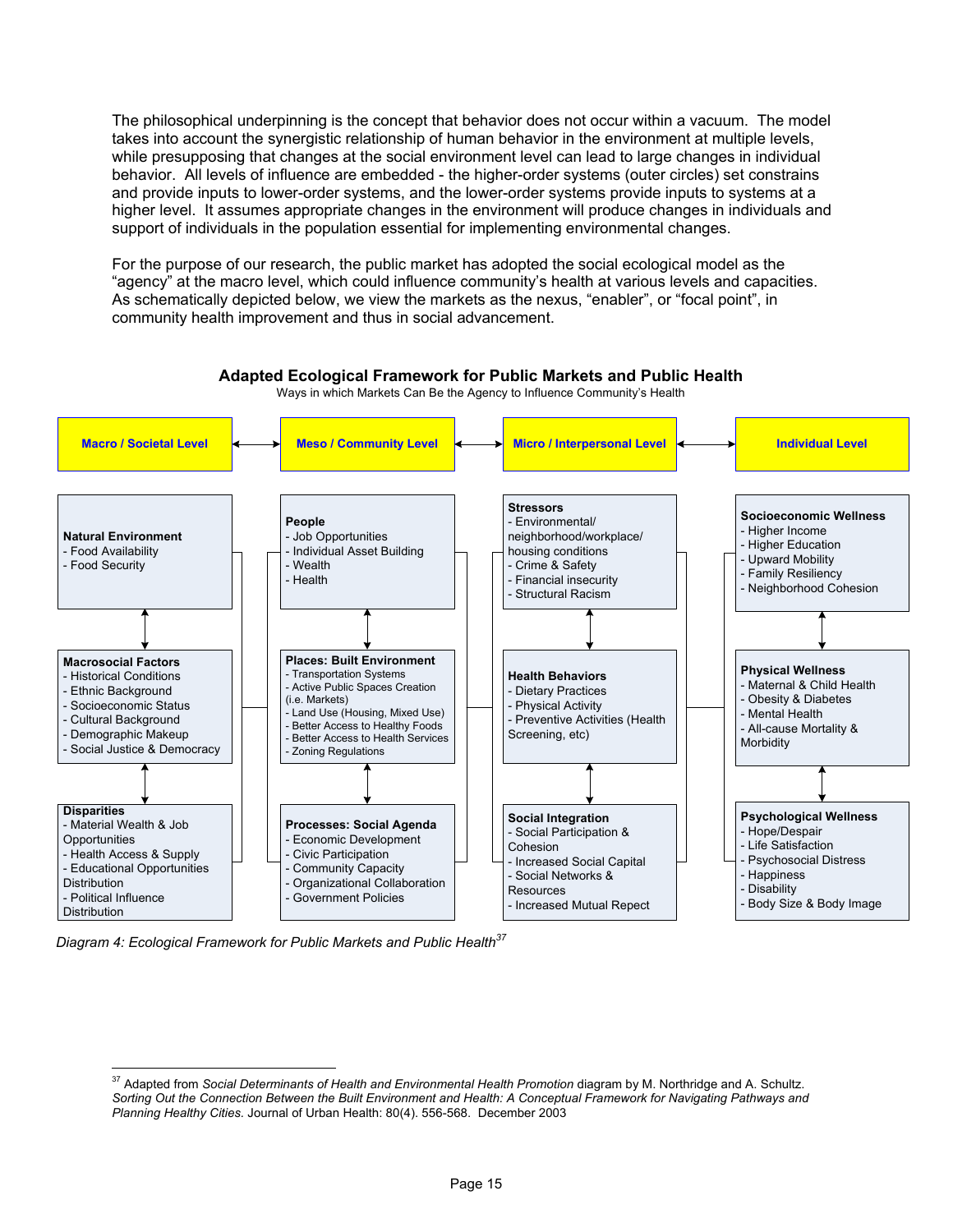The philosophical underpinning is the concept that behavior does not occur within a vacuum. The model takes into account the synergistic relationship of human behavior in the environment at multiple levels, while presupposing that changes at the social environment level can lead to large changes in individual behavior. All levels of influence are embedded - the higher-order systems (outer circles) set constrains and provide inputs to lower-order systems, and the lower-order systems provide inputs to systems at a higher level. It assumes appropriate changes in the environment will produce changes in individuals and support of individuals in the population essential for implementing environmental changes.

For the purpose of our research, the public market has adopted the social ecological model as the "agency" at the macro level, which could influence community's health at various levels and capacities. As schematically depicted below, we view the markets as the nexus, "enabler", or "focal point", in community health improvement and thus in social advancement.

**Adapted Ecological Framework for Public Markets and Public Health**

Ways in which Markets Can Be the Agency to Influence Community's Health

| Macro / Societal Level | Meso / Community Level | Micro / Interpersonal Level | Individual Level |
|---|---|---|---|
| **Natural Environment**<br>- Food Availability<br>- Food Security | **People**<br>- Job Opportunities<br>- Individual Asset Building<br>- Wealth<br>- Health | **Stressors**<br>- Environmental/ neighborhood/workplace/ housing conditions<br>- Crime & Safety<br>- Financial insecurity<br>- Structural Racism | **Socioeconomic Wellness**<br>- Higher Income<br>- Higher Education<br>- Upward Mobility<br>- Family Resiliency<br>- Neighborhood Cohesion |
| **Macrosocial Factors**<br>- Historical Conditions<br>- Ethnic Background<br>- Socioeconomic Status<br>- Cultural Background<br>- Demographic Makeup<br>- Social Justice & Democracy | **Places: Built Environment**<br>- Transportation Systems<br>- Active Public Spaces Creation (i.e. Markets)<br>- Land Use (Housing, Mixed Use)<br>- Better Access to Healthy Foods<br>- Better Access to Health Services<br>- Zoning Regulations | **Health Behaviors**<br>- Dietary Practices<br>- Physical Activity<br>- Preventive Activities (Health Screening, etc) | **Physical Wellness**<br>- Maternal & Child Health<br>- Obesity & Diabetes<br>- Mental Health<br>- All-cause Mortality & Morbidity |
| **Disparities**<br>- Material Wealth & Job Opportunities<br>- Health Access & Supply<br>- Educational Opportunities Distribution<br>- Political Influence Distribution | **Processes: Social Agenda**<br>- Economic Development<br>- Civic Participation<br>- Community Capacity<br>- Organizational Collaboration<br>- Government Policies | **Social Integration**<br>- Social Participation & Cohesion<br>- Increased Social Capital<br>- Social Networks & Resources<br>- Increased Mutual Repect | **Psychological Wellness**<br>- Hope/Despair<br>- Life Satisfaction<br>- Psychosocial Distress<br>- Happiness<br>- Disability<br>- Body Size & Body Image |

*Diagram 4: Ecological Framework for Public Markets and Public Health*[37]

[37] Adapted from *Social Determinants of Health and Environmental Health Promotion* diagram by M. Northridge and A. Schultz. *Sorting Out the Connection Between the Built Environment and Health: A Conceptual Framework for Navigating Pathways and Planning Healthy Cities.* Journal of Urban Health: 80(4). 556-568. December 2003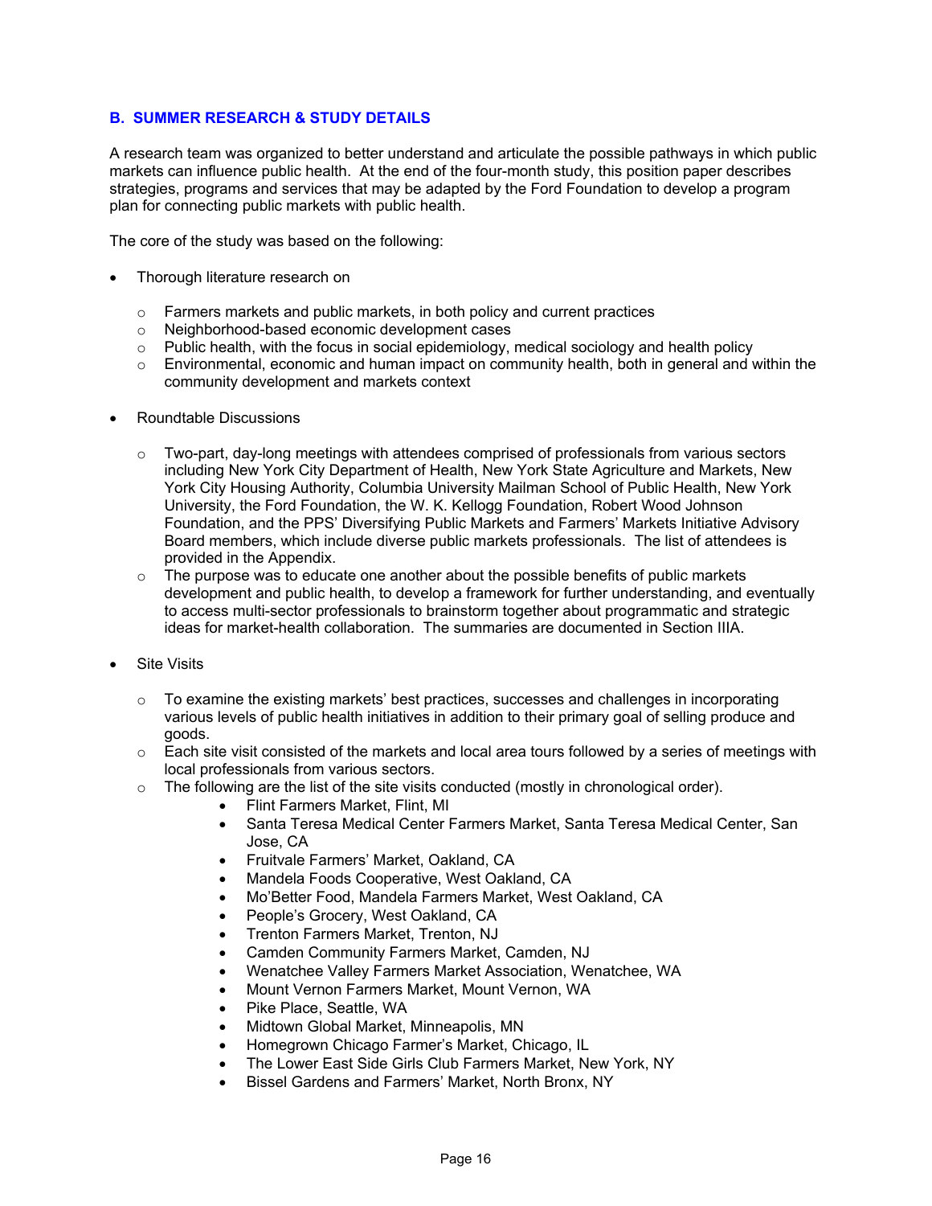## B. SUMMER RESEARCH & STUDY DETAILS

A research team was organized to better understand and articulate the possible pathways in which public markets can influence public health. At the end of the four-month study, this position paper describes strategies, programs and services that may be adapted by the Ford Foundation to develop a program plan for connecting public markets with public health.

The core of the study was based on the following:

- Thorough literature research on
  - Farmers markets and public markets, in both policy and current practices
  - Neighborhood-based economic development cases
  - Public health, with the focus in social epidemiology, medical sociology and health policy
  - Environmental, economic and human impact on community health, both in general and within the community development and markets context
- Roundtable Discussions
  - Two-part, day-long meetings with attendees comprised of professionals from various sectors including New York City Department of Health, New York State Agriculture and Markets, New York City Housing Authority, Columbia University Mailman School of Public Health, New York University, the Ford Foundation, the W. K. Kellogg Foundation, Robert Wood Johnson Foundation, and the PPS' Diversifying Public Markets and Farmers' Markets Initiative Advisory Board members, which include diverse public markets professionals. The list of attendees is provided in the Appendix.
  - The purpose was to educate one another about the possible benefits of public markets development and public health, to develop a framework for further understanding, and eventually to access multi-sector professionals to brainstorm together about programmatic and strategic ideas for market-health collaboration. The summaries are documented in Section IIIA.
- Site Visits
  - To examine the existing markets' best practices, successes and challenges in incorporating various levels of public health initiatives in addition to their primary goal of selling produce and goods.
  - Each site visit consisted of the markets and local area tours followed by a series of meetings with local professionals from various sectors.
  - The following are the list of the site visits conducted (mostly in chronological order).
    - Flint Farmers Market, Flint, MI
    - Santa Teresa Medical Center Farmers Market, Santa Teresa Medical Center, San Jose, CA
    - Fruitvale Farmers' Market, Oakland, CA
    - Mandela Foods Cooperative, West Oakland, CA
    - Mo'Better Food, Mandela Farmers Market, West Oakland, CA
    - People's Grocery, West Oakland, CA
    - Trenton Farmers Market, Trenton, NJ
    - Camden Community Farmers Market, Camden, NJ
    - Wenatchee Valley Farmers Market Association, Wenatchee, WA
    - Mount Vernon Farmers Market, Mount Vernon, WA
    - Pike Place, Seattle, WA
    - Midtown Global Market, Minneapolis, MN
    - Homegrown Chicago Farmer's Market, Chicago, IL
    - The Lower East Side Girls Club Farmers Market, New York, NY
    - Bissel Gardens and Farmers' Market, North Bronx, NY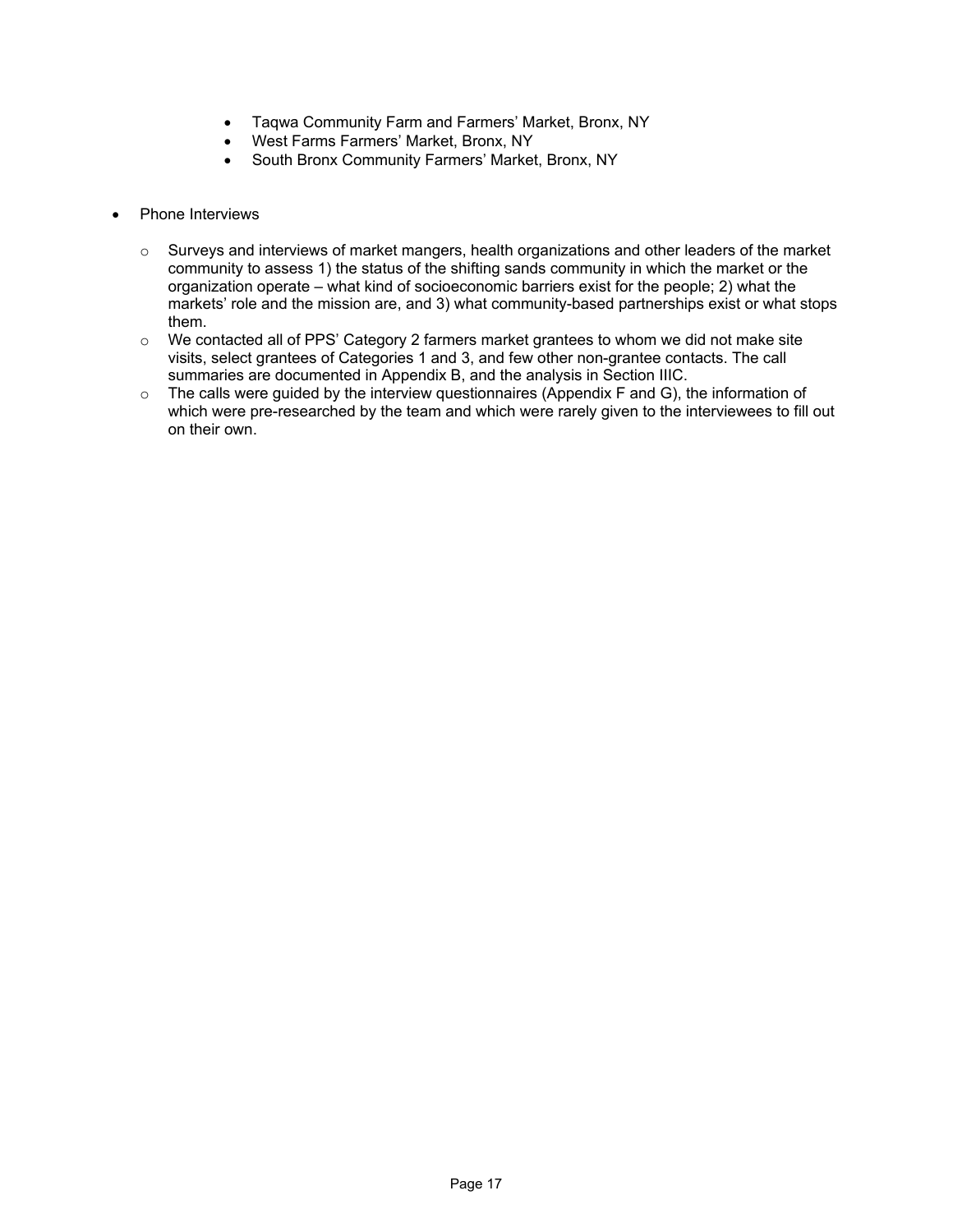- Taqwa Community Farm and Farmers' Market, Bronx, NY
- West Farms Farmers' Market, Bronx, NY
- South Bronx Community Farmers' Market, Bronx, NY

- Phone Interviews
  - Surveys and interviews of market mangers, health organizations and other leaders of the market community to assess 1) the status of the shifting sands community in which the market or the organization operate – what kind of socioeconomic barriers exist for the people; 2) what the markets' role and the mission are, and 3) what community-based partnerships exist or what stops them.
  - We contacted all of PPS' Category 2 farmers market grantees to whom we did not make site visits, select grantees of Categories 1 and 3, and few other non-grantee contacts. The call summaries are documented in Appendix B, and the analysis in Section IIIC.
  - The calls were guided by the interview questionnaires (Appendix F and G), the information of which were pre-researched by the team and which were rarely given to the interviewees to fill out on their own.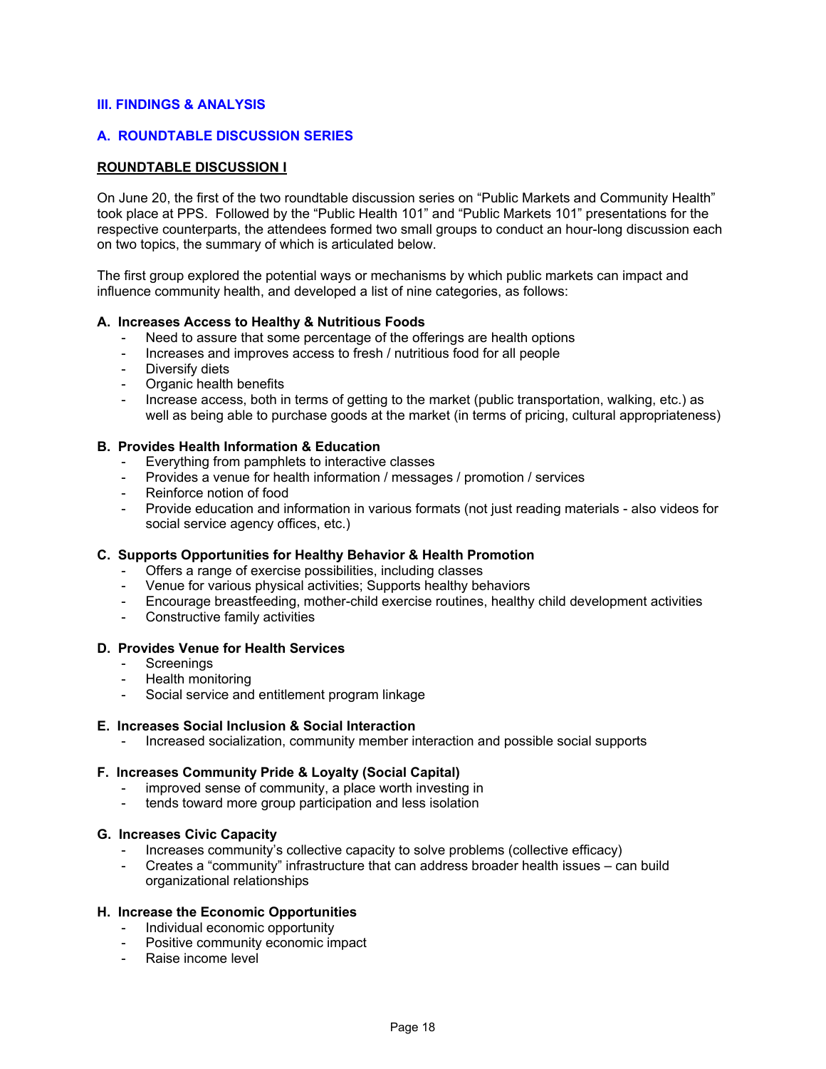## III. FINDINGS & ANALYSIS

### A. ROUNDTABLE DISCUSSION SERIES

**ROUNDTABLE DISCUSSION I**

On June 20, the first of the two roundtable discussion series on "Public Markets and Community Health" took place at PPS. Followed by the "Public Health 101" and "Public Markets 101" presentations for the respective counterparts, the attendees formed two small groups to conduct an hour-long discussion each on two topics, the summary of which is articulated below.

The first group explored the potential ways or mechanisms by which public markets can impact and influence community health, and developed a list of nine categories, as follows:

**A. Increases Access to Healthy & Nutritious Foods**

- Need to assure that some percentage of the offerings are health options
- Increases and improves access to fresh / nutritious food for all people
- Diversify diets
- Organic health benefits
- Increase access, both in terms of getting to the market (public transportation, walking, etc.) as well as being able to purchase goods at the market (in terms of pricing, cultural appropriateness)

**B. Provides Health Information & Education**

- Everything from pamphlets to interactive classes
- Provides a venue for health information / messages / promotion / services
- Reinforce notion of food
- Provide education and information in various formats (not just reading materials - also videos for social service agency offices, etc.)

**C. Supports Opportunities for Healthy Behavior & Health Promotion**

- Offers a range of exercise possibilities, including classes
- Venue for various physical activities; Supports healthy behaviors
- Encourage breastfeeding, mother-child exercise routines, healthy child development activities
- Constructive family activities

**D. Provides Venue for Health Services**

- Screenings
- Health monitoring
- Social service and entitlement program linkage

**E. Increases Social Inclusion & Social Interaction**

- Increased socialization, community member interaction and possible social supports

**F. Increases Community Pride & Loyalty (Social Capital)**

- improved sense of community, a place worth investing in
- tends toward more group participation and less isolation

**G. Increases Civic Capacity**

- Increases community's collective capacity to solve problems (collective efficacy)
- Creates a "community" infrastructure that can address broader health issues – can build organizational relationships

**H. Increase the Economic Opportunities**

- Individual economic opportunity
- Positive community economic impact
- Raise income level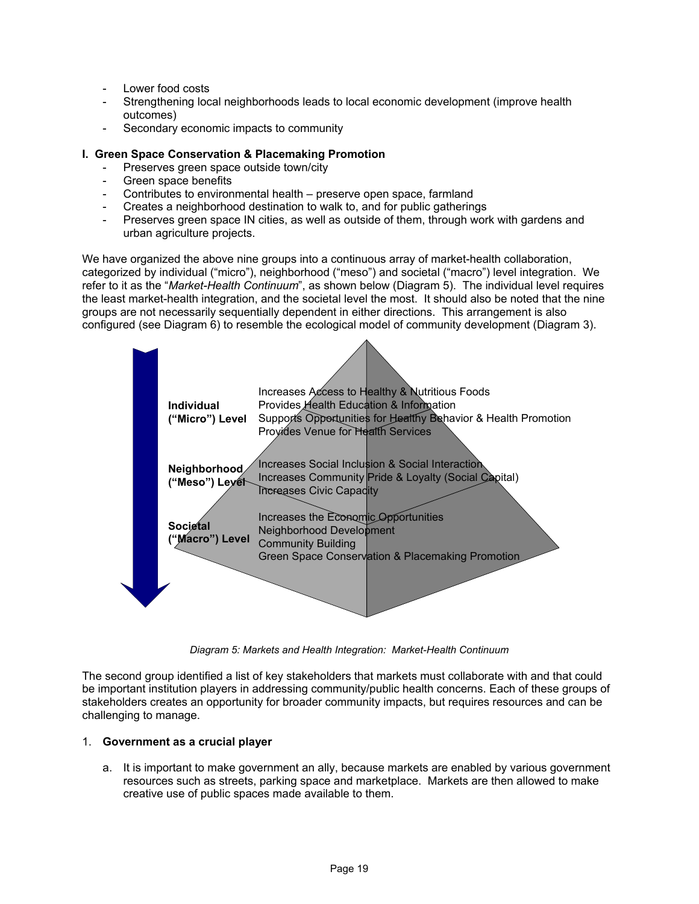- Lower food costs
- Strengthening local neighborhoods leads to local economic development (improve health outcomes)
- Secondary economic impacts to community

**I. Green Space Conservation & Placemaking Promotion**

- Preserves green space outside town/city
- Green space benefits
- Contributes to environmental health – preserve open space, farmland
- Creates a neighborhood destination to walk to, and for public gatherings
- Preserves green space IN cities, as well as outside of them, through work with gardens and urban agriculture projects.

We have organized the above nine groups into a continuous array of market-health collaboration, categorized by individual ("micro"), neighborhood ("meso") and societal ("macro") level integration. We refer to it as the "*Market-Health Continuum*", as shown below (Diagram 5). The individual level requires the least market-health integration, and the societal level the most. It should also be noted that the nine groups are not necessarily sequentially dependent in either directions. This arrangement is also configured (see Diagram 6) to resemble the ecological model of community development (Diagram 3).

**Individual ("Micro") Level**
- Increases Access to Healthy & Nutritious Foods
- Provides Health Education & Information
- Supports Opportunities for Healthy Behavior & Health Promotion
- Provides Venue for Health Services

**Neighborhood ("Meso") Level**
- Increases Social Inclusion & Social Interaction
- Increases Community Pride & Loyalty (Social Capital)
- Increases Civic Capacity

**Societal ("Macro") Level**
- Increases the Economic Opportunities
- Neighborhood Development
- Community Building
- Green Space Conservation & Placemaking Promotion

*Diagram 5: Markets and Health Integration: Market-Health Continuum*

The second group identified a list of key stakeholders that markets must collaborate with and that could be important institution players in addressing community/public health concerns. Each of these groups of stakeholders creates an opportunity for broader community impacts, but requires resources and can be challenging to manage.

1. **Government as a crucial player**

   a. It is important to make government an ally, because markets are enabled by various government resources such as streets, parking space and marketplace. Markets are then allowed to make creative use of public spaces made available to them.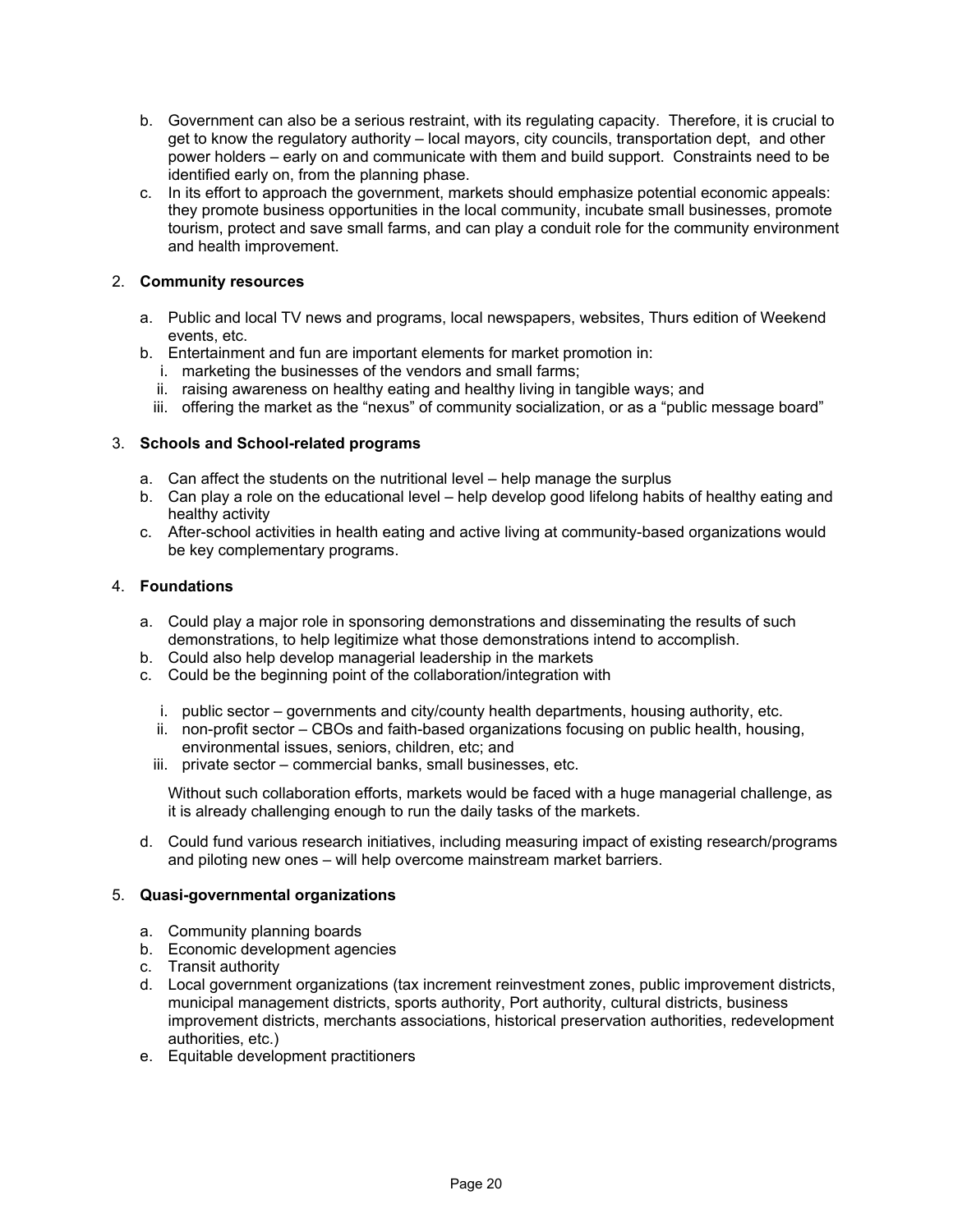b. Government can also be a serious restraint, with its regulating capacity. Therefore, it is crucial to get to know the regulatory authority – local mayors, city councils, transportation dept, and other power holders – early on and communicate with them and build support. Constraints need to be identified early on, from the planning phase.
c. In its effort to approach the government, markets should emphasize potential economic appeals: they promote business opportunities in the local community, incubate small businesses, promote tourism, protect and save small farms, and can play a conduit role for the community environment and health improvement.

2. **Community resources**

   a. Public and local TV news and programs, local newspapers, websites, Thurs edition of Weekend events, etc.
   b. Entertainment and fun are important elements for market promotion in:
      i. marketing the businesses of the vendors and small farms;
      ii. raising awareness on healthy eating and healthy living in tangible ways; and
      iii. offering the market as the "nexus" of community socialization, or as a "public message board"

3. **Schools and School-related programs**

   a. Can affect the students on the nutritional level – help manage the surplus
   b. Can play a role on the educational level – help develop good lifelong habits of healthy eating and healthy activity
   c. After-school activities in health eating and active living at community-based organizations would be key complementary programs.

4. **Foundations**

   a. Could play a major role in sponsoring demonstrations and disseminating the results of such demonstrations, to help legitimize what those demonstrations intend to accomplish.
   b. Could also help develop managerial leadership in the markets
   c. Could be the beginning point of the collaboration/integration with

      i. public sector – governments and city/county health departments, housing authority, etc.
      ii. non-profit sector – CBOs and faith-based organizations focusing on public health, housing, environmental issues, seniors, children, etc; and
      iii. private sector – commercial banks, small businesses, etc.

      Without such collaboration efforts, markets would be faced with a huge managerial challenge, as it is already challenging enough to run the daily tasks of the markets.

   d. Could fund various research initiatives, including measuring impact of existing research/programs and piloting new ones – will help overcome mainstream market barriers.

5. **Quasi-governmental organizations**

   a. Community planning boards
   b. Economic development agencies
   c. Transit authority
   d. Local government organizations (tax increment reinvestment zones, public improvement districts, municipal management districts, sports authority, Port authority, cultural districts, business improvement districts, merchants associations, historical preservation authorities, redevelopment authorities, etc.)
   e. Equitable development practitioners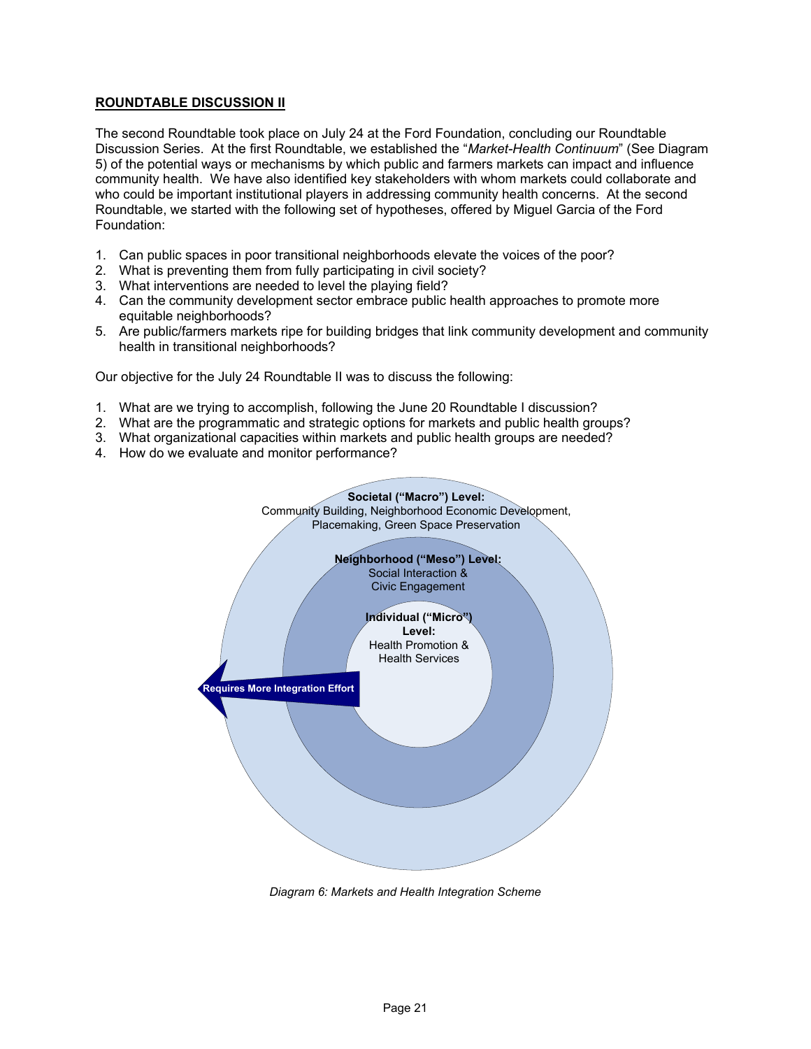**ROUNDTABLE DISCUSSION II**

The second Roundtable took place on July 24 at the Ford Foundation, concluding our Roundtable Discussion Series. At the first Roundtable, we established the "*Market-Health Continuum*" (See Diagram 5) of the potential ways or mechanisms by which public and farmers markets can impact and influence community health. We have also identified key stakeholders with whom markets could collaborate and who could be important institutional players in addressing community health concerns. At the second Roundtable, we started with the following set of hypotheses, offered by Miguel Garcia of the Ford Foundation:

1. Can public spaces in poor transitional neighborhoods elevate the voices of the poor?
2. What is preventing them from fully participating in civil society?
3. What interventions are needed to level the playing field?
4. Can the community development sector embrace public health approaches to promote more equitable neighborhoods?
5. Are public/farmers markets ripe for building bridges that link community development and community health in transitional neighborhoods?

Our objective for the July 24 Roundtable II was to discuss the following:

1. What are we trying to accomplish, following the June 20 Roundtable I discussion?
2. What are the programmatic and strategic options for markets and public health groups?
3. What organizational capacities within markets and public health groups are needed?
4. How do we evaluate and monitor performance?

**Societal ("Macro") Level:** Community Building, Neighborhood Economic Development, Placemaking, Green Space Preservation

**Neighborhood ("Meso") Level:** Social Interaction & Civic Engagement

**Individual ("Micro") Level:** Health Promotion & Health Services

Requires More Integration Effort

*Diagram 6: Markets and Health Integration Scheme*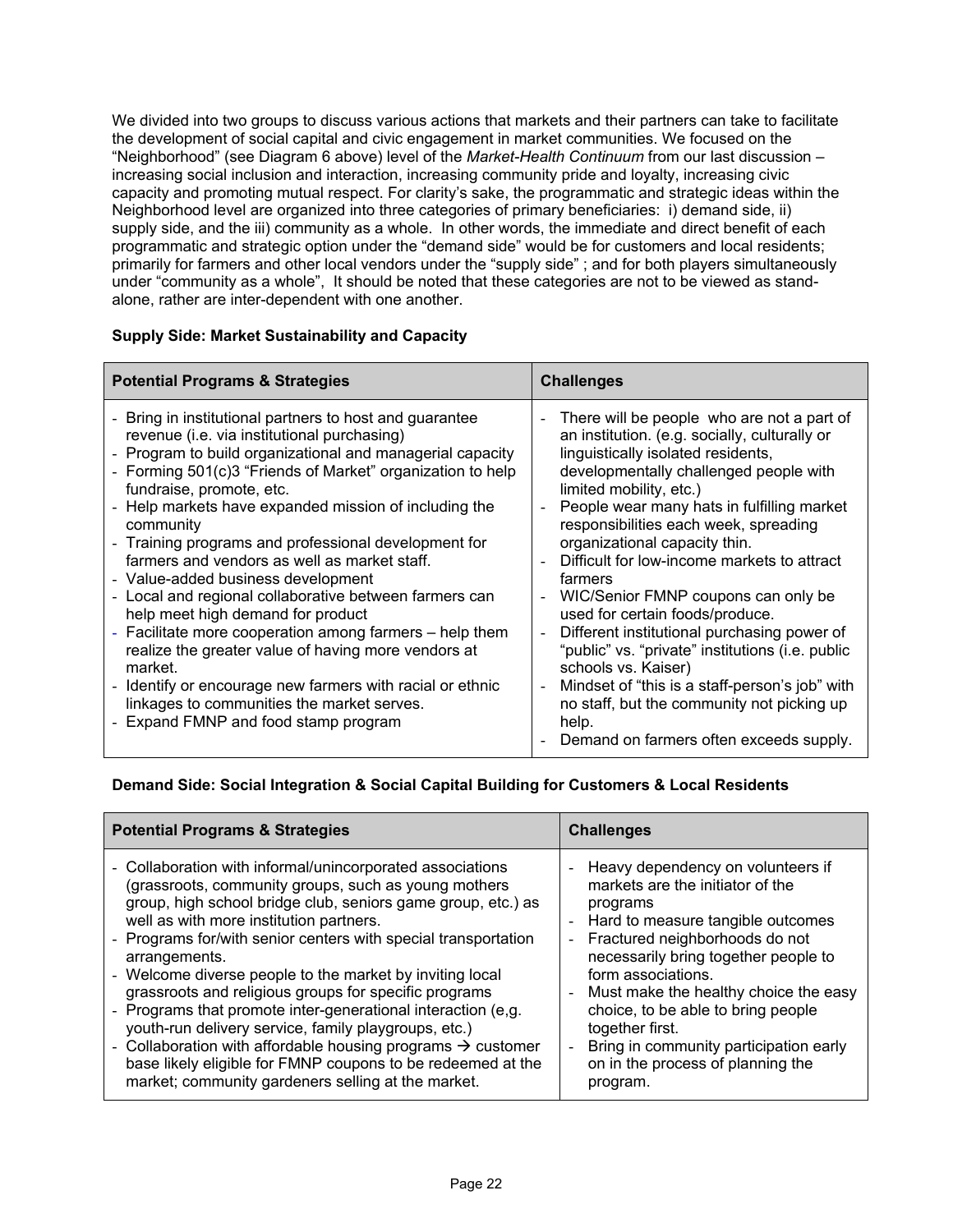We divided into two groups to discuss various actions that markets and their partners can take to facilitate the development of social capital and civic engagement in market communities. We focused on the "Neighborhood" (see Diagram 6 above) level of the *Market-Health Continuum* from our last discussion – increasing social inclusion and interaction, increasing community pride and loyalty, increasing civic capacity and promoting mutual respect. For clarity's sake, the programmatic and strategic ideas within the Neighborhood level are organized into three categories of primary beneficiaries: i) demand side, ii) supply side, and the iii) community as a whole. In other words, the immediate and direct benefit of each programmatic and strategic option under the "demand side" would be for customers and local residents; primarily for farmers and other local vendors under the "supply side" ; and for both players simultaneously under "community as a whole", It should be noted that these categories are not to be viewed as stand-alone, rather are inter-dependent with one another.

**Supply Side: Market Sustainability and Capacity**

| Potential Programs & Strategies | Challenges |
|---|---|
| - Bring in institutional partners to host and guarantee revenue (i.e. via institutional purchasing)<br>- Program to build organizational and managerial capacity<br>- Forming 501(c)3 "Friends of Market" organization to help fundraise, promote, etc.<br>- Help markets have expanded mission of including the community<br>- Training programs and professional development for farmers and vendors as well as market staff.<br>- Value-added business development<br>- Local and regional collaborative between farmers can help meet high demand for product<br>- Facilitate more cooperation among farmers – help them realize the greater value of having more vendors at market.<br>- Identify or encourage new farmers with racial or ethnic linkages to communities the market serves.<br>- Expand FMNP and food stamp program | - There will be people who are not a part of an institution. (e.g. socially, culturally or linguistically isolated residents, developmentally challenged people with limited mobility, etc.)<br>- People wear many hats in fulfilling market responsibilities each week, spreading organizational capacity thin.<br>- Difficult for low-income markets to attract farmers<br>- WIC/Senior FMNP coupons can only be used for certain foods/produce.<br>- Different institutional purchasing power of "public" vs. "private" institutions (i.e. public schools vs. Kaiser)<br>- Mindset of "this is a staff-person's job" with no staff, but the community not picking up help.<br>- Demand on farmers often exceeds supply. |

**Demand Side: Social Integration & Social Capital Building for Customers & Local Residents**

| Potential Programs & Strategies | Challenges |
|---|---|
| - Collaboration with informal/unincorporated associations (grassroots, community groups, such as young mothers group, high school bridge club, seniors game group, etc.) as well as with more institution partners.<br>- Programs for/with senior centers with special transportation arrangements.<br>- Welcome diverse people to the market by inviting local grassroots and religious groups for specific programs<br>- Programs that promote inter-generational interaction (e,g. youth-run delivery service, family playgroups, etc.)<br>- Collaboration with affordable housing programs → customer base likely eligible for FMNP coupons to be redeemed at the market; community gardeners selling at the market. | - Heavy dependency on volunteers if markets are the initiator of the programs<br>- Hard to measure tangible outcomes<br>- Fractured neighborhoods do not necessarily bring together people to form associations.<br>- Must make the healthy choice the easy choice, to be able to bring people together first.<br>- Bring in community participation early on in the process of planning the program. |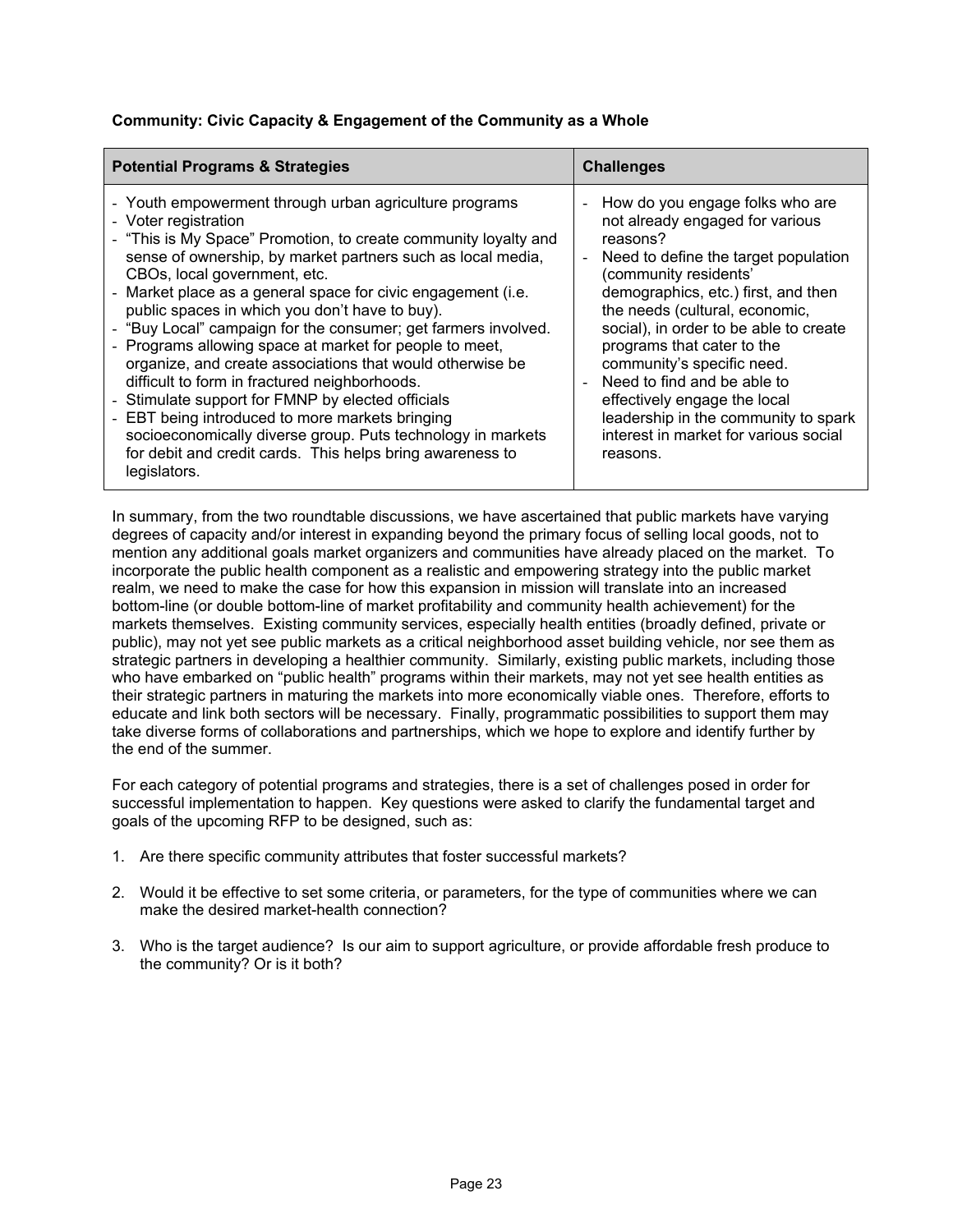**Community: Civic Capacity & Engagement of the Community as a Whole**

| Potential Programs & Strategies | Challenges |
|---|---|
| - Youth empowerment through urban agriculture programs<br>- Voter registration<br>- "This is My Space" Promotion, to create community loyalty and sense of ownership, by market partners such as local media, CBOs, local government, etc.<br>- Market place as a general space for civic engagement (i.e. public spaces in which you don't have to buy).<br>- "Buy Local" campaign for the consumer; get farmers involved.<br>- Programs allowing space at market for people to meet, organize, and create associations that would otherwise be difficult to form in fractured neighborhoods.<br>- Stimulate support for FMNP by elected officials<br>- EBT being introduced to more markets bringing socioeconomically diverse group. Puts technology in markets for debit and credit cards. This helps bring awareness to legislators. | - How do you engage folks who are not already engaged for various reasons?<br>- Need to define the target population (community residents' demographics, etc.) first, and then the needs (cultural, economic, social), in order to be able to create programs that cater to the community's specific need.<br>- Need to find and be able to effectively engage the local leadership in the community to spark interest in market for various social reasons. |

In summary, from the two roundtable discussions, we have ascertained that public markets have varying degrees of capacity and/or interest in expanding beyond the primary focus of selling local goods, not to mention any additional goals market organizers and communities have already placed on the market. To incorporate the public health component as a realistic and empowering strategy into the public market realm, we need to make the case for how this expansion in mission will translate into an increased bottom-line (or double bottom-line of market profitability and community health achievement) for the markets themselves. Existing community services, especially health entities (broadly defined, private or public), may not yet see public markets as a critical neighborhood asset building vehicle, nor see them as strategic partners in developing a healthier community. Similarly, existing public markets, including those who have embarked on "public health" programs within their markets, may not yet see health entities as their strategic partners in maturing the markets into more economically viable ones. Therefore, efforts to educate and link both sectors will be necessary. Finally, programmatic possibilities to support them may take diverse forms of collaborations and partnerships, which we hope to explore and identify further by the end of the summer.

For each category of potential programs and strategies, there is a set of challenges posed in order for successful implementation to happen. Key questions were asked to clarify the fundamental target and goals of the upcoming RFP to be designed, such as:

1. Are there specific community attributes that foster successful markets?

2. Would it be effective to set some criteria, or parameters, for the type of communities where we can make the desired market-health connection?

3. Who is the target audience? Is our aim to support agriculture, or provide affordable fresh produce to the community? Or is it both?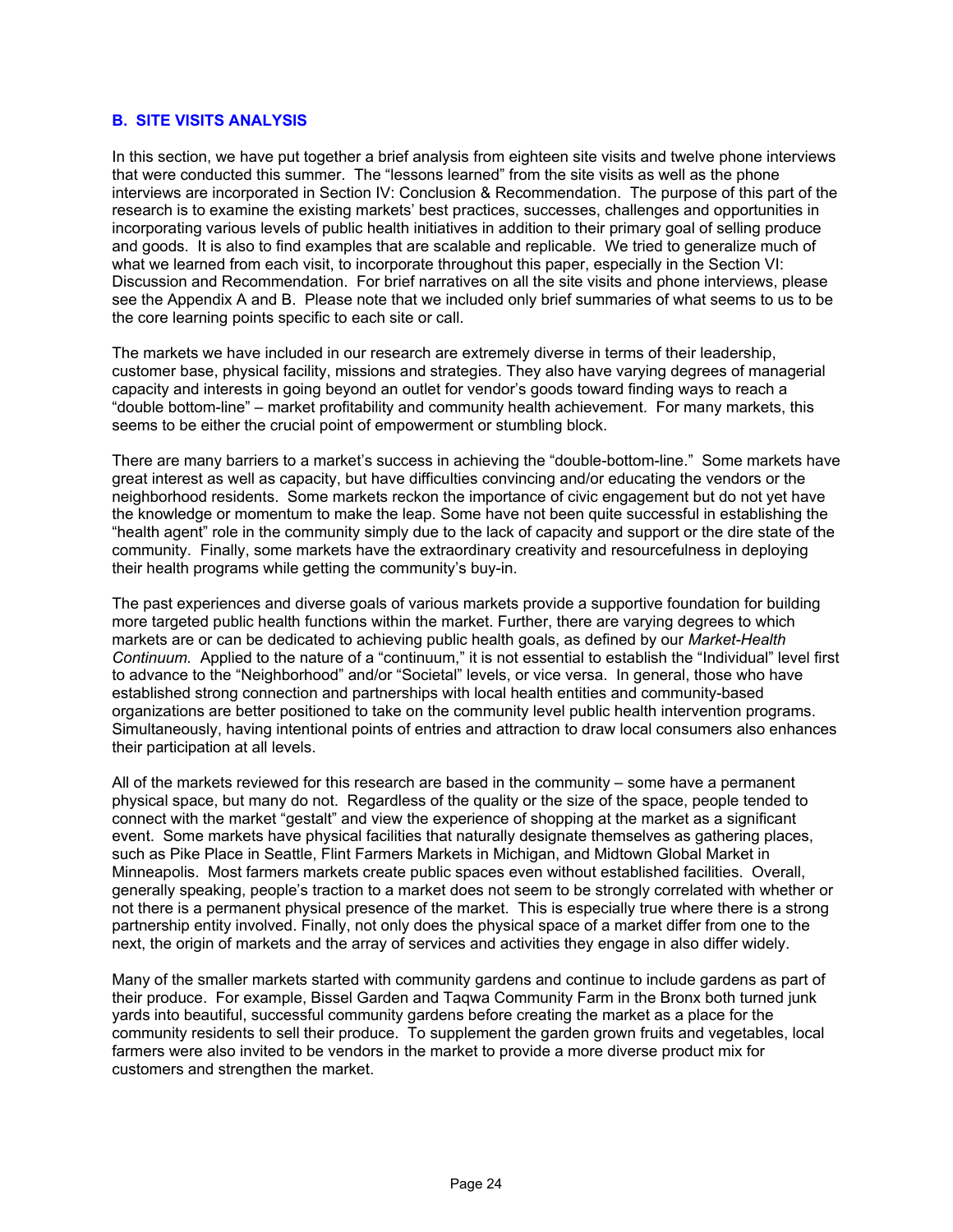## B. SITE VISITS ANALYSIS

In this section, we have put together a brief analysis from eighteen site visits and twelve phone interviews that were conducted this summer. The "lessons learned" from the site visits as well as the phone interviews are incorporated in Section IV: Conclusion & Recommendation. The purpose of this part of the research is to examine the existing markets' best practices, successes, challenges and opportunities in incorporating various levels of public health initiatives in addition to their primary goal of selling produce and goods. It is also to find examples that are scalable and replicable. We tried to generalize much of what we learned from each visit, to incorporate throughout this paper, especially in the Section VI: Discussion and Recommendation. For brief narratives on all the site visits and phone interviews, please see the Appendix A and B. Please note that we included only brief summaries of what seems to us to be the core learning points specific to each site or call.

The markets we have included in our research are extremely diverse in terms of their leadership, customer base, physical facility, missions and strategies. They also have varying degrees of managerial capacity and interests in going beyond an outlet for vendor's goods toward finding ways to reach a "double bottom-line" – market profitability and community health achievement. For many markets, this seems to be either the crucial point of empowerment or stumbling block.

There are many barriers to a market's success in achieving the "double-bottom-line." Some markets have great interest as well as capacity, but have difficulties convincing and/or educating the vendors or the neighborhood residents. Some markets reckon the importance of civic engagement but do not yet have the knowledge or momentum to make the leap. Some have not been quite successful in establishing the "health agent" role in the community simply due to the lack of capacity and support or the dire state of the community. Finally, some markets have the extraordinary creativity and resourcefulness in deploying their health programs while getting the community's buy-in.

The past experiences and diverse goals of various markets provide a supportive foundation for building more targeted public health functions within the market. Further, there are varying degrees to which markets are or can be dedicated to achieving public health goals, as defined by our *Market-Health Continuum.* Applied to the nature of a "continuum," it is not essential to establish the "Individual" level first to advance to the "Neighborhood" and/or "Societal" levels, or vice versa. In general, those who have established strong connection and partnerships with local health entities and community-based organizations are better positioned to take on the community level public health intervention programs. Simultaneously, having intentional points of entries and attraction to draw local consumers also enhances their participation at all levels.

All of the markets reviewed for this research are based in the community – some have a permanent physical space, but many do not. Regardless of the quality or the size of the space, people tended to connect with the market "gestalt" and view the experience of shopping at the market as a significant event. Some markets have physical facilities that naturally designate themselves as gathering places, such as Pike Place in Seattle, Flint Farmers Markets in Michigan, and Midtown Global Market in Minneapolis. Most farmers markets create public spaces even without established facilities. Overall, generally speaking, people's traction to a market does not seem to be strongly correlated with whether or not there is a permanent physical presence of the market. This is especially true where there is a strong partnership entity involved. Finally, not only does the physical space of a market differ from one to the next, the origin of markets and the array of services and activities they engage in also differ widely.

Many of the smaller markets started with community gardens and continue to include gardens as part of their produce. For example, Bissel Garden and Taqwa Community Farm in the Bronx both turned junk yards into beautiful, successful community gardens before creating the market as a place for the community residents to sell their produce. To supplement the garden grown fruits and vegetables, local farmers were also invited to be vendors in the market to provide a more diverse product mix for customers and strengthen the market.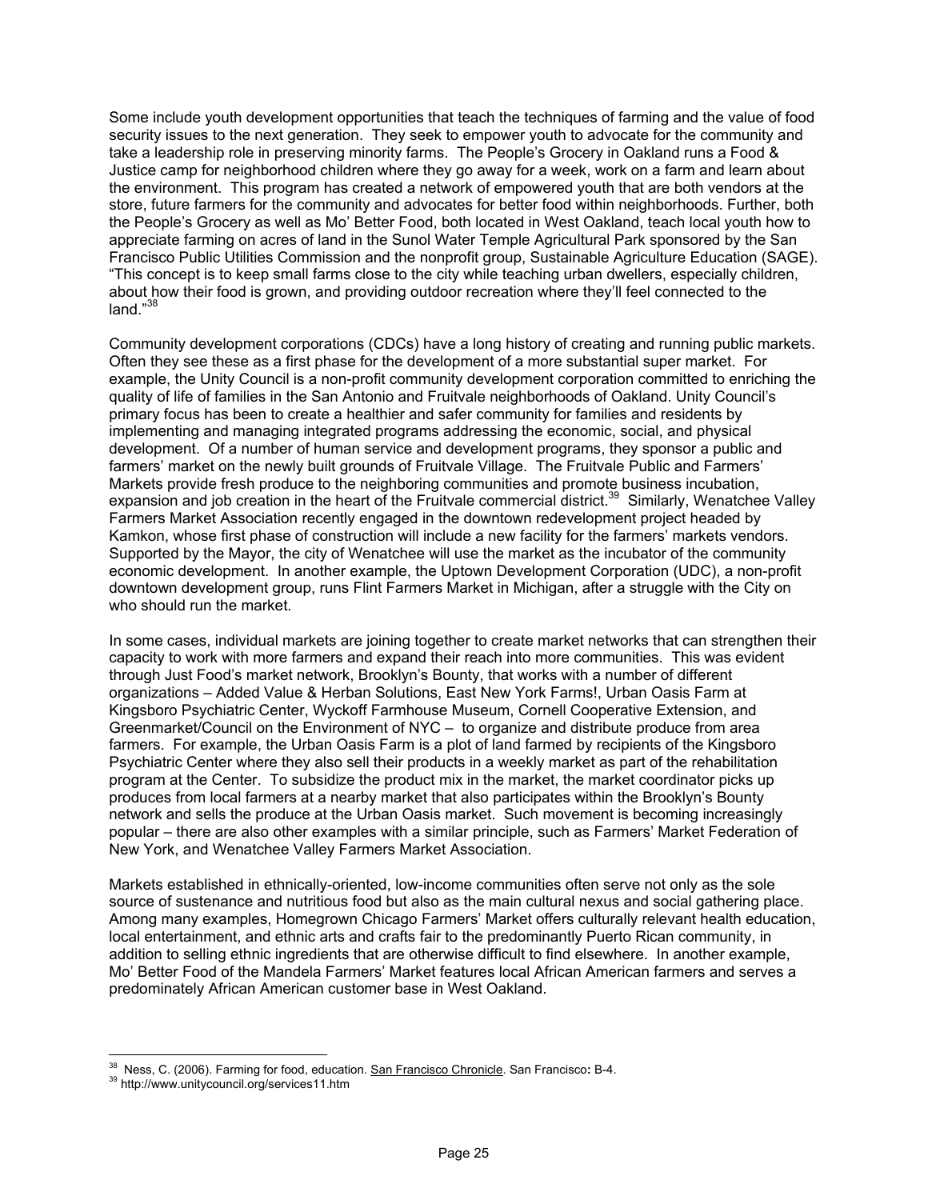Some include youth development opportunities that teach the techniques of farming and the value of food security issues to the next generation. They seek to empower youth to advocate for the community and take a leadership role in preserving minority farms. The People's Grocery in Oakland runs a Food & Justice camp for neighborhood children where they go away for a week, work on a farm and learn about the environment. This program has created a network of empowered youth that are both vendors at the store, future farmers for the community and advocates for better food within neighborhoods. Further, both the People's Grocery as well as Mo' Better Food, both located in West Oakland, teach local youth how to appreciate farming on acres of land in the Sunol Water Temple Agricultural Park sponsored by the San Francisco Public Utilities Commission and the nonprofit group, Sustainable Agriculture Education (SAGE). "This concept is to keep small farms close to the city while teaching urban dwellers, especially children, about how their food is grown, and providing outdoor recreation where they'll feel connected to the land."[38]

Community development corporations (CDCs) have a long history of creating and running public markets. Often they see these as a first phase for the development of a more substantial super market. For example, the Unity Council is a non-profit community development corporation committed to enriching the quality of life of families in the San Antonio and Fruitvale neighborhoods of Oakland. Unity Council's primary focus has been to create a healthier and safer community for families and residents by implementing and managing integrated programs addressing the economic, social, and physical development. Of a number of human service and development programs, they sponsor a public and farmers' market on the newly built grounds of Fruitvale Village. The Fruitvale Public and Farmers' Markets provide fresh produce to the neighboring communities and promote business incubation, expansion and job creation in the heart of the Fruitvale commercial district.[39] Similarly, Wenatchee Valley Farmers Market Association recently engaged in the downtown redevelopment project headed by Kamkon, whose first phase of construction will include a new facility for the farmers' markets vendors. Supported by the Mayor, the city of Wenatchee will use the market as the incubator of the community economic development. In another example, the Uptown Development Corporation (UDC), a non-profit downtown development group, runs Flint Farmers Market in Michigan, after a struggle with the City on who should run the market.

In some cases, individual markets are joining together to create market networks that can strengthen their capacity to work with more farmers and expand their reach into more communities. This was evident through Just Food's market network, Brooklyn's Bounty, that works with a number of different organizations – Added Value & Herban Solutions, East New York Farms!, Urban Oasis Farm at Kingsboro Psychiatric Center, Wyckoff Farmhouse Museum, Cornell Cooperative Extension, and Greenmarket/Council on the Environment of NYC – to organize and distribute produce from area farmers. For example, the Urban Oasis Farm is a plot of land farmed by recipients of the Kingsboro Psychiatric Center where they also sell their products in a weekly market as part of the rehabilitation program at the Center. To subsidize the product mix in the market, the market coordinator picks up produces from local farmers at a nearby market that also participates within the Brooklyn's Bounty network and sells the produce at the Urban Oasis market. Such movement is becoming increasingly popular – there are also other examples with a similar principle, such as Farmers' Market Federation of New York, and Wenatchee Valley Farmers Market Association.

Markets established in ethnically-oriented, low-income communities often serve not only as the sole source of sustenance and nutritious food but also as the main cultural nexus and social gathering place. Among many examples, Homegrown Chicago Farmers' Market offers culturally relevant health education, local entertainment, and ethnic arts and crafts fair to the predominantly Puerto Rican community, in addition to selling ethnic ingredients that are otherwise difficult to find elsewhere. In another example, Mo' Better Food of the Mandela Farmers' Market features local African American farmers and serves a predominately African American customer base in West Oakland.

---

[38] Ness, C. (2006). Farming for food, education. San Francisco Chronicle. San Francisco: B-4.

[39] http://www.unitycouncil.org/services11.htm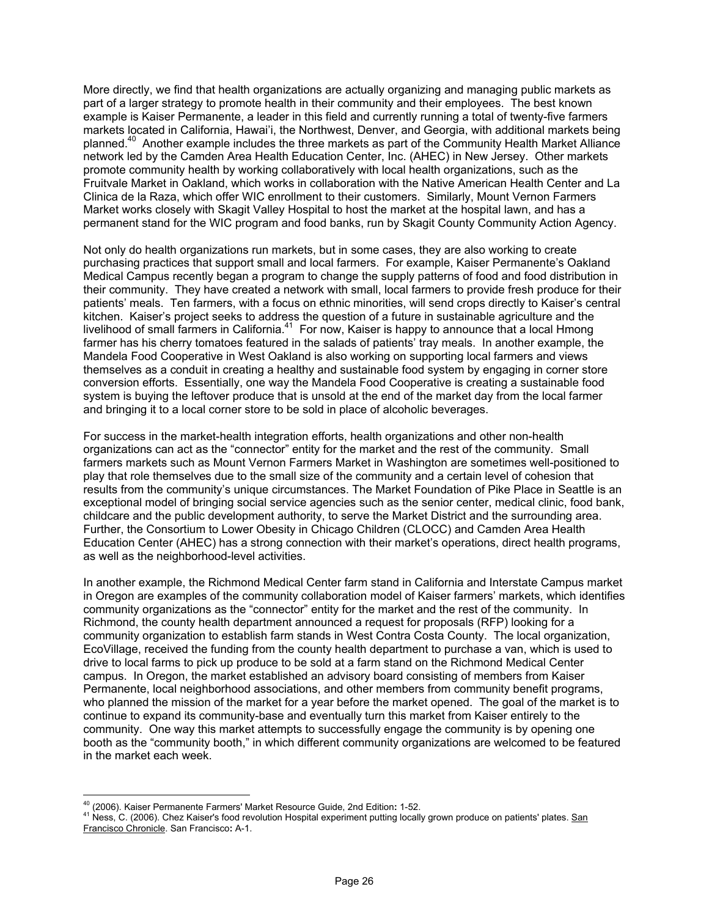More directly, we find that health organizations are actually organizing and managing public markets as part of a larger strategy to promote health in their community and their employees. The best known example is Kaiser Permanente, a leader in this field and currently running a total of twenty-five farmers markets located in California, Hawai'i, the Northwest, Denver, and Georgia, with additional markets being planned.[40] Another example includes the three markets as part of the Community Health Market Alliance network led by the Camden Area Health Education Center, Inc. (AHEC) in New Jersey. Other markets promote community health by working collaboratively with local health organizations, such as the Fruitvale Market in Oakland, which works in collaboration with the Native American Health Center and La Clinica de la Raza, which offer WIC enrollment to their customers. Similarly, Mount Vernon Farmers Market works closely with Skagit Valley Hospital to host the market at the hospital lawn, and has a permanent stand for the WIC program and food banks, run by Skagit County Community Action Agency.

Not only do health organizations run markets, but in some cases, they are also working to create purchasing practices that support small and local farmers. For example, Kaiser Permanente's Oakland Medical Campus recently began a program to change the supply patterns of food and food distribution in their community. They have created a network with small, local farmers to provide fresh produce for their patients' meals. Ten farmers, with a focus on ethnic minorities, will send crops directly to Kaiser's central kitchen. Kaiser's project seeks to address the question of a future in sustainable agriculture and the livelihood of small farmers in California.[41] For now, Kaiser is happy to announce that a local Hmong farmer has his cherry tomatoes featured in the salads of patients' tray meals. In another example, the Mandela Food Cooperative in West Oakland is also working on supporting local farmers and views themselves as a conduit in creating a healthy and sustainable food system by engaging in corner store conversion efforts. Essentially, one way the Mandela Food Cooperative is creating a sustainable food system is buying the leftover produce that is unsold at the end of the market day from the local farmer and bringing it to a local corner store to be sold in place of alcoholic beverages.

For success in the market-health integration efforts, health organizations and other non-health organizations can act as the "connector" entity for the market and the rest of the community. Small farmers markets such as Mount Vernon Farmers Market in Washington are sometimes well-positioned to play that role themselves due to the small size of the community and a certain level of cohesion that results from the community's unique circumstances. The Market Foundation of Pike Place in Seattle is an exceptional model of bringing social service agencies such as the senior center, medical clinic, food bank, childcare and the public development authority, to serve the Market District and the surrounding area. Further, the Consortium to Lower Obesity in Chicago Children (CLOCC) and Camden Area Health Education Center (AHEC) has a strong connection with their market's operations, direct health programs, as well as the neighborhood-level activities.

In another example, the Richmond Medical Center farm stand in California and Interstate Campus market in Oregon are examples of the community collaboration model of Kaiser farmers' markets, which identifies community organizations as the "connector" entity for the market and the rest of the community. In Richmond, the county health department announced a request for proposals (RFP) looking for a community organization to establish farm stands in West Contra Costa County. The local organization, EcoVillage, received the funding from the county health department to purchase a van, which is used to drive to local farms to pick up produce to be sold at a farm stand on the Richmond Medical Center campus. In Oregon, the market established an advisory board consisting of members from Kaiser Permanente, local neighborhood associations, and other members from community benefit programs, who planned the mission of the market for a year before the market opened. The goal of the market is to continue to expand its community-base and eventually turn this market from Kaiser entirely to the community. One way this market attempts to successfully engage the community is by opening one booth as the "community booth," in which different community organizations are welcomed to be featured in the market each week.

---

[40] (2006). Kaiser Permanente Farmers' Market Resource Guide, 2nd Edition: 1-52.

[41] Ness, C. (2006). Chez Kaiser's food revolution Hospital experiment putting locally grown produce on patients' plates. San Francisco Chronicle. San Francisco: A-1.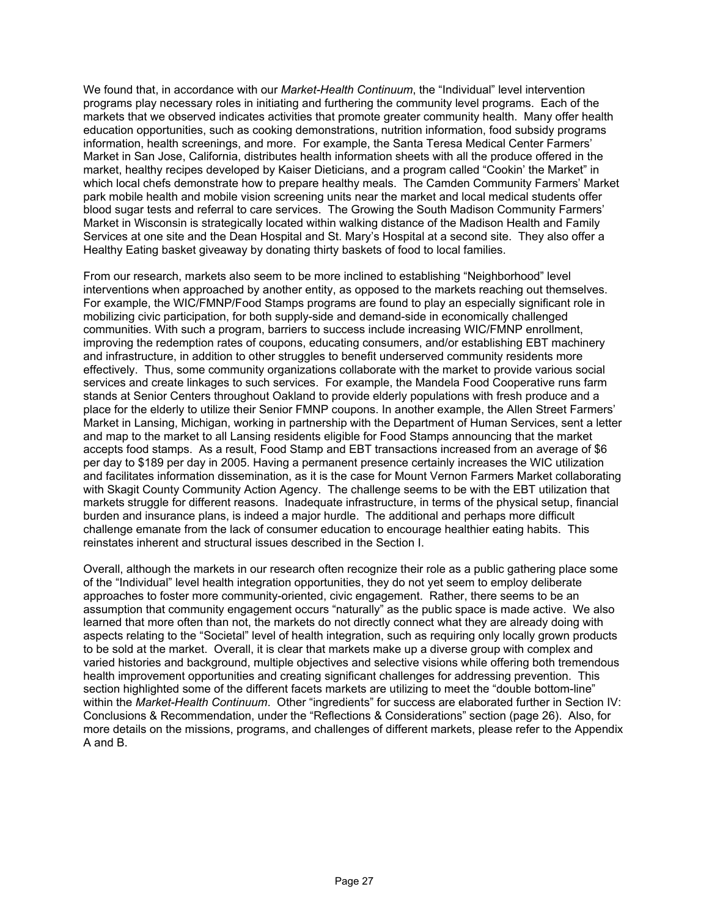We found that, in accordance with our *Market-Health Continuum*, the "Individual" level intervention programs play necessary roles in initiating and furthering the community level programs. Each of the markets that we observed indicates activities that promote greater community health. Many offer health education opportunities, such as cooking demonstrations, nutrition information, food subsidy programs information, health screenings, and more. For example, the Santa Teresa Medical Center Farmers' Market in San Jose, California, distributes health information sheets with all the produce offered in the market, healthy recipes developed by Kaiser Dieticians, and a program called "Cookin' the Market" in which local chefs demonstrate how to prepare healthy meals. The Camden Community Farmers' Market park mobile health and mobile vision screening units near the market and local medical students offer blood sugar tests and referral to care services. The Growing the South Madison Community Farmers' Market in Wisconsin is strategically located within walking distance of the Madison Health and Family Services at one site and the Dean Hospital and St. Mary's Hospital at a second site. They also offer a Healthy Eating basket giveaway by donating thirty baskets of food to local families.

From our research, markets also seem to be more inclined to establishing "Neighborhood" level interventions when approached by another entity, as opposed to the markets reaching out themselves. For example, the WIC/FMNP/Food Stamps programs are found to play an especially significant role in mobilizing civic participation, for both supply-side and demand-side in economically challenged communities. With such a program, barriers to success include increasing WIC/FMNP enrollment, improving the redemption rates of coupons, educating consumers, and/or establishing EBT machinery and infrastructure, in addition to other struggles to benefit underserved community residents more effectively. Thus, some community organizations collaborate with the market to provide various social services and create linkages to such services. For example, the Mandela Food Cooperative runs farm stands at Senior Centers throughout Oakland to provide elderly populations with fresh produce and a place for the elderly to utilize their Senior FMNP coupons. In another example, the Allen Street Farmers' Market in Lansing, Michigan, working in partnership with the Department of Human Services, sent a letter and map to the market to all Lansing residents eligible for Food Stamps announcing that the market accepts food stamps. As a result, Food Stamp and EBT transactions increased from an average of $6 per day to $189 per day in 2005. Having a permanent presence certainly increases the WIC utilization and facilitates information dissemination, as it is the case for Mount Vernon Farmers Market collaborating with Skagit County Community Action Agency. The challenge seems to be with the EBT utilization that markets struggle for different reasons. Inadequate infrastructure, in terms of the physical setup, financial burden and insurance plans, is indeed a major hurdle. The additional and perhaps more difficult challenge emanate from the lack of consumer education to encourage healthier eating habits. This reinstates inherent and structural issues described in the Section I.

Overall, although the markets in our research often recognize their role as a public gathering place some of the "Individual" level health integration opportunities, they do not yet seem to employ deliberate approaches to foster more community-oriented, civic engagement. Rather, there seems to be an assumption that community engagement occurs "naturally" as the public space is made active. We also learned that more often than not, the markets do not directly connect what they are already doing with aspects relating to the "Societal" level of health integration, such as requiring only locally grown products to be sold at the market. Overall, it is clear that markets make up a diverse group with complex and varied histories and background, multiple objectives and selective visions while offering both tremendous health improvement opportunities and creating significant challenges for addressing prevention. This section highlighted some of the different facets markets are utilizing to meet the "double bottom-line" within the *Market-Health Continuum*. Other "ingredients" for success are elaborated further in Section IV: Conclusions & Recommendation, under the "Reflections & Considerations" section (page 26). Also, for more details on the missions, programs, and challenges of different markets, please refer to the Appendix A and B.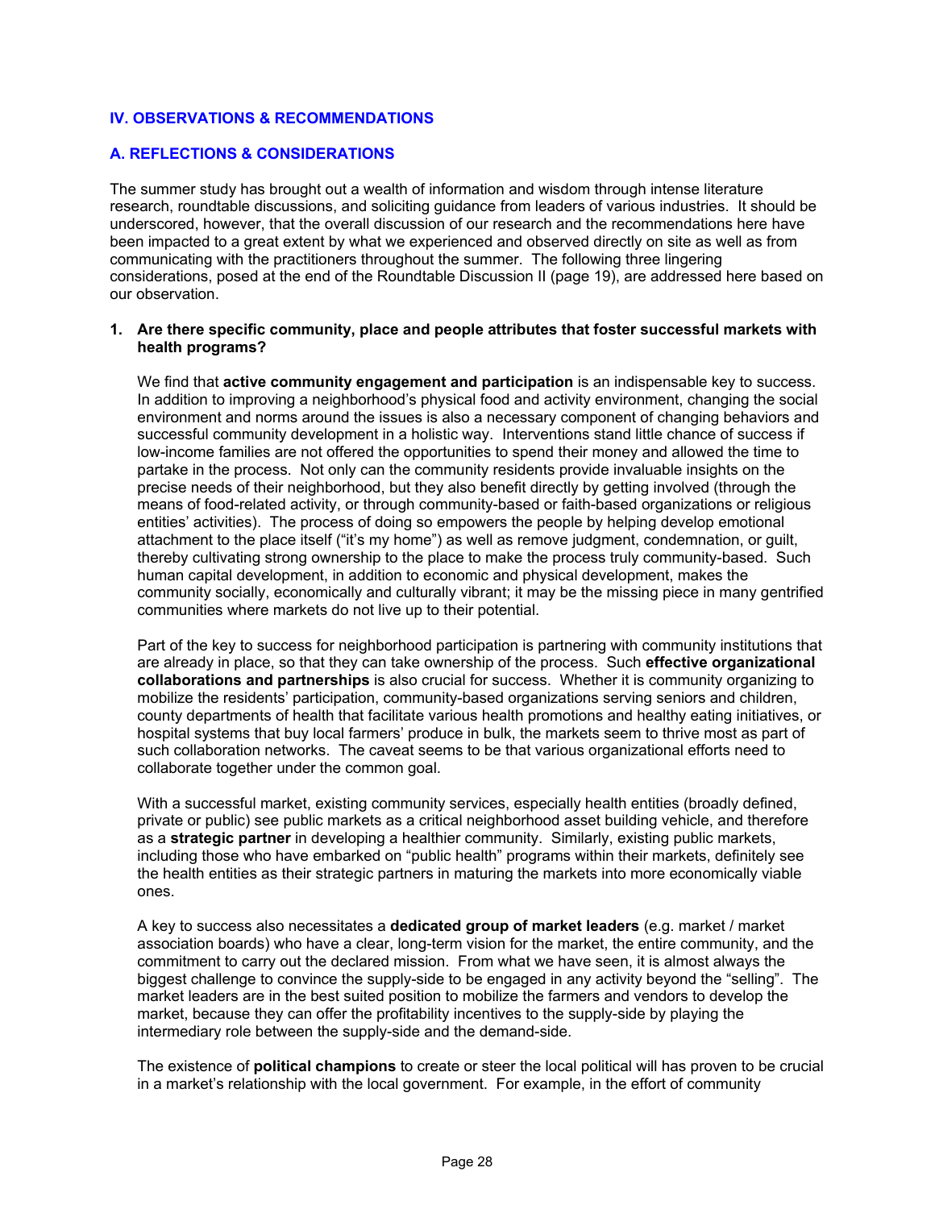## IV. OBSERVATIONS & RECOMMENDATIONS

### A. REFLECTIONS & CONSIDERATIONS

The summer study has brought out a wealth of information and wisdom through intense literature research, roundtable discussions, and soliciting guidance from leaders of various industries. It should be underscored, however, that the overall discussion of our research and the recommendations here have been impacted to a great extent by what we experienced and observed directly on site as well as from communicating with the practitioners throughout the summer. The following three lingering considerations, posed at the end of the Roundtable Discussion II (page 19), are addressed here based on our observation.

1. **Are there specific community, place and people attributes that foster successful markets with health programs?**

   We find that **active community engagement and participation** is an indispensable key to success. In addition to improving a neighborhood's physical food and activity environment, changing the social environment and norms around the issues is also a necessary component of changing behaviors and successful community development in a holistic way. Interventions stand little chance of success if low-income families are not offered the opportunities to spend their money and allowed the time to partake in the process. Not only can the community residents provide invaluable insights on the precise needs of their neighborhood, but they also benefit directly by getting involved (through the means of food-related activity, or through community-based or faith-based organizations or religious entities' activities). The process of doing so empowers the people by helping develop emotional attachment to the place itself ("it's my home") as well as remove judgment, condemnation, or guilt, thereby cultivating strong ownership to the place to make the process truly community-based. Such human capital development, in addition to economic and physical development, makes the community socially, economically and culturally vibrant; it may be the missing piece in many gentrified communities where markets do not live up to their potential.

   Part of the key to success for neighborhood participation is partnering with community institutions that are already in place, so that they can take ownership of the process. Such **effective organizational collaborations and partnerships** is also crucial for success. Whether it is community organizing to mobilize the residents' participation, community-based organizations serving seniors and children, county departments of health that facilitate various health promotions and healthy eating initiatives, or hospital systems that buy local farmers' produce in bulk, the markets seem to thrive most as part of such collaboration networks. The caveat seems to be that various organizational efforts need to collaborate together under the common goal.

   With a successful market, existing community services, especially health entities (broadly defined, private or public) see public markets as a critical neighborhood asset building vehicle, and therefore as a **strategic partner** in developing a healthier community. Similarly, existing public markets, including those who have embarked on "public health" programs within their markets, definitely see the health entities as their strategic partners in maturing the markets into more economically viable ones.

   A key to success also necessitates a **dedicated group of market leaders** (e.g. market / market association boards) who have a clear, long-term vision for the market, the entire community, and the commitment to carry out the declared mission. From what we have seen, it is almost always the biggest challenge to convince the supply-side to be engaged in any activity beyond the "selling". The market leaders are in the best suited position to mobilize the farmers and vendors to develop the market, because they can offer the profitability incentives to the supply-side by playing the intermediary role between the supply-side and the demand-side.

   The existence of **political champions** to create or steer the local political will has proven to be crucial in a market's relationship with the local government. For example, in the effort of community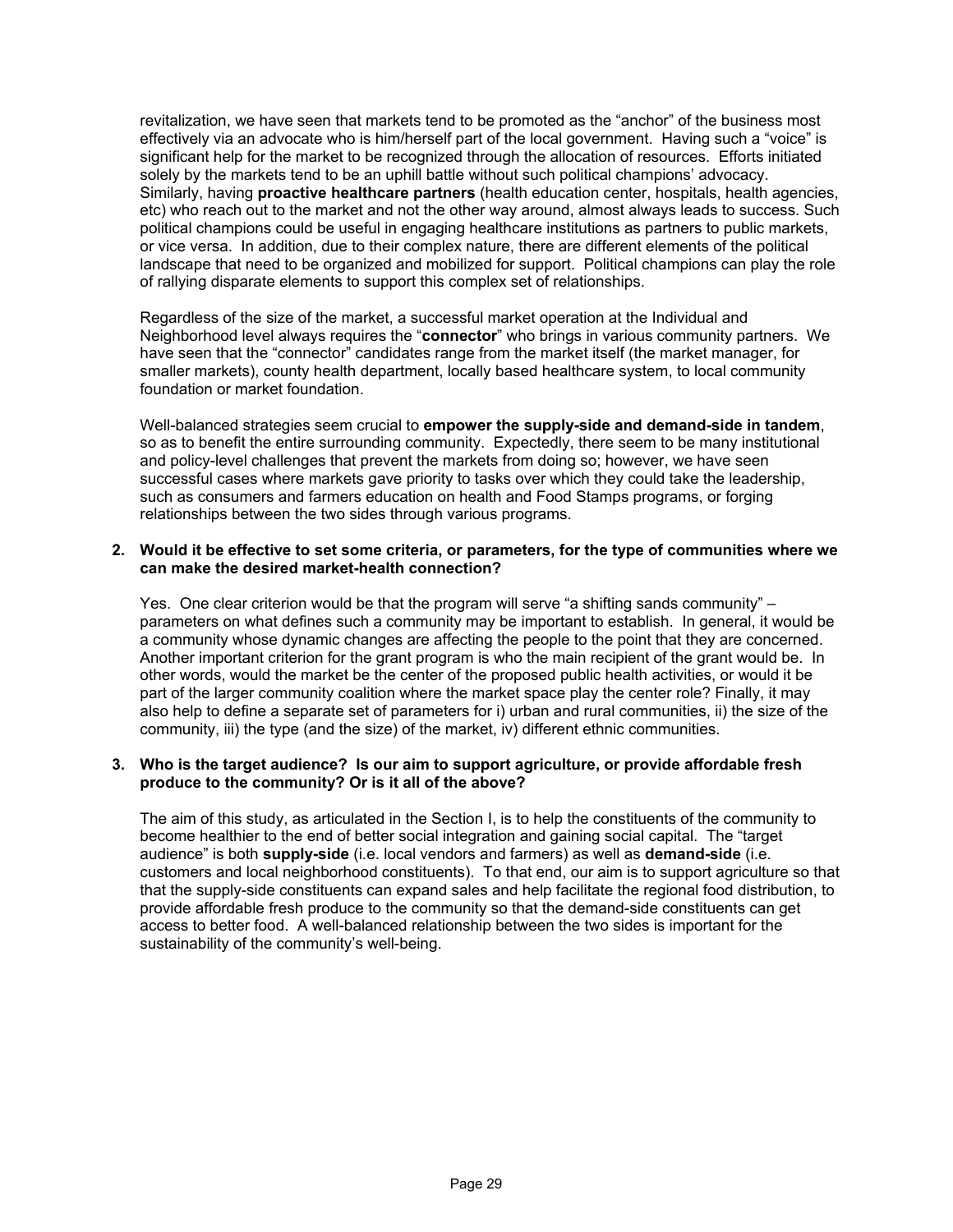revitalization, we have seen that markets tend to be promoted as the "anchor" of the business most effectively via an advocate who is him/herself part of the local government. Having such a "voice" is significant help for the market to be recognized through the allocation of resources. Efforts initiated solely by the markets tend to be an uphill battle without such political champions' advocacy. Similarly, having **proactive healthcare partners** (health education center, hospitals, health agencies, etc) who reach out to the market and not the other way around, almost always leads to success. Such political champions could be useful in engaging healthcare institutions as partners to public markets, or vice versa. In addition, due to their complex nature, there are different elements of the political landscape that need to be organized and mobilized for support. Political champions can play the role of rallying disparate elements to support this complex set of relationships.

Regardless of the size of the market, a successful market operation at the Individual and Neighborhood level always requires the "**connector**" who brings in various community partners. We have seen that the "connector" candidates range from the market itself (the market manager, for smaller markets), county health department, locally based healthcare system, to local community foundation or market foundation.

Well-balanced strategies seem crucial to **empower the supply-side and demand-side in tandem**, so as to benefit the entire surrounding community. Expectedly, there seem to be many institutional and policy-level challenges that prevent the markets from doing so; however, we have seen successful cases where markets gave priority to tasks over which they could take the leadership, such as consumers and farmers education on health and Food Stamps programs, or forging relationships between the two sides through various programs.

**2. Would it be effective to set some criteria, or parameters, for the type of communities where we can make the desired market-health connection?**

Yes. One clear criterion would be that the program will serve "a shifting sands community" – parameters on what defines such a community may be important to establish. In general, it would be a community whose dynamic changes are affecting the people to the point that they are concerned. Another important criterion for the grant program is who the main recipient of the grant would be. In other words, would the market be the center of the proposed public health activities, or would it be part of the larger community coalition where the market space play the center role? Finally, it may also help to define a separate set of parameters for i) urban and rural communities, ii) the size of the community, iii) the type (and the size) of the market, iv) different ethnic communities.

**3. Who is the target audience? Is our aim to support agriculture, or provide affordable fresh produce to the community? Or is it all of the above?**

The aim of this study, as articulated in the Section I, is to help the constituents of the community to become healthier to the end of better social integration and gaining social capital. The "target audience" is both **supply-side** (i.e. local vendors and farmers) as well as **demand-side** (i.e. customers and local neighborhood constituents). To that end, our aim is to support agriculture so that that the supply-side constituents can expand sales and help facilitate the regional food distribution, to provide affordable fresh produce to the community so that the demand-side constituents can get access to better food. A well-balanced relationship between the two sides is important for the sustainability of the community's well-being.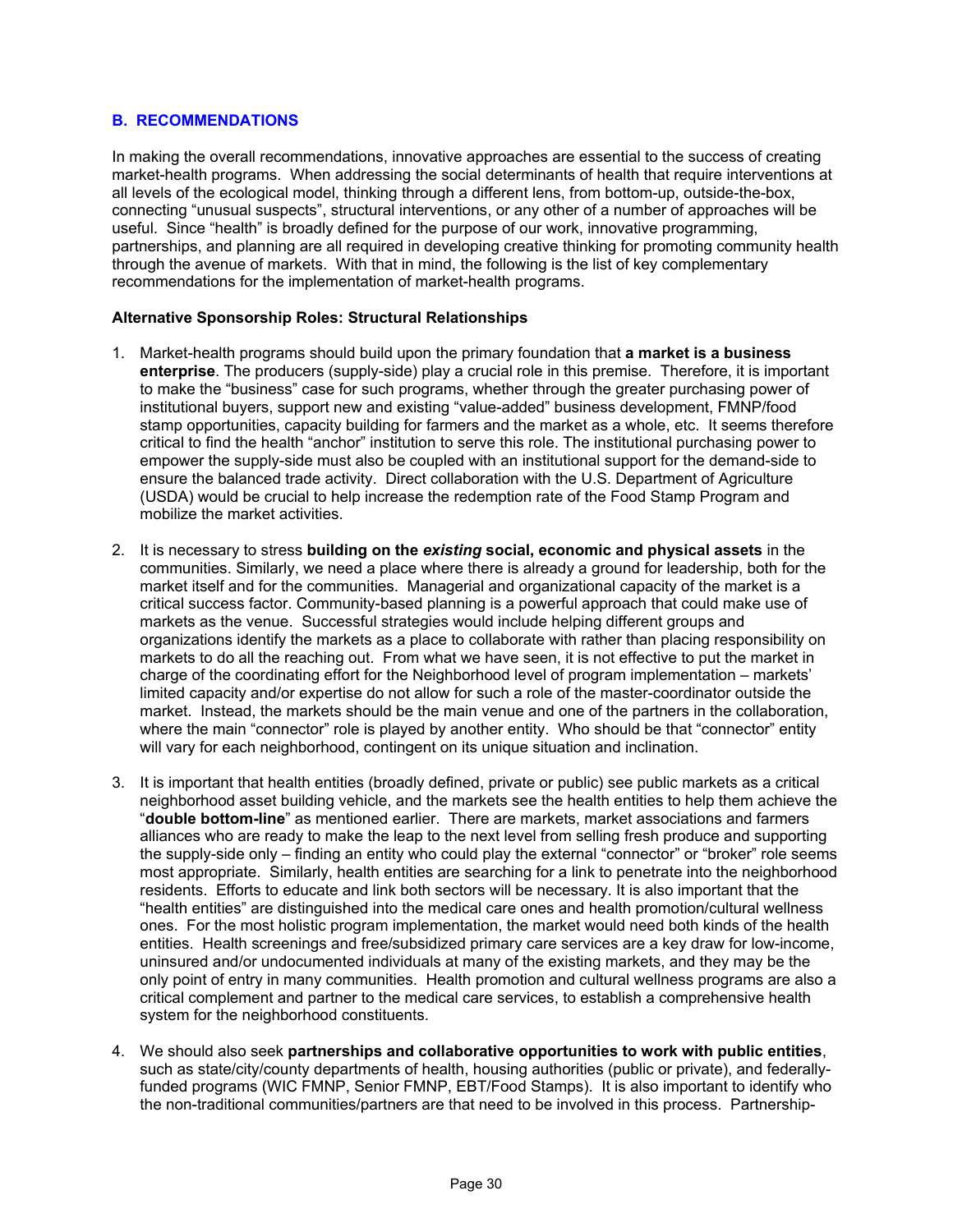## B. RECOMMENDATIONS

In making the overall recommendations, innovative approaches are essential to the success of creating market-health programs. When addressing the social determinants of health that require interventions at all levels of the ecological model, thinking through a different lens, from bottom-up, outside-the-box, connecting "unusual suspects", structural interventions, or any other of a number of approaches will be useful. Since "health" is broadly defined for the purpose of our work, innovative programming, partnerships, and planning are all required in developing creative thinking for promoting community health through the avenue of markets. With that in mind, the following is the list of key complementary recommendations for the implementation of market-health programs.

**Alternative Sponsorship Roles: Structural Relationships**

1. Market-health programs should build upon the primary foundation that **a market is a business enterprise**. The producers (supply-side) play a crucial role in this premise. Therefore, it is important to make the "business" case for such programs, whether through the greater purchasing power of institutional buyers, support new and existing "value-added" business development, FMNP/food stamp opportunities, capacity building for farmers and the market as a whole, etc. It seems therefore critical to find the health "anchor" institution to serve this role. The institutional purchasing power to empower the supply-side must also be coupled with an institutional support for the demand-side to ensure the balanced trade activity. Direct collaboration with the U.S. Department of Agriculture (USDA) would be crucial to help increase the redemption rate of the Food Stamp Program and mobilize the market activities.

2. It is necessary to stress **building on the *existing* social, economic and physical assets** in the communities. Similarly, we need a place where there is already a ground for leadership, both for the market itself and for the communities. Managerial and organizational capacity of the market is a critical success factor. Community-based planning is a powerful approach that could make use of markets as the venue. Successful strategies would include helping different groups and organizations identify the markets as a place to collaborate with rather than placing responsibility on markets to do all the reaching out. From what we have seen, it is not effective to put the market in charge of the coordinating effort for the Neighborhood level of program implementation – markets' limited capacity and/or expertise do not allow for such a role of the master-coordinator outside the market. Instead, the markets should be the main venue and one of the partners in the collaboration, where the main "connector" role is played by another entity. Who should be that "connector" entity will vary for each neighborhood, contingent on its unique situation and inclination.

3. It is important that health entities (broadly defined, private or public) see public markets as a critical neighborhood asset building vehicle, and the markets see the health entities to help them achieve the "**double bottom-line**" as mentioned earlier. There are markets, market associations and farmers alliances who are ready to make the leap to the next level from selling fresh produce and supporting the supply-side only – finding an entity who could play the external "connector" or "broker" role seems most appropriate. Similarly, health entities are searching for a link to penetrate into the neighborhood residents. Efforts to educate and link both sectors will be necessary. It is also important that the "health entities" are distinguished into the medical care ones and health promotion/cultural wellness ones. For the most holistic program implementation, the market would need both kinds of the health entities. Health screenings and free/subsidized primary care services are a key draw for low-income, uninsured and/or undocumented individuals at many of the existing markets, and they may be the only point of entry in many communities. Health promotion and cultural wellness programs are also a critical complement and partner to the medical care services, to establish a comprehensive health system for the neighborhood constituents.

4. We should also seek **partnerships and collaborative opportunities to work with public entities**, such as state/city/county departments of health, housing authorities (public or private), and federally-funded programs (WIC FMNP, Senior FMNP, EBT/Food Stamps). It is also important to identify who the non-traditional communities/partners are that need to be involved in this process. Partnership-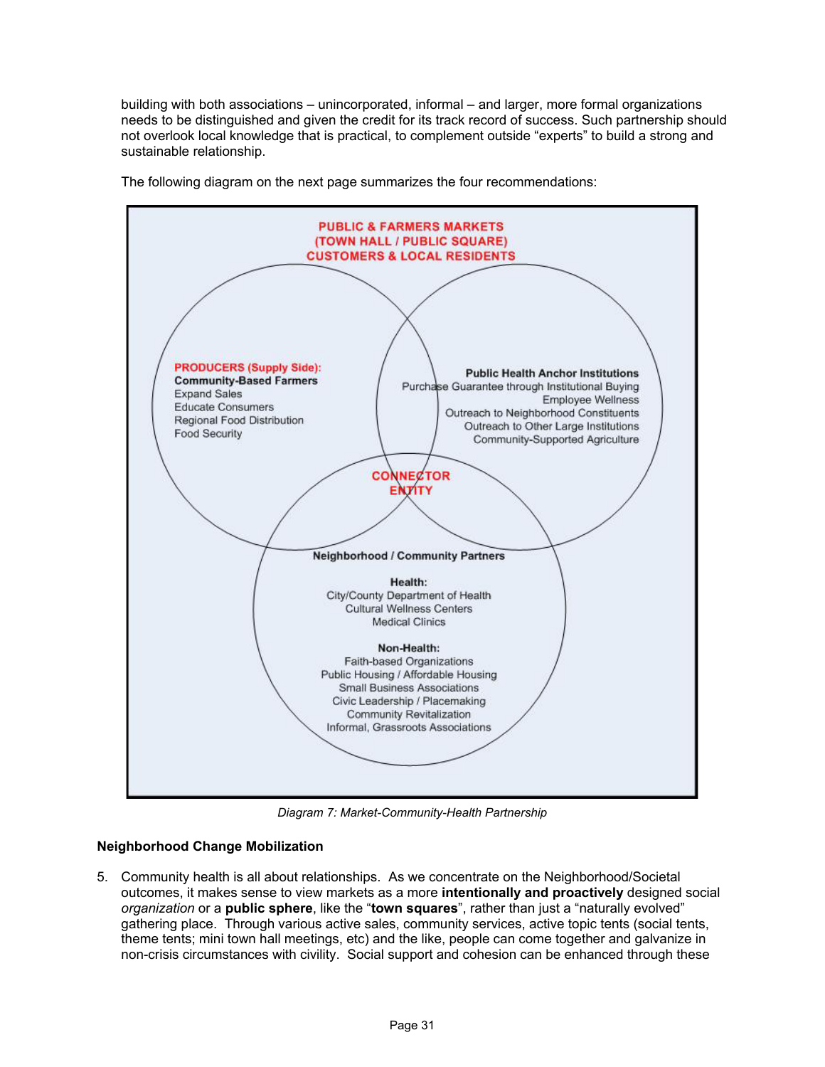building with both associations – unincorporated, informal – and larger, more formal organizations needs to be distinguished and given the credit for its track record of success. Such partnership should not overlook local knowledge that is practical, to complement outside "experts" to build a strong and sustainable relationship.

The following diagram on the next page summarizes the four recommendations:

**PUBLIC & FARMERS MARKETS (TOWN HALL / PUBLIC SQUARE) CUSTOMERS & LOCAL RESIDENTS**

**PRODUCERS (Supply Side):**
**Community-Based Farmers**
Expand Sales
Educate Consumers
Regional Food Distribution
Food Security

**Public Health Anchor Institutions**
Purchase Guarantee through Institutional Buying
Employee Wellness
Outreach to Neighborhood Constituents
Outreach to Other Large Institutions
Community-Supported Agriculture

**CONNECTOR ENTITY**

**Neighborhood / Community Partners**

**Health:**
City/County Department of Health
Cultural Wellness Centers
Medical Clinics

**Non-Health:**
Faith-based Organizations
Public Housing / Affordable Housing
Small Business Associations
Civic Leadership / Placemaking
Community Revitalization
Informal, Grassroots Associations

*Diagram 7: Market-Community-Health Partnership*

### Neighborhood Change Mobilization

5. Community health is all about relationships. As we concentrate on the Neighborhood/Societal outcomes, it makes sense to view markets as a more **intentionally and proactively** designed social *organization* or a **public sphere**, like the "**town squares**", rather than just a "naturally evolved" gathering place. Through various active sales, community services, active topic tents (social tents, theme tents; mini town hall meetings, etc) and the like, people can come together and galvanize in non-crisis circumstances with civility. Social support and cohesion can be enhanced through these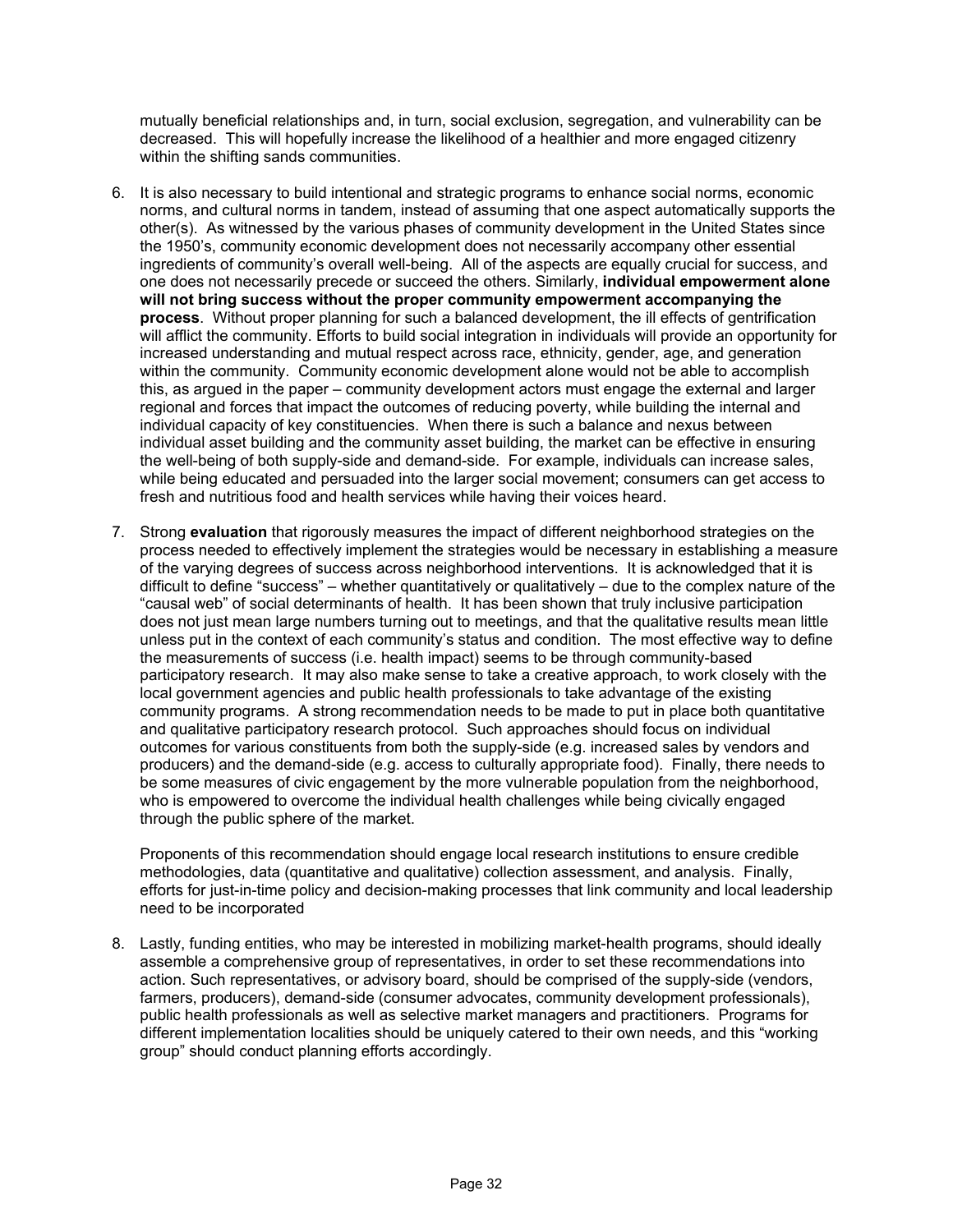mutually beneficial relationships and, in turn, social exclusion, segregation, and vulnerability can be decreased. This will hopefully increase the likelihood of a healthier and more engaged citizenry within the shifting sands communities.

6. It is also necessary to build intentional and strategic programs to enhance social norms, economic norms, and cultural norms in tandem, instead of assuming that one aspect automatically supports the other(s). As witnessed by the various phases of community development in the United States since the 1950's, community economic development does not necessarily accompany other essential ingredients of community's overall well-being. All of the aspects are equally crucial for success, and one does not necessarily precede or succeed the others. Similarly, **individual empowerment alone will not bring success without the proper community empowerment accompanying the process**. Without proper planning for such a balanced development, the ill effects of gentrification will afflict the community. Efforts to build social integration in individuals will provide an opportunity for increased understanding and mutual respect across race, ethnicity, gender, age, and generation within the community. Community economic development alone would not be able to accomplish this, as argued in the paper – community development actors must engage the external and larger regional and forces that impact the outcomes of reducing poverty, while building the internal and individual capacity of key constituencies. When there is such a balance and nexus between individual asset building and the community asset building, the market can be effective in ensuring the well-being of both supply-side and demand-side. For example, individuals can increase sales, while being educated and persuaded into the larger social movement; consumers can get access to fresh and nutritious food and health services while having their voices heard.

7. Strong **evaluation** that rigorously measures the impact of different neighborhood strategies on the process needed to effectively implement the strategies would be necessary in establishing a measure of the varying degrees of success across neighborhood interventions. It is acknowledged that it is difficult to define "success" – whether quantitatively or qualitatively – due to the complex nature of the "causal web" of social determinants of health. It has been shown that truly inclusive participation does not just mean large numbers turning out to meetings, and that the qualitative results mean little unless put in the context of each community's status and condition. The most effective way to define the measurements of success (i.e. health impact) seems to be through community-based participatory research. It may also make sense to take a creative approach, to work closely with the local government agencies and public health professionals to take advantage of the existing community programs. A strong recommendation needs to be made to put in place both quantitative and qualitative participatory research protocol. Such approaches should focus on individual outcomes for various constituents from both the supply-side (e.g. increased sales by vendors and producers) and the demand-side (e.g. access to culturally appropriate food). Finally, there needs to be some measures of civic engagement by the more vulnerable population from the neighborhood, who is empowered to overcome the individual health challenges while being civically engaged through the public sphere of the market.

   Proponents of this recommendation should engage local research institutions to ensure credible methodologies, data (quantitative and qualitative) collection assessment, and analysis. Finally, efforts for just-in-time policy and decision-making processes that link community and local leadership need to be incorporated

8. Lastly, funding entities, who may be interested in mobilizing market-health programs, should ideally assemble a comprehensive group of representatives, in order to set these recommendations into action. Such representatives, or advisory board, should be comprised of the supply-side (vendors, farmers, producers), demand-side (consumer advocates, community development professionals), public health professionals as well as selective market managers and practitioners. Programs for different implementation localities should be uniquely catered to their own needs, and this "working group" should conduct planning efforts accordingly.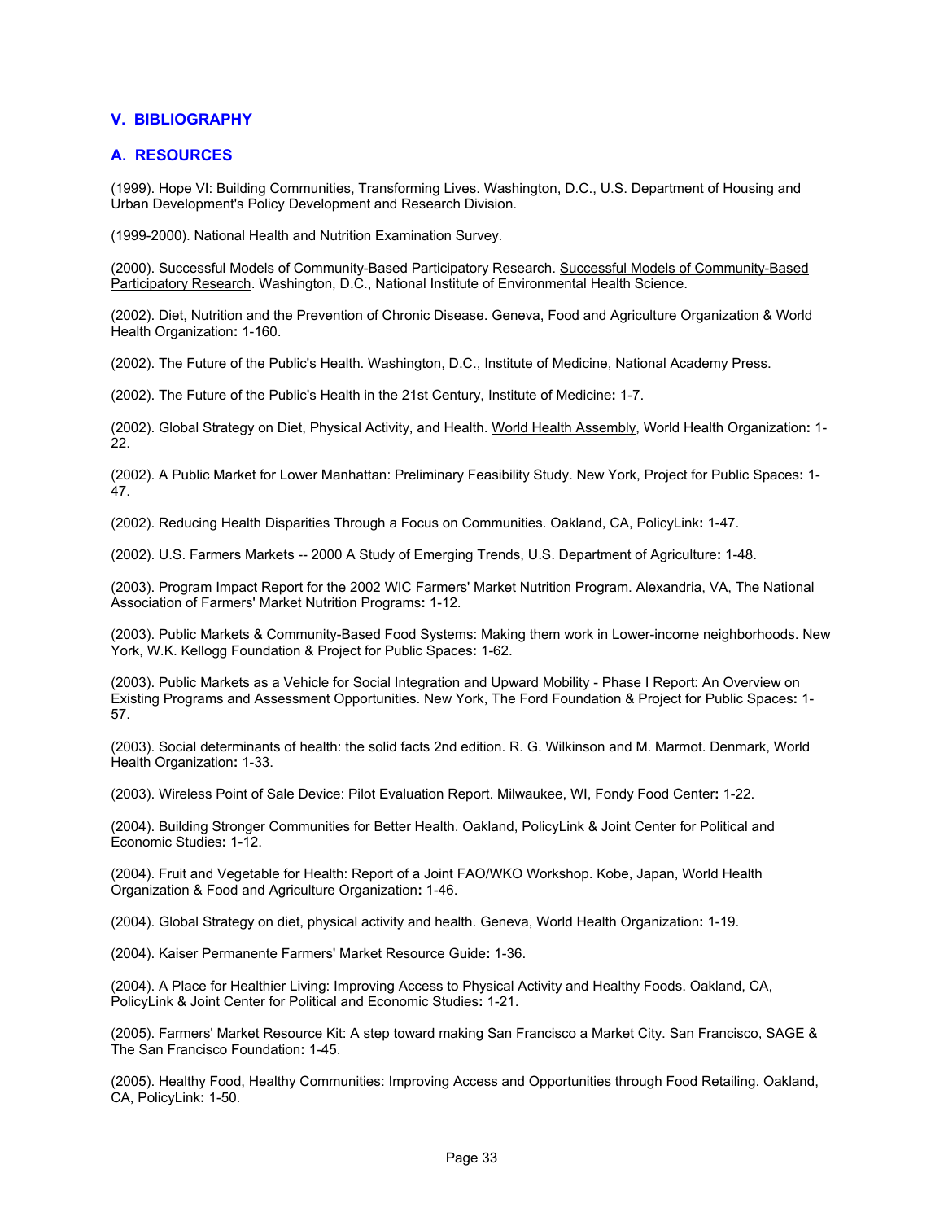## V. BIBLIOGRAPHY

### A. RESOURCES

(1999). Hope VI: Building Communities, Transforming Lives. Washington, D.C., U.S. Department of Housing and Urban Development's Policy Development and Research Division.

(1999-2000). National Health and Nutrition Examination Survey.

(2000). Successful Models of Community-Based Participatory Research. Successful Models of Community-Based Participatory Research. Washington, D.C., National Institute of Environmental Health Science.

(2002). Diet, Nutrition and the Prevention of Chronic Disease. Geneva, Food and Agriculture Organization & World Health Organization**:** 1-160.

(2002). The Future of the Public's Health. Washington, D.C., Institute of Medicine, National Academy Press.

(2002). The Future of the Public's Health in the 21st Century, Institute of Medicine**:** 1-7.

(2002). Global Strategy on Diet, Physical Activity, and Health. World Health Assembly, World Health Organization**:** 1-22.

(2002). A Public Market for Lower Manhattan: Preliminary Feasibility Study. New York, Project for Public Spaces**:** 1-47.

(2002). Reducing Health Disparities Through a Focus on Communities. Oakland, CA, PolicyLink**:** 1-47.

(2002). U.S. Farmers Markets -- 2000 A Study of Emerging Trends, U.S. Department of Agriculture**:** 1-48.

(2003). Program Impact Report for the 2002 WIC Farmers' Market Nutrition Program. Alexandria, VA, The National Association of Farmers' Market Nutrition Programs**:** 1-12.

(2003). Public Markets & Community-Based Food Systems: Making them work in Lower-income neighborhoods. New York, W.K. Kellogg Foundation & Project for Public Spaces**:** 1-62.

(2003). Public Markets as a Vehicle for Social Integration and Upward Mobility - Phase I Report: An Overview on Existing Programs and Assessment Opportunities. New York, The Ford Foundation & Project for Public Spaces**:** 1-57.

(2003). Social determinants of health: the solid facts 2nd edition. R. G. Wilkinson and M. Marmot. Denmark, World Health Organization**:** 1-33.

(2003). Wireless Point of Sale Device: Pilot Evaluation Report. Milwaukee, WI, Fondy Food Center**:** 1-22.

(2004). Building Stronger Communities for Better Health. Oakland, PolicyLink & Joint Center for Political and Economic Studies**:** 1-12.

(2004). Fruit and Vegetable for Health: Report of a Joint FAO/WKO Workshop. Kobe, Japan, World Health Organization & Food and Agriculture Organization**:** 1-46.

(2004). Global Strategy on diet, physical activity and health. Geneva, World Health Organization**:** 1-19.

(2004). Kaiser Permanente Farmers' Market Resource Guide**:** 1-36.

(2004). A Place for Healthier Living: Improving Access to Physical Activity and Healthy Foods. Oakland, CA, PolicyLink & Joint Center for Political and Economic Studies**:** 1-21.

(2005). Farmers' Market Resource Kit: A step toward making San Francisco a Market City. San Francisco, SAGE & The San Francisco Foundation**:** 1-45.

(2005). Healthy Food, Healthy Communities: Improving Access and Opportunities through Food Retailing. Oakland, CA, PolicyLink**:** 1-50.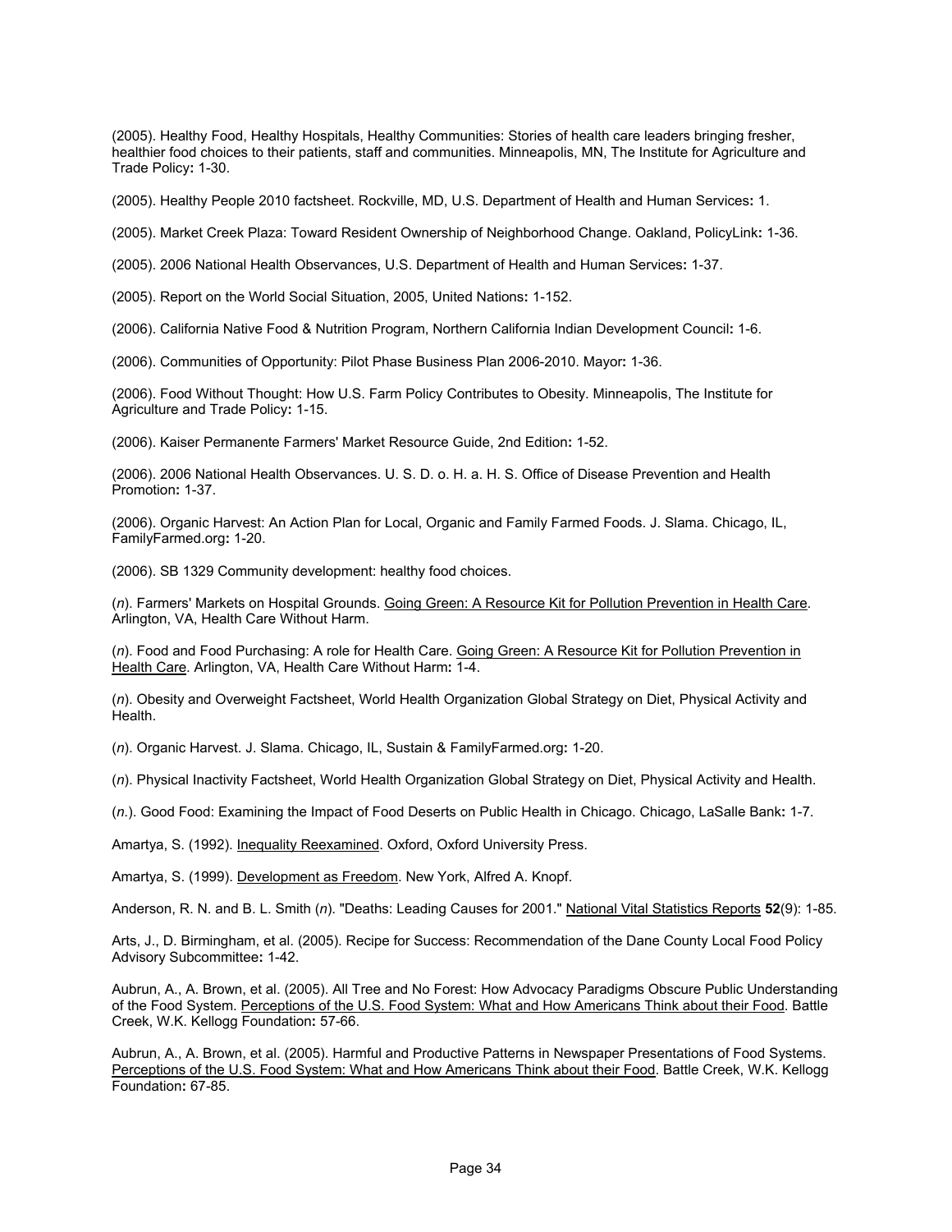(2005). Healthy Food, Healthy Hospitals, Healthy Communities: Stories of health care leaders bringing fresher, healthier food choices to their patients, staff and communities. Minneapolis, MN, The Institute for Agriculture and Trade Policy**:** 1-30.

(2005). Healthy People 2010 factsheet. Rockville, MD, U.S. Department of Health and Human Services**:** 1.

(2005). Market Creek Plaza: Toward Resident Ownership of Neighborhood Change. Oakland, PolicyLink**:** 1-36.

(2005). 2006 National Health Observances, U.S. Department of Health and Human Services**:** 1-37.

(2005). Report on the World Social Situation, 2005, United Nations**:** 1-152.

(2006). California Native Food & Nutrition Program, Northern California Indian Development Council**:** 1-6.

(2006). Communities of Opportunity: Pilot Phase Business Plan 2006-2010. Mayor**:** 1-36.

(2006). Food Without Thought: How U.S. Farm Policy Contributes to Obesity. Minneapolis, The Institute for Agriculture and Trade Policy**:** 1-15.

(2006). Kaiser Permanente Farmers' Market Resource Guide, 2nd Edition**:** 1-52.

(2006). 2006 National Health Observances. U. S. D. o. H. a. H. S. Office of Disease Prevention and Health Promotion**:** 1-37.

(2006). Organic Harvest: An Action Plan for Local, Organic and Family Farmed Foods. J. Slama. Chicago, IL, FamilyFarmed.org**:** 1-20.

(2006). SB 1329 Community development: healthy food choices.

(*n*). Farmers' Markets on Hospital Grounds. Going Green: A Resource Kit for Pollution Prevention in Health Care. Arlington, VA, Health Care Without Harm.

(*n*). Food and Food Purchasing: A role for Health Care. Going Green: A Resource Kit for Pollution Prevention in Health Care. Arlington, VA, Health Care Without Harm**:** 1-4.

(*n*). Obesity and Overweight Factsheet, World Health Organization Global Strategy on Diet, Physical Activity and Health.

(*n*). Organic Harvest. J. Slama. Chicago, IL, Sustain & FamilyFarmed.org**:** 1-20.

(*n*). Physical Inactivity Factsheet, World Health Organization Global Strategy on Diet, Physical Activity and Health.

(*n.*). Good Food: Examining the Impact of Food Deserts on Public Health in Chicago. Chicago, LaSalle Bank**:** 1-7.

Amartya, S. (1992). Inequality Reexamined. Oxford, Oxford University Press.

Amartya, S. (1999). Development as Freedom. New York, Alfred A. Knopf.

Anderson, R. N. and B. L. Smith (*n*). "Deaths: Leading Causes for 2001." National Vital Statistics Reports **52**(9): 1-85.

Arts, J., D. Birmingham, et al. (2005). Recipe for Success: Recommendation of the Dane County Local Food Policy Advisory Subcommittee**:** 1-42.

Aubrun, A., A. Brown, et al. (2005). All Tree and No Forest: How Advocacy Paradigms Obscure Public Understanding of the Food System. Perceptions of the U.S. Food System: What and How Americans Think about their Food. Battle Creek, W.K. Kellogg Foundation**:** 57-66.

Aubrun, A., A. Brown, et al. (2005). Harmful and Productive Patterns in Newspaper Presentations of Food Systems. Perceptions of the U.S. Food System: What and How Americans Think about their Food. Battle Creek, W.K. Kellogg Foundation**:** 67-85.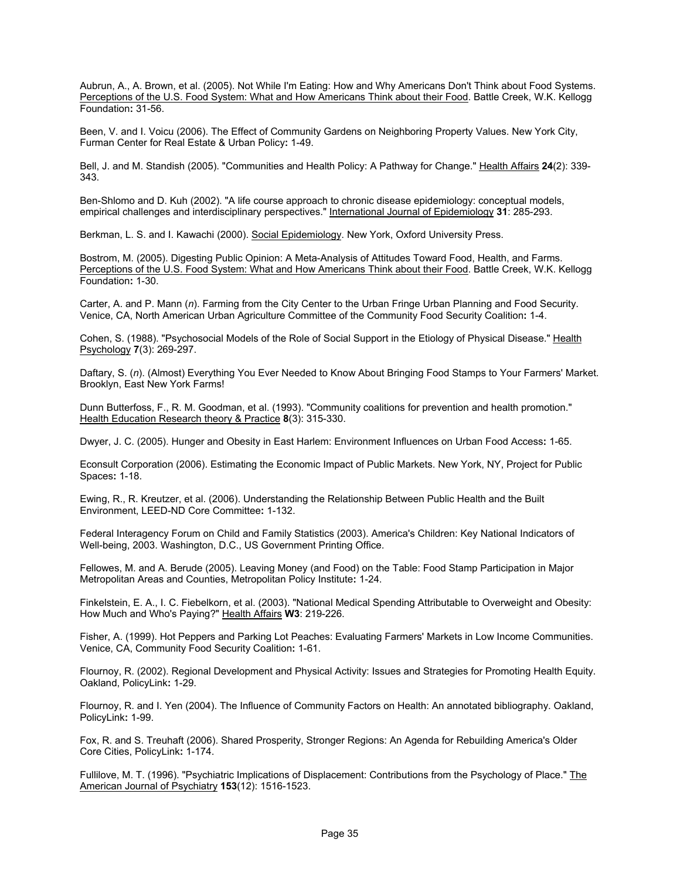Aubrun, A., A. Brown, et al. (2005). Not While I'm Eating: How and Why Americans Don't Think about Food Systems. Perceptions of the U.S. Food System: What and How Americans Think about their Food. Battle Creek, W.K. Kellogg Foundation**:** 31-56.

Been, V. and I. Voicu (2006). The Effect of Community Gardens on Neighboring Property Values. New York City, Furman Center for Real Estate & Urban Policy**:** 1-49.

Bell, J. and M. Standish (2005). "Communities and Health Policy: A Pathway for Change." Health Affairs **24**(2): 339-343.

Ben-Shlomo and D. Kuh (2002). "A life course approach to chronic disease epidemiology: conceptual models, empirical challenges and interdisciplinary perspectives." International Journal of Epidemiology **31**: 285-293.

Berkman, L. S. and I. Kawachi (2000). Social Epidemiology. New York, Oxford University Press.

Bostrom, M. (2005). Digesting Public Opinion: A Meta-Analysis of Attitudes Toward Food, Health, and Farms. Perceptions of the U.S. Food System: What and How Americans Think about their Food. Battle Creek, W.K. Kellogg Foundation**:** 1-30.

Carter, A. and P. Mann (*n*). Farming from the City Center to the Urban Fringe Urban Planning and Food Security. Venice, CA, North American Urban Agriculture Committee of the Community Food Security Coalition**:** 1-4.

Cohen, S. (1988). "Psychosocial Models of the Role of Social Support in the Etiology of Physical Disease." Health Psychology **7**(3): 269-297.

Daftary, S. (*n*). (Almost) Everything You Ever Needed to Know About Bringing Food Stamps to Your Farmers' Market. Brooklyn, East New York Farms!

Dunn Butterfoss, F., R. M. Goodman, et al. (1993). "Community coalitions for prevention and health promotion." Health Education Research theory & Practice **8**(3): 315-330.

Dwyer, J. C. (2005). Hunger and Obesity in East Harlem: Environment Influences on Urban Food Access**:** 1-65.

Econsult Corporation (2006). Estimating the Economic Impact of Public Markets. New York, NY, Project for Public Spaces**:** 1-18.

Ewing, R., R. Kreutzer, et al. (2006). Understanding the Relationship Between Public Health and the Built Environment, LEED-ND Core Committee**:** 1-132.

Federal Interagency Forum on Child and Family Statistics (2003). America's Children: Key National Indicators of Well-being, 2003. Washington, D.C., US Government Printing Office.

Fellowes, M. and A. Berude (2005). Leaving Money (and Food) on the Table: Food Stamp Participation in Major Metropolitan Areas and Counties, Metropolitan Policy Institute**:** 1-24.

Finkelstein, E. A., I. C. Fiebelkorn, et al. (2003). "National Medical Spending Attributable to Overweight and Obesity: How Much and Who's Paying?" Health Affairs **W3**: 219-226.

Fisher, A. (1999). Hot Peppers and Parking Lot Peaches: Evaluating Farmers' Markets in Low Income Communities. Venice, CA, Community Food Security Coalition**:** 1-61.

Flournoy, R. (2002). Regional Development and Physical Activity: Issues and Strategies for Promoting Health Equity. Oakland, PolicyLink**:** 1-29.

Flournoy, R. and I. Yen (2004). The Influence of Community Factors on Health: An annotated bibliography. Oakland, PolicyLink**:** 1-99.

Fox, R. and S. Treuhaft (2006). Shared Prosperity, Stronger Regions: An Agenda for Rebuilding America's Older Core Cities, PolicyLink**:** 1-174.

Fullilove, M. T. (1996). "Psychiatric Implications of Displacement: Contributions from the Psychology of Place." The American Journal of Psychiatry **153**(12): 1516-1523.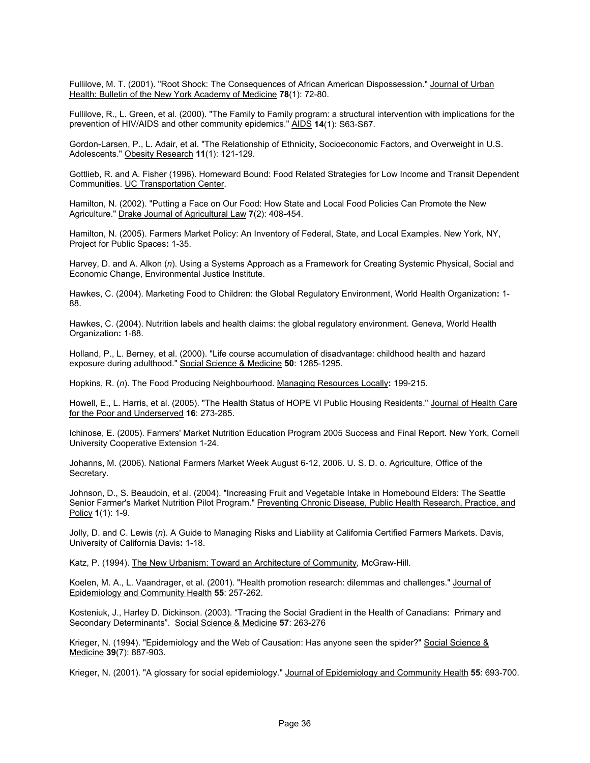Fullilove, M. T. (2001). "Root Shock: The Consequences of African American Dispossession." Journal of Urban Health: Bulletin of the New York Academy of Medicine **78**(1): 72-80.

Fullilove, R., L. Green, et al. (2000). "The Family to Family program: a structural intervention with implications for the prevention of HIV/AIDS and other community epidemics." AIDS **14**(1): S63-S67.

Gordon-Larsen, P., L. Adair, et al. "The Relationship of Ethnicity, Socioeconomic Factors, and Overweight in U.S. Adolescents." Obesity Research **11**(1): 121-129.

Gottlieb, R. and A. Fisher (1996). Homeward Bound: Food Related Strategies for Low Income and Transit Dependent Communities. UC Transportation Center.

Hamilton, N. (2002). "Putting a Face on Our Food: How State and Local Food Policies Can Promote the New Agriculture." Drake Journal of Agricultural Law **7**(2): 408-454.

Hamilton, N. (2005). Farmers Market Policy: An Inventory of Federal, State, and Local Examples. New York, NY, Project for Public Spaces**:** 1-35.

Harvey, D. and A. Alkon (*n*). Using a Systems Approach as a Framework for Creating Systemic Physical, Social and Economic Change, Environmental Justice Institute.

Hawkes, C. (2004). Marketing Food to Children: the Global Regulatory Environment, World Health Organization**:** 1-88.

Hawkes, C. (2004). Nutrition labels and health claims: the global regulatory environment. Geneva, World Health Organization**:** 1-88.

Holland, P., L. Berney, et al. (2000). "Life course accumulation of disadvantage: childhood health and hazard exposure during adulthood." Social Science & Medicine **50**: 1285-1295.

Hopkins, R. (*n*). The Food Producing Neighbourhood. Managing Resources Locally**:** 199-215.

Howell, E., L. Harris, et al. (2005). "The Health Status of HOPE VI Public Housing Residents." Journal of Health Care for the Poor and Underserved **16**: 273-285.

Ichinose, E. (2005). Farmers' Market Nutrition Education Program 2005 Success and Final Report. New York, Cornell University Cooperative Extension 1-24.

Johanns, M. (2006). National Farmers Market Week August 6-12, 2006. U. S. D. o. Agriculture, Office of the Secretary.

Johnson, D., S. Beaudoin, et al. (2004). "Increasing Fruit and Vegetable Intake in Homebound Elders: The Seattle Senior Farmer's Market Nutrition Pilot Program." Preventing Chronic Disease, Public Health Research, Practice, and Policy **1**(1): 1-9.

Jolly, D. and C. Lewis (*n*). A Guide to Managing Risks and Liability at California Certified Farmers Markets. Davis, University of California Davis**:** 1-18.

Katz, P. (1994). The New Urbanism: Toward an Architecture of Community, McGraw-Hill.

Koelen, M. A., L. Vaandrager, et al. (2001). "Health promotion research: dilemmas and challenges." Journal of Epidemiology and Community Health **55**: 257-262.

Kosteniuk, J., Harley D. Dickinson. (2003). "Tracing the Social Gradient in the Health of Canadians: Primary and Secondary Determinants". Social Science & Medicine **57**: 263-276

Krieger, N. (1994). "Epidemiology and the Web of Causation: Has anyone seen the spider?" Social Science & Medicine **39**(7): 887-903.

Krieger, N. (2001). "A glossary for social epidemiology." Journal of Epidemiology and Community Health **55**: 693-700.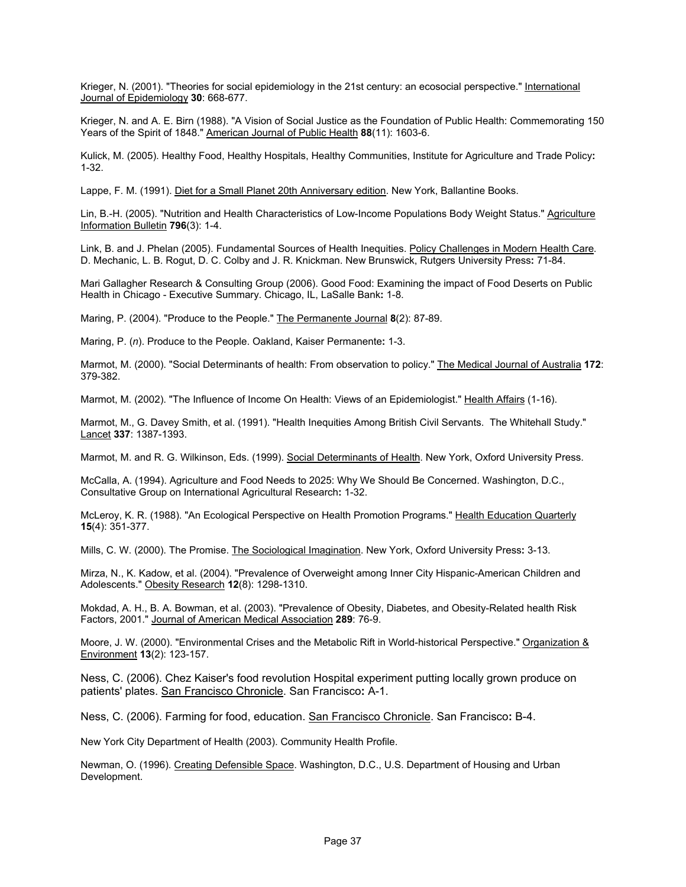Krieger, N. (2001). "Theories for social epidemiology in the 21st century: an ecosocial perspective." International Journal of Epidemiology **30**: 668-677.

Krieger, N. and A. E. Birn (1988). "A Vision of Social Justice as the Foundation of Public Health: Commemorating 150 Years of the Spirit of 1848." American Journal of Public Health **88**(11): 1603-6.

Kulick, M. (2005). Healthy Food, Healthy Hospitals, Healthy Communities, Institute for Agriculture and Trade Policy**:** 1-32.

Lappe, F. M. (1991). Diet for a Small Planet 20th Anniversary edition. New York, Ballantine Books.

Lin, B.-H. (2005). "Nutrition and Health Characteristics of Low-Income Populations Body Weight Status." Agriculture Information Bulletin **796**(3): 1-4.

Link, B. and J. Phelan (2005). Fundamental Sources of Health Inequities. Policy Challenges in Modern Health Care. D. Mechanic, L. B. Rogut, D. C. Colby and J. R. Knickman. New Brunswick, Rutgers University Press**:** 71-84.

Mari Gallagher Research & Consulting Group (2006). Good Food: Examining the impact of Food Deserts on Public Health in Chicago - Executive Summary. Chicago, IL, LaSalle Bank**:** 1-8.

Maring, P. (2004). "Produce to the People." The Permanente Journal **8**(2): 87-89.

Maring, P. (*n*). Produce to the People. Oakland, Kaiser Permanente**:** 1-3.

Marmot, M. (2000). "Social Determinants of health: From observation to policy." The Medical Journal of Australia **172**: 379-382.

Marmot, M. (2002). "The Influence of Income On Health: Views of an Epidemiologist." Health Affairs (1-16).

Marmot, M., G. Davey Smith, et al. (1991). "Health Inequities Among British Civil Servants. The Whitehall Study." Lancet **337**: 1387-1393.

Marmot, M. and R. G. Wilkinson, Eds. (1999). Social Determinants of Health. New York, Oxford University Press.

McCalla, A. (1994). Agriculture and Food Needs to 2025: Why We Should Be Concerned. Washington, D.C., Consultative Group on International Agricultural Research**:** 1-32.

McLeroy, K. R. (1988). "An Ecological Perspective on Health Promotion Programs." Health Education Quarterly **15**(4): 351-377.

Mills, C. W. (2000). The Promise. The Sociological Imagination. New York, Oxford University Press**:** 3-13.

Mirza, N., K. Kadow, et al. (2004). "Prevalence of Overweight among Inner City Hispanic-American Children and Adolescents." Obesity Research **12**(8): 1298-1310.

Mokdad, A. H., B. A. Bowman, et al. (2003). "Prevalence of Obesity, Diabetes, and Obesity-Related health Risk Factors, 2001." Journal of American Medical Association **289**: 76-9.

Moore, J. W. (2000). "Environmental Crises and the Metabolic Rift in World-historical Perspective." Organization & Environment **13**(2): 123-157.

Ness, C. (2006). Chez Kaiser's food revolution Hospital experiment putting locally grown produce on patients' plates. San Francisco Chronicle. San Francisco**:** A-1.

Ness, C. (2006). Farming for food, education. San Francisco Chronicle. San Francisco**:** B-4.

New York City Department of Health (2003). Community Health Profile.

Newman, O. (1996). Creating Defensible Space. Washington, D.C., U.S. Department of Housing and Urban Development.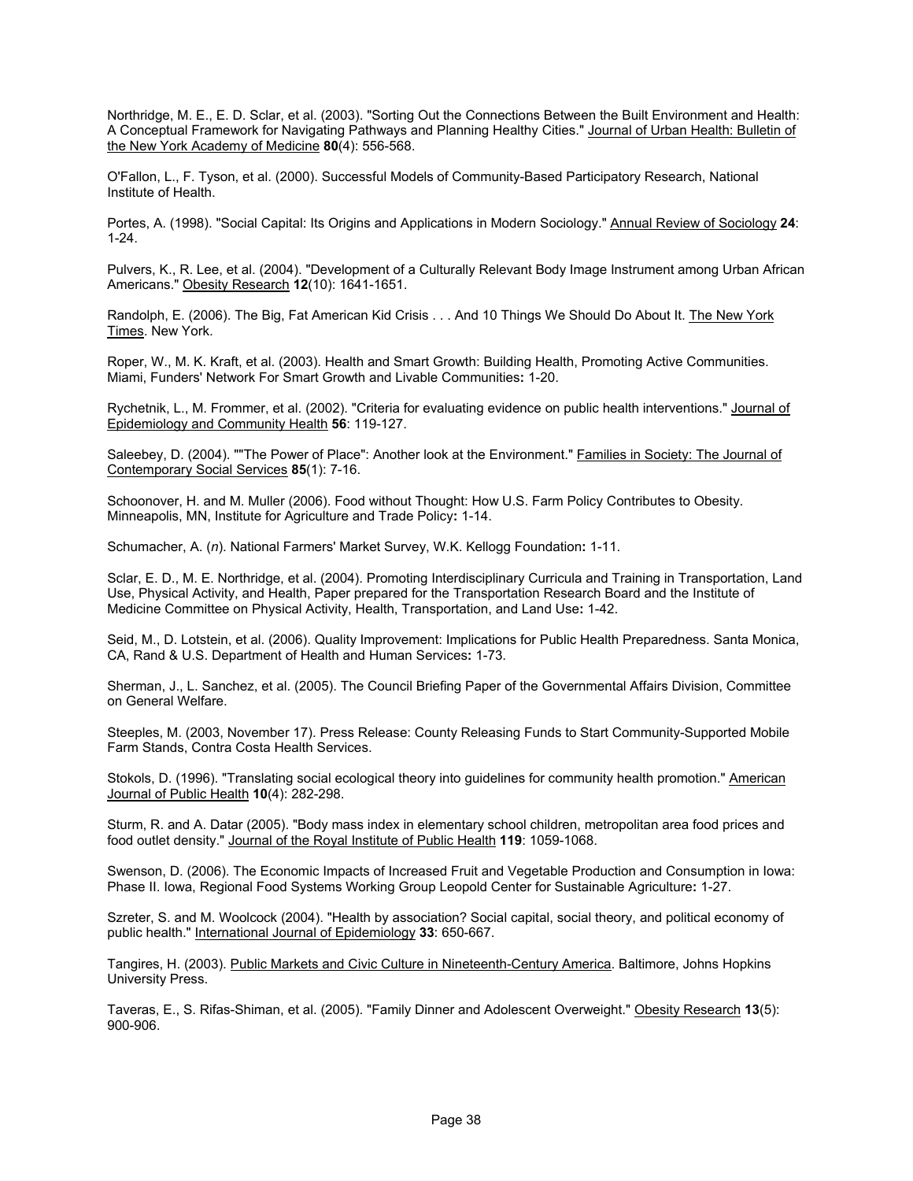Northridge, M. E., E. D. Sclar, et al. (2003). "Sorting Out the Connections Between the Built Environment and Health: A Conceptual Framework for Navigating Pathways and Planning Healthy Cities." Journal of Urban Health: Bulletin of the New York Academy of Medicine **80**(4): 556-568.

O'Fallon, L., F. Tyson, et al. (2000). Successful Models of Community-Based Participatory Research, National Institute of Health.

Portes, A. (1998). "Social Capital: Its Origins and Applications in Modern Sociology." Annual Review of Sociology **24**: 1-24.

Pulvers, K., R. Lee, et al. (2004). "Development of a Culturally Relevant Body Image Instrument among Urban African Americans." Obesity Research **12**(10): 1641-1651.

Randolph, E. (2006). The Big, Fat American Kid Crisis . . . And 10 Things We Should Do About It. The New York Times. New York.

Roper, W., M. K. Kraft, et al. (2003). Health and Smart Growth: Building Health, Promoting Active Communities. Miami, Funders' Network For Smart Growth and Livable Communities**:** 1-20.

Rychetnik, L., M. Frommer, et al. (2002). "Criteria for evaluating evidence on public health interventions." Journal of Epidemiology and Community Health **56**: 119-127.

Saleebey, D. (2004). ""The Power of Place": Another look at the Environment." Families in Society: The Journal of Contemporary Social Services **85**(1): 7-16.

Schoonover, H. and M. Muller (2006). Food without Thought: How U.S. Farm Policy Contributes to Obesity. Minneapolis, MN, Institute for Agriculture and Trade Policy**:** 1-14.

Schumacher, A. (*n*). National Farmers' Market Survey, W.K. Kellogg Foundation**:** 1-11.

Sclar, E. D., M. E. Northridge, et al. (2004). Promoting Interdisciplinary Curricula and Training in Transportation, Land Use, Physical Activity, and Health, Paper prepared for the Transportation Research Board and the Institute of Medicine Committee on Physical Activity, Health, Transportation, and Land Use**:** 1-42.

Seid, M., D. Lotstein, et al. (2006). Quality Improvement: Implications for Public Health Preparedness. Santa Monica, CA, Rand & U.S. Department of Health and Human Services**:** 1-73.

Sherman, J., L. Sanchez, et al. (2005). The Council Briefing Paper of the Governmental Affairs Division, Committee on General Welfare.

Steeples, M. (2003, November 17). Press Release: County Releasing Funds to Start Community-Supported Mobile Farm Stands, Contra Costa Health Services.

Stokols, D. (1996). "Translating social ecological theory into guidelines for community health promotion." American Journal of Public Health **10**(4): 282-298.

Sturm, R. and A. Datar (2005). "Body mass index in elementary school children, metropolitan area food prices and food outlet density." Journal of the Royal Institute of Public Health **119**: 1059-1068.

Swenson, D. (2006). The Economic Impacts of Increased Fruit and Vegetable Production and Consumption in Iowa: Phase II. Iowa, Regional Food Systems Working Group Leopold Center for Sustainable Agriculture**:** 1-27.

Szreter, S. and M. Woolcock (2004). "Health by association? Social capital, social theory, and political economy of public health." International Journal of Epidemiology **33**: 650-667.

Tangires, H. (2003). Public Markets and Civic Culture in Nineteenth-Century America. Baltimore, Johns Hopkins University Press.

Taveras, E., S. Rifas-Shiman, et al. (2005). "Family Dinner and Adolescent Overweight." Obesity Research **13**(5): 900-906.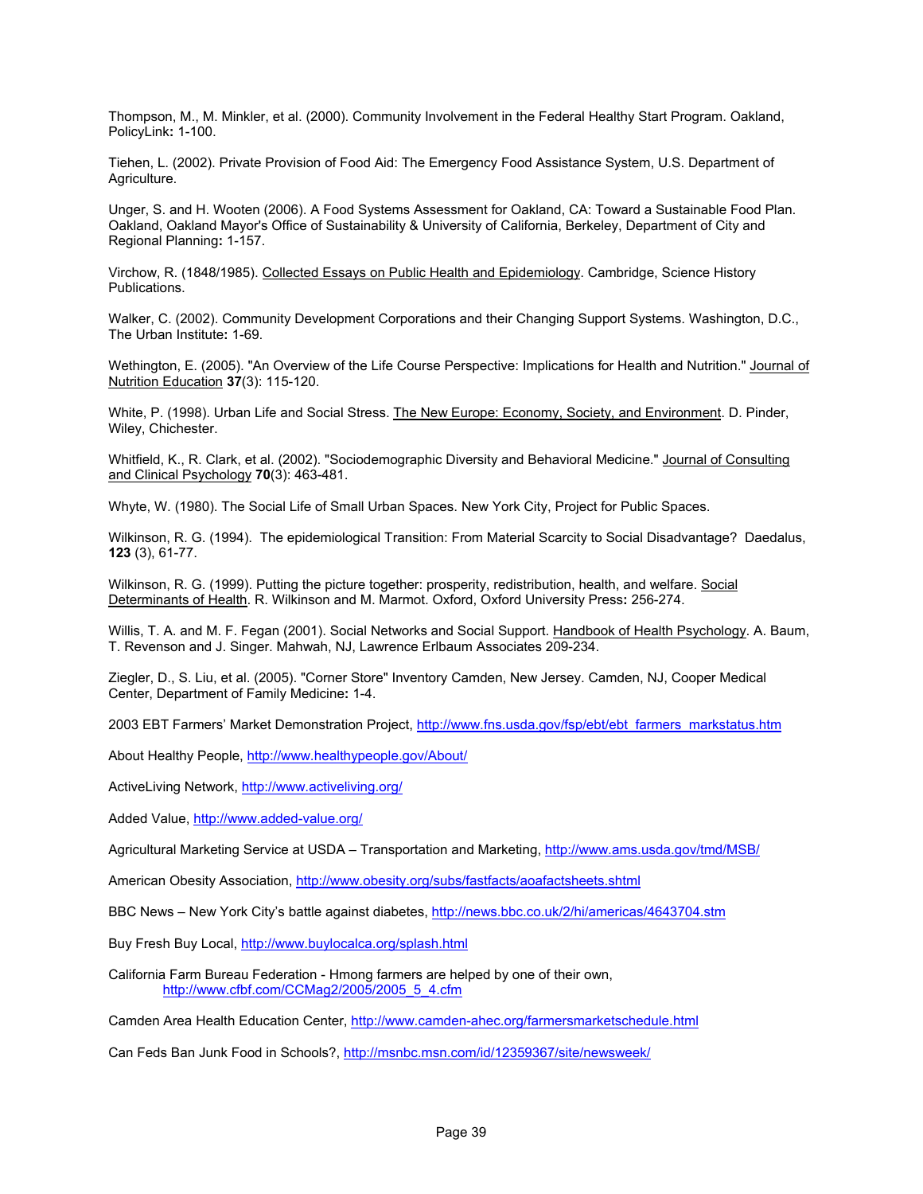Thompson, M., M. Minkler, et al. (2000). Community Involvement in the Federal Healthy Start Program. Oakland, PolicyLink**:** 1-100.

Tiehen, L. (2002). Private Provision of Food Aid: The Emergency Food Assistance System, U.S. Department of Agriculture.

Unger, S. and H. Wooten (2006). A Food Systems Assessment for Oakland, CA: Toward a Sustainable Food Plan. Oakland, Oakland Mayor's Office of Sustainability & University of California, Berkeley, Department of City and Regional Planning**:** 1-157.

Virchow, R. (1848/1985). Collected Essays on Public Health and Epidemiology. Cambridge, Science History Publications.

Walker, C. (2002). Community Development Corporations and their Changing Support Systems. Washington, D.C., The Urban Institute**:** 1-69.

Wethington, E. (2005). "An Overview of the Life Course Perspective: Implications for Health and Nutrition." Journal of Nutrition Education **37**(3): 115-120.

White, P. (1998). Urban Life and Social Stress. The New Europe: Economy, Society, and Environment. D. Pinder, Wiley, Chichester.

Whitfield, K., R. Clark, et al. (2002). "Sociodemographic Diversity and Behavioral Medicine." Journal of Consulting and Clinical Psychology **70**(3): 463-481.

Whyte, W. (1980). The Social Life of Small Urban Spaces. New York City, Project for Public Spaces.

Wilkinson, R. G. (1994). The epidemiological Transition: From Material Scarcity to Social Disadvantage? Daedalus, **123** (3), 61-77.

Wilkinson, R. G. (1999). Putting the picture together: prosperity, redistribution, health, and welfare. Social Determinants of Health. R. Wilkinson and M. Marmot. Oxford, Oxford University Press**:** 256-274.

Willis, T. A. and M. F. Fegan (2001). Social Networks and Social Support. Handbook of Health Psychology. A. Baum, T. Revenson and J. Singer. Mahwah, NJ, Lawrence Erlbaum Associates 209-234.

Ziegler, D., S. Liu, et al. (2005). "Corner Store" Inventory Camden, New Jersey. Camden, NJ, Cooper Medical Center, Department of Family Medicine**:** 1-4.

2003 EBT Farmers' Market Demonstration Project, http://www.fns.usda.gov/fsp/ebt/ebt_farmers_markstatus.htm

About Healthy People, http://www.healthypeople.gov/About/

ActiveLiving Network, http://www.activeliving.org/

Added Value, http://www.added-value.org/

Agricultural Marketing Service at USDA – Transportation and Marketing, http://www.ams.usda.gov/tmd/MSB/

American Obesity Association, http://www.obesity.org/subs/fastfacts/aoafactsheets.shtml

BBC News – New York City's battle against diabetes, http://news.bbc.co.uk/2/hi/americas/4643704.stm

Buy Fresh Buy Local, http://www.buylocalca.org/splash.html

California Farm Bureau Federation - Hmong farmers are helped by one of their own, http://www.cfbf.com/CCMag2/2005/2005_5_4.cfm

Camden Area Health Education Center, http://www.camden-ahec.org/farmersmarketschedule.html

Can Feds Ban Junk Food in Schools?, http://msnbc.msn.com/id/12359367/site/newsweek/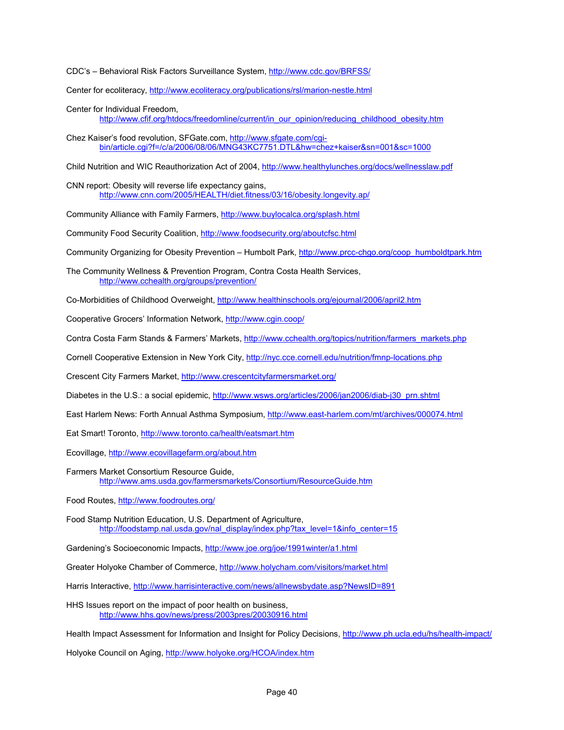CDC's – Behavioral Risk Factors Surveillance System, http://www.cdc.gov/BRFSS/

Center for ecoliteracy, http://www.ecoliteracy.org/publications/rsl/marion-nestle.html

Center for Individual Freedom,
http://www.cfif.org/htdocs/freedomline/current/in_our_opinion/reducing_childhood_obesity.htm

Chez Kaiser's food revolution, SFGate.com, http://www.sfgate.com/cgi-bin/article.cgi?f=/c/a/2006/08/06/MNG43KC7751.DTL&hw=chez+kaiser&sn=001&sc=1000

Child Nutrition and WIC Reauthorization Act of 2004, http://www.healthylunches.org/docs/wellnesslaw.pdf

CNN report: Obesity will reverse life expectancy gains,
http://www.cnn.com/2005/HEALTH/diet.fitness/03/16/obesity.longevity.ap/

Community Alliance with Family Farmers, http://www.buylocalca.org/splash.html

Community Food Security Coalition, http://www.foodsecurity.org/aboutcfsc.html

Community Organizing for Obesity Prevention – Humbolt Park, http://www.prcc-chgo.org/coop_humboldtpark.htm

The Community Wellness & Prevention Program, Contra Costa Health Services,
http://www.cchealth.org/groups/prevention/

Co-Morbidities of Childhood Overweight, http://www.healthinschools.org/ejournal/2006/april2.htm

Cooperative Grocers' Information Network, http://www.cgin.coop/

Contra Costa Farm Stands & Farmers' Markets, http://www.cchealth.org/topics/nutrition/farmers_markets.php

Cornell Cooperative Extension in New York City, http://nyc.cce.cornell.edu/nutrition/fmnp-locations.php

Crescent City Farmers Market, http://www.crescentcityfarmersmarket.org/

Diabetes in the U.S.: a social epidemic, http://www.wsws.org/articles/2006/jan2006/diab-j30_prn.shtml

East Harlem News: Forth Annual Asthma Symposium, http://www.east-harlem.com/mt/archives/000074.html

Eat Smart! Toronto, http://www.toronto.ca/health/eatsmart.htm

Ecovillage, http://www.ecovillagefarm.org/about.htm

Farmers Market Consortium Resource Guide,
http://www.ams.usda.gov/farmersmarkets/Consortium/ResourceGuide.htm

Food Routes, http://www.foodroutes.org/

Food Stamp Nutrition Education, U.S. Department of Agriculture,
http://foodstamp.nal.usda.gov/nal_display/index.php?tax_level=1&info_center=15

Gardening's Socioeconomic Impacts, http://www.joe.org/joe/1991winter/a1.html

Greater Holyoke Chamber of Commerce, http://www.holycham.com/visitors/market.html

Harris Interactive, http://www.harrisinteractive.com/news/allnewsbydate.asp?NewsID=891

HHS Issues report on the impact of poor health on business,
http://www.hhs.gov/news/press/2003pres/20030916.html

Health Impact Assessment for Information and Insight for Policy Decisions, http://www.ph.ucla.edu/hs/health-impact/

Holyoke Council on Aging, http://www.holyoke.org/HCOA/index.htm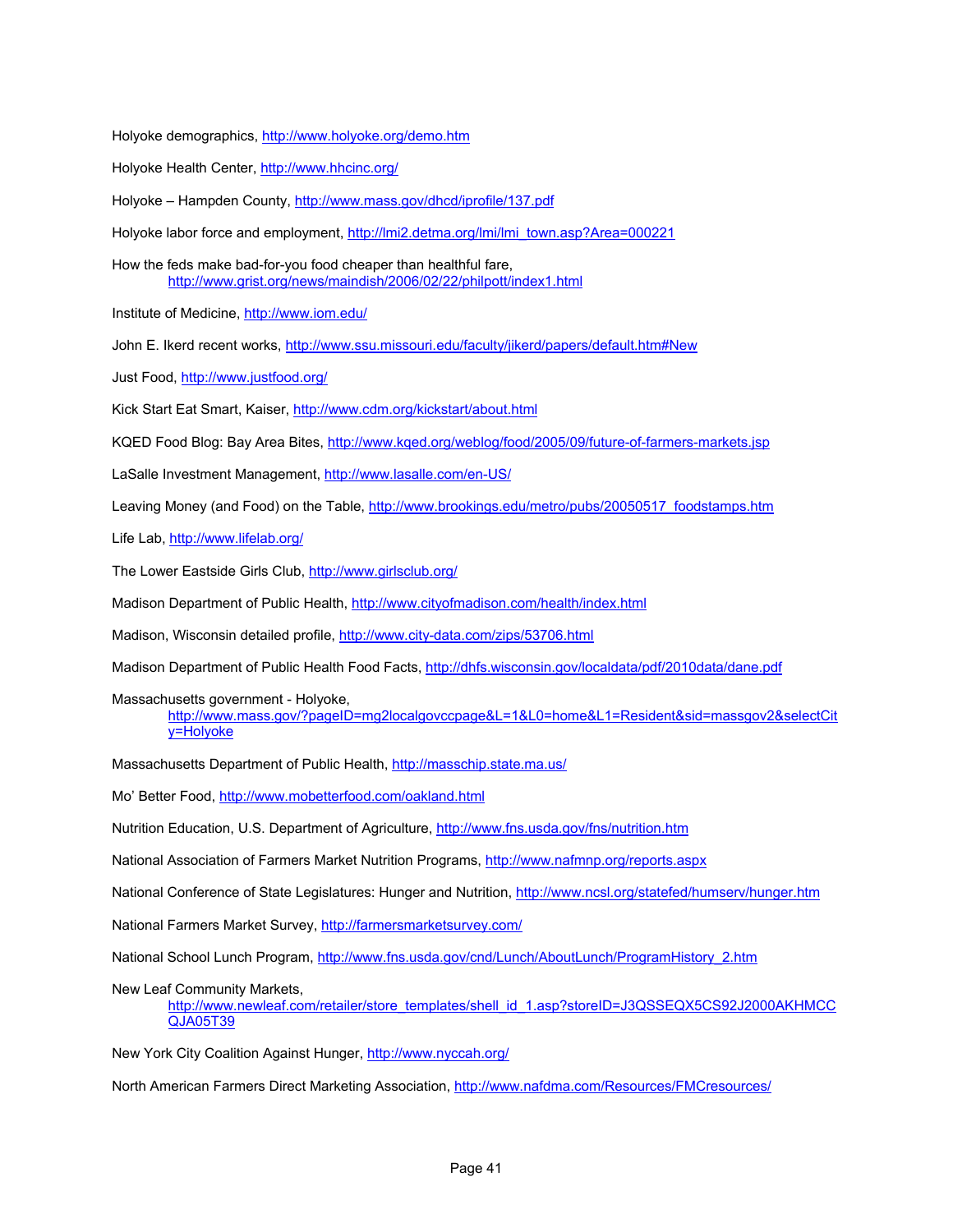Holyoke demographics, http://www.holyoke.org/demo.htm

Holyoke Health Center, http://www.hhcinc.org/

Holyoke – Hampden County, http://www.mass.gov/dhcd/iprofile/137.pdf

Holyoke labor force and employment, http://lmi2.detma.org/lmi/lmi_town.asp?Area=000221

How the feds make bad-for-you food cheaper than healthful fare, http://www.grist.org/news/maindish/2006/02/22/philpott/index1.html

Institute of Medicine, http://www.iom.edu/

John E. Ikerd recent works, http://www.ssu.missouri.edu/faculty/jikerd/papers/default.htm#New

Just Food, http://www.justfood.org/

Kick Start Eat Smart, Kaiser, http://www.cdm.org/kickstart/about.html

KQED Food Blog: Bay Area Bites, http://www.kqed.org/weblog/food/2005/09/future-of-farmers-markets.jsp

LaSalle Investment Management, http://www.lasalle.com/en-US/

Leaving Money (and Food) on the Table, http://www.brookings.edu/metro/pubs/20050517_foodstamps.htm

Life Lab, http://www.lifelab.org/

The Lower Eastside Girls Club, http://www.girlsclub.org/

Madison Department of Public Health, http://www.cityofmadison.com/health/index.html

Madison, Wisconsin detailed profile, http://www.city-data.com/zips/53706.html

Madison Department of Public Health Food Facts, http://dhfs.wisconsin.gov/localdata/pdf/2010data/dane.pdf

Massachusetts government - Holyoke, http://www.mass.gov/?pageID=mg2localgovccpage&L=1&L0=home&L1=Resident&sid=massgov2&selectCity=Holyoke

Massachusetts Department of Public Health, http://masschip.state.ma.us/

Mo' Better Food, http://www.mobetterfood.com/oakland.html

Nutrition Education, U.S. Department of Agriculture, http://www.fns.usda.gov/fns/nutrition.htm

National Association of Farmers Market Nutrition Programs, http://www.nafmnp.org/reports.aspx

National Conference of State Legislatures: Hunger and Nutrition, http://www.ncsl.org/statefed/humserv/hunger.htm

National Farmers Market Survey, http://farmersmarketsurvey.com/

National School Lunch Program, http://www.fns.usda.gov/cnd/Lunch/AboutLunch/ProgramHistory_2.htm

New Leaf Community Markets, http://www.newleaf.com/retailer/store_templates/shell_id_1.asp?storeID=J3QSSEQX5CS92J2000AKHMCCQJA05T39

New York City Coalition Against Hunger, http://www.nyccah.org/

North American Farmers Direct Marketing Association, http://www.nafdma.com/Resources/FMCresources/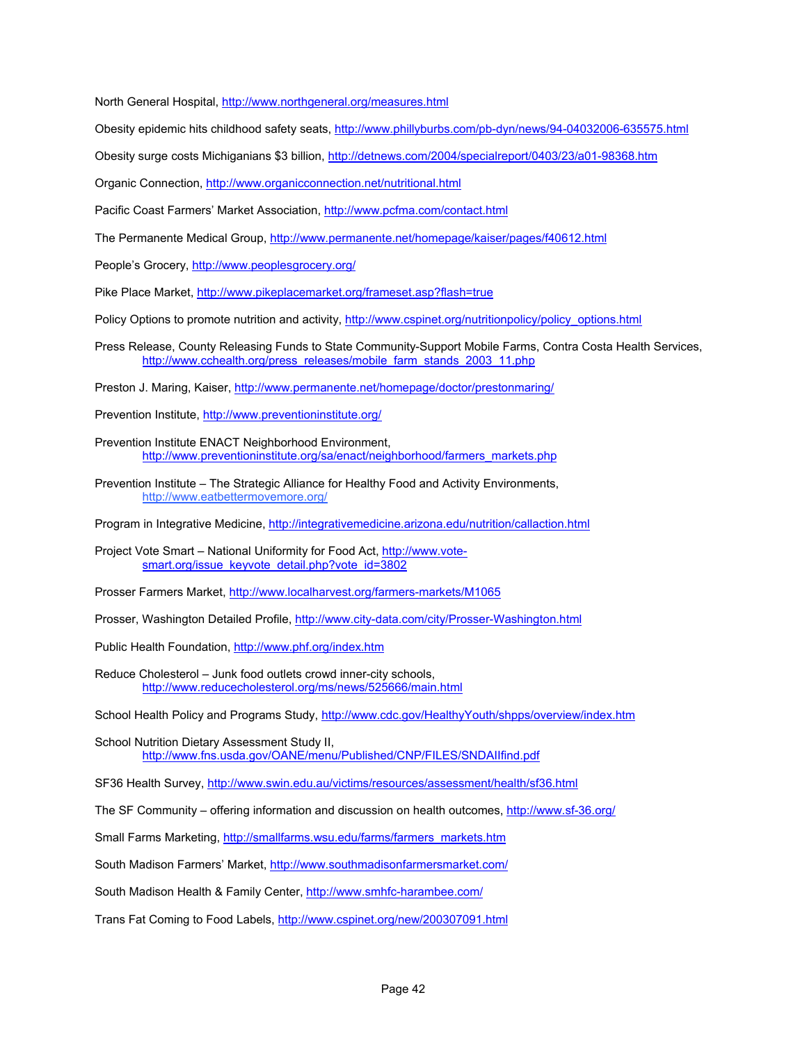North General Hospital, http://www.northgeneral.org/measures.html

Obesity epidemic hits childhood safety seats, http://www.phillyburbs.com/pb-dyn/news/94-04032006-635575.html

Obesity surge costs Michiganians $3 billion, http://detnews.com/2004/specialreport/0403/23/a01-98368.htm

Organic Connection, http://www.organicconnection.net/nutritional.html

Pacific Coast Farmers' Market Association, http://www.pcfma.com/contact.html

The Permanente Medical Group, http://www.permanente.net/homepage/kaiser/pages/f40612.html

People's Grocery, http://www.peoplesgrocery.org/

Pike Place Market, http://www.pikeplacemarket.org/frameset.asp?flash=true

Policy Options to promote nutrition and activity, http://www.cspinet.org/nutritionpolicy/policy_options.html

Press Release, County Releasing Funds to State Community-Support Mobile Farms, Contra Costa Health Services, http://www.cchealth.org/press_releases/mobile_farm_stands_2003_11.php

Preston J. Maring, Kaiser, http://www.permanente.net/homepage/doctor/prestonmaring/

Prevention Institute, http://www.preventioninstitute.org/

Prevention Institute ENACT Neighborhood Environment, http://www.preventioninstitute.org/sa/enact/neighborhood/farmers_markets.php

Prevention Institute – The Strategic Alliance for Healthy Food and Activity Environments, http://www.eatbettermovemore.org/

Program in Integrative Medicine, http://integrativemedicine.arizona.edu/nutrition/callaction.html

Project Vote Smart – National Uniformity for Food Act, http://www.vote-smart.org/issue_keyvote_detail.php?vote_id=3802

Prosser Farmers Market, http://www.localharvest.org/farmers-markets/M1065

Prosser, Washington Detailed Profile, http://www.city-data.com/city/Prosser-Washington.html

Public Health Foundation, http://www.phf.org/index.htm

Reduce Cholesterol – Junk food outlets crowd inner-city schools, http://www.reducecholesterol.org/ms/news/525666/main.html

School Health Policy and Programs Study, http://www.cdc.gov/HealthyYouth/shpps/overview/index.htm

School Nutrition Dietary Assessment Study II, http://www.fns.usda.gov/OANE/menu/Published/CNP/FILES/SNDAIIfind.pdf

SF36 Health Survey, http://www.swin.edu.au/victims/resources/assessment/health/sf36.html

The SF Community – offering information and discussion on health outcomes, http://www.sf-36.org/

Small Farms Marketing, http://smallfarms.wsu.edu/farms/farmers_markets.htm

South Madison Farmers' Market, http://www.southmadisonfarmersmarket.com/

South Madison Health & Family Center, http://www.smhfc-harambee.com/

Trans Fat Coming to Food Labels, http://www.cspinet.org/new/200307091.html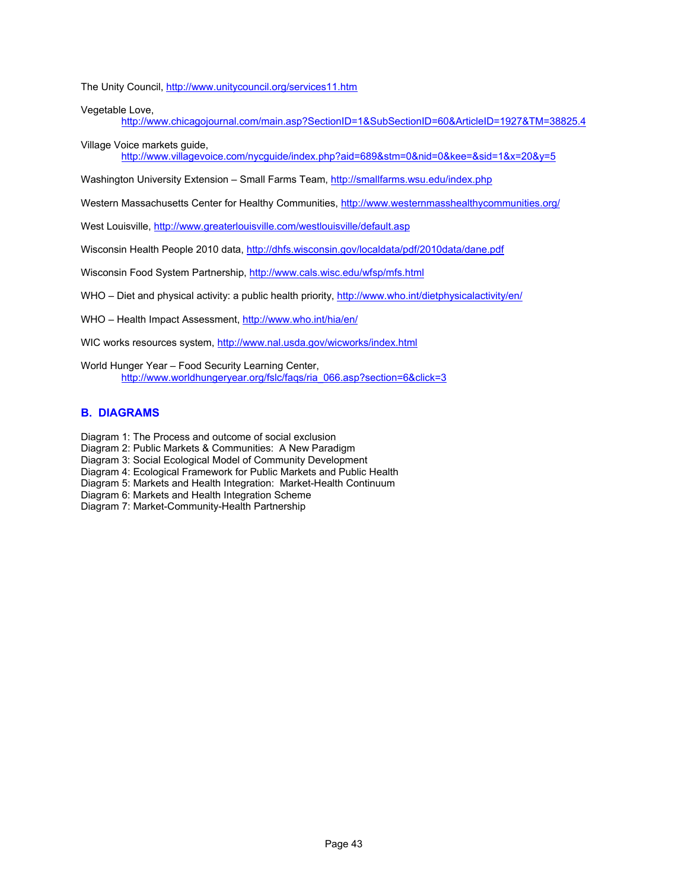The Unity Council, http://www.unitycouncil.org/services11.htm

Vegetable Love,
    http://www.chicagojournal.com/main.asp?SectionID=1&SubSectionID=60&ArticleID=1927&TM=38825.4

Village Voice markets guide,
    http://www.villagevoice.com/nycguide/index.php?aid=689&stm=0&nid=0&kee=&sid=1&x=20&y=5

Washington University Extension – Small Farms Team, http://smallfarms.wsu.edu/index.php

Western Massachusetts Center for Healthy Communities, http://www.westernmasshealthycommunities.org/

West Louisville, http://www.greaterlouisville.com/westlouisville/default.asp

Wisconsin Health People 2010 data, http://dhfs.wisconsin.gov/localdata/pdf/2010data/dane.pdf

Wisconsin Food System Partnership, http://www.cals.wisc.edu/wfsp/mfs.html

WHO – Diet and physical activity: a public health priority, http://www.who.int/dietphysicalactivity/en/

WHO – Health Impact Assessment, http://www.who.int/hia/en/

WIC works resources system, http://www.nal.usda.gov/wicworks/index.html

World Hunger Year – Food Security Learning Center,
    http://www.worldhungeryear.org/fslc/faqs/ria_066.asp?section=6&click=3

## B. DIAGRAMS

Diagram 1: The Process and outcome of social exclusion
Diagram 2: Public Markets & Communities: A New Paradigm
Diagram 3: Social Ecological Model of Community Development
Diagram 4: Ecological Framework for Public Markets and Public Health
Diagram 5: Markets and Health Integration: Market-Health Continuum
Diagram 6: Markets and Health Integration Scheme
Diagram 7: Market-Community-Health Partnership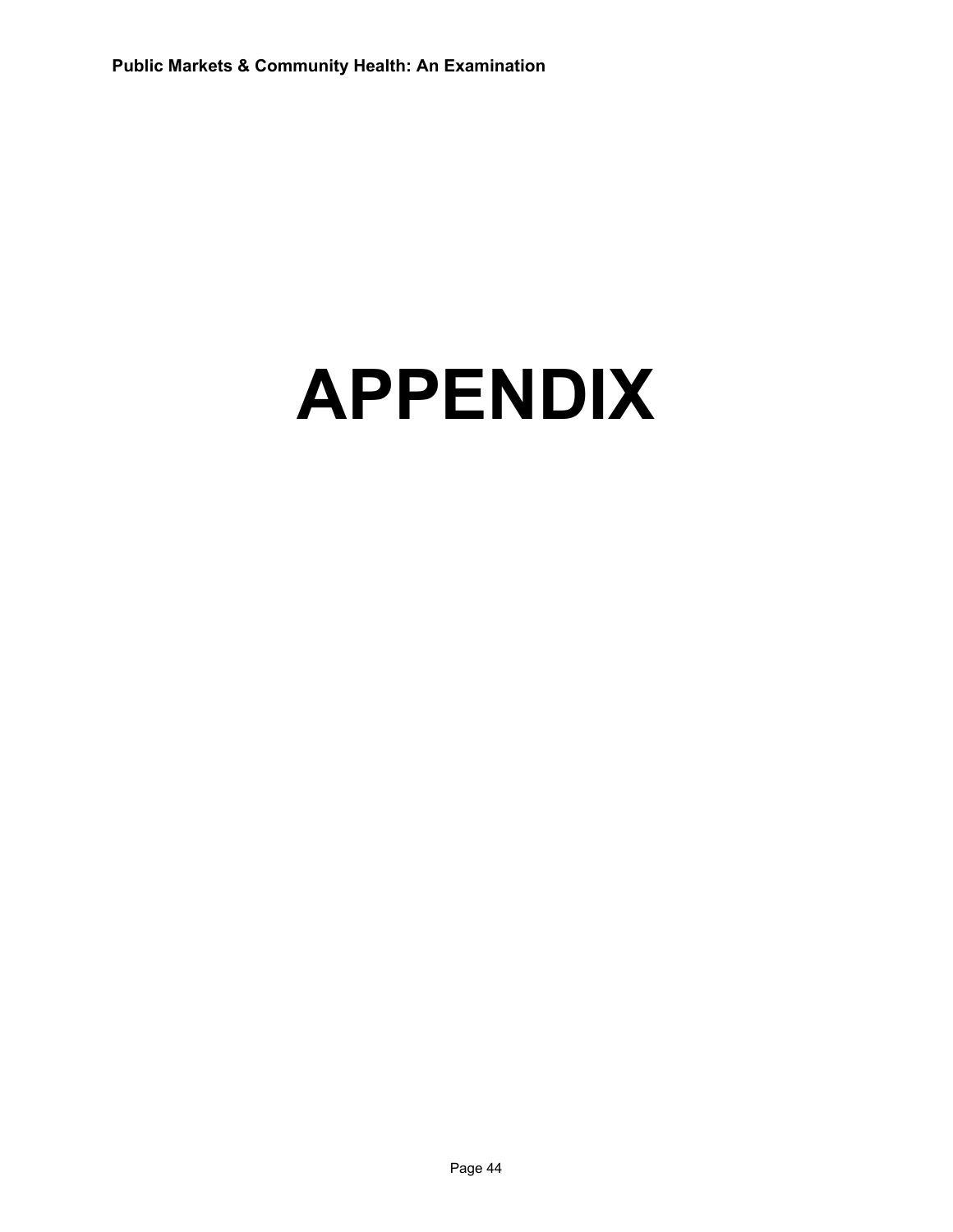# APPENDIX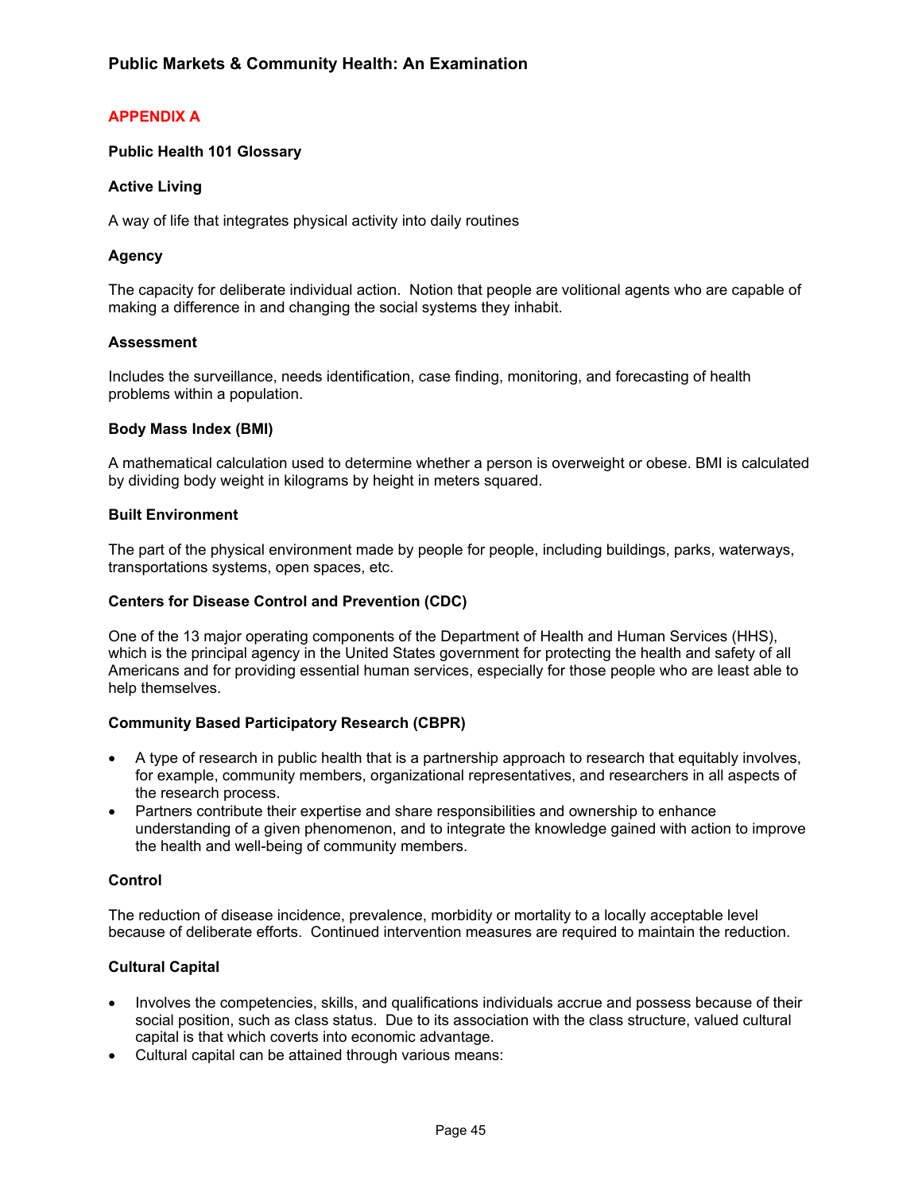## APPENDIX A

### Public Health 101 Glossary

**Active Living**

A way of life that integrates physical activity into daily routines

**Agency**

The capacity for deliberate individual action. Notion that people are volitional agents who are capable of making a difference in and changing the social systems they inhabit.

**Assessment**

Includes the surveillance, needs identification, case finding, monitoring, and forecasting of health problems within a population.

**Body Mass Index (BMI)**

A mathematical calculation used to determine whether a person is overweight or obese. BMI is calculated by dividing body weight in kilograms by height in meters squared.

**Built Environment**

The part of the physical environment made by people for people, including buildings, parks, waterways, transportations systems, open spaces, etc.

**Centers for Disease Control and Prevention (CDC)**

One of the 13 major operating components of the Department of Health and Human Services (HHS), which is the principal agency in the United States government for protecting the health and safety of all Americans and for providing essential human services, especially for those people who are least able to help themselves.

**Community Based Participatory Research (CBPR)**

- A type of research in public health that is a partnership approach to research that equitably involves, for example, community members, organizational representatives, and researchers in all aspects of the research process.
- Partners contribute their expertise and share responsibilities and ownership to enhance understanding of a given phenomenon, and to integrate the knowledge gained with action to improve the health and well-being of community members.

**Control**

The reduction of disease incidence, prevalence, morbidity or mortality to a locally acceptable level because of deliberate efforts. Continued intervention measures are required to maintain the reduction.

**Cultural Capital**

- Involves the competencies, skills, and qualifications individuals accrue and possess because of their social position, such as class status. Due to its association with the class structure, valued cultural capital is that which coverts into economic advantage.
- Cultural capital can be attained through various means: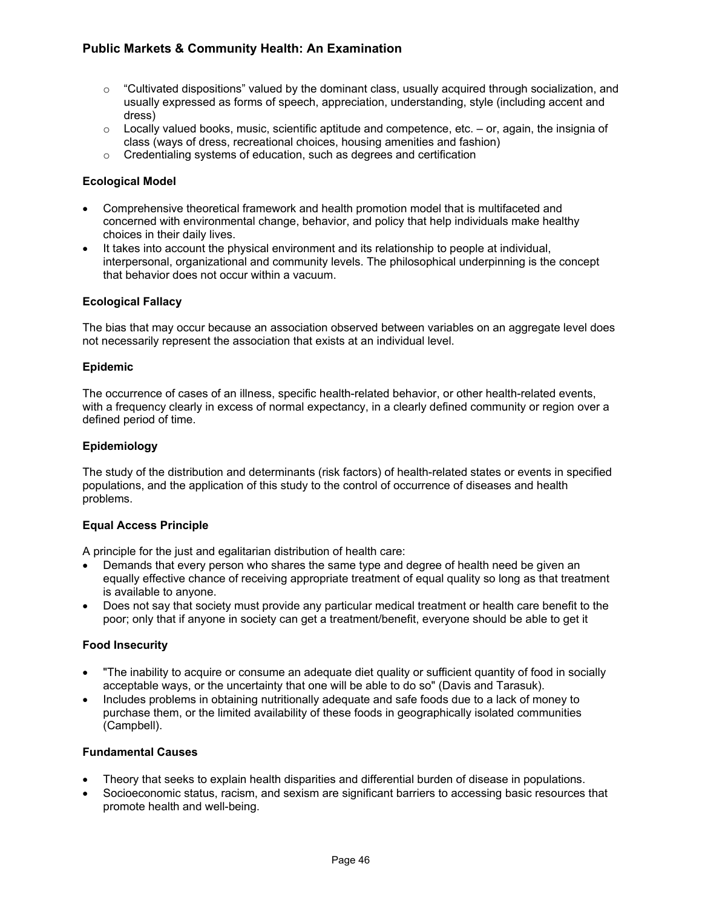- "Cultivated dispositions" valued by the dominant class, usually acquired through socialization, and usually expressed as forms of speech, appreciation, understanding, style (including accent and dress)
- Locally valued books, music, scientific aptitude and competence, etc. – or, again, the insignia of class (ways of dress, recreational choices, housing amenities and fashion)
- Credentialing systems of education, such as degrees and certification

**Ecological Model**

- Comprehensive theoretical framework and health promotion model that is multifaceted and concerned with environmental change, behavior, and policy that help individuals make healthy choices in their daily lives.
- It takes into account the physical environment and its relationship to people at individual, interpersonal, organizational and community levels. The philosophical underpinning is the concept that behavior does not occur within a vacuum.

**Ecological Fallacy**

The bias that may occur because an association observed between variables on an aggregate level does not necessarily represent the association that exists at an individual level.

**Epidemic**

The occurrence of cases of an illness, specific health-related behavior, or other health-related events, with a frequency clearly in excess of normal expectancy, in a clearly defined community or region over a defined period of time.

**Epidemiology**

The study of the distribution and determinants (risk factors) of health-related states or events in specified populations, and the application of this study to the control of occurrence of diseases and health problems.

**Equal Access Principle**

A principle for the just and egalitarian distribution of health care:

- Demands that every person who shares the same type and degree of health need be given an equally effective chance of receiving appropriate treatment of equal quality so long as that treatment is available to anyone.
- Does not say that society must provide any particular medical treatment or health care benefit to the poor; only that if anyone in society can get a treatment/benefit, everyone should be able to get it

**Food Insecurity**

- "The inability to acquire or consume an adequate diet quality or sufficient quantity of food in socially acceptable ways, or the uncertainty that one will be able to do so" (Davis and Tarasuk).
- Includes problems in obtaining nutritionally adequate and safe foods due to a lack of money to purchase them, or the limited availability of these foods in geographically isolated communities (Campbell).

**Fundamental Causes**

- Theory that seeks to explain health disparities and differential burden of disease in populations.
- Socioeconomic status, racism, and sexism are significant barriers to accessing basic resources that promote health and well-being.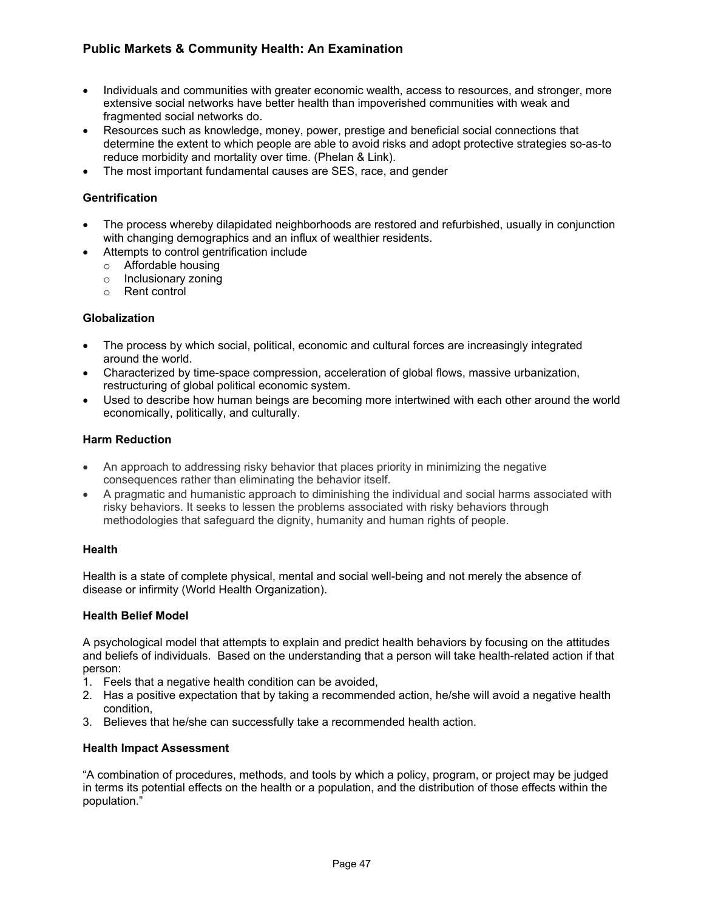- Individuals and communities with greater economic wealth, access to resources, and stronger, more extensive social networks have better health than impoverished communities with weak and fragmented social networks do.
- Resources such as knowledge, money, power, prestige and beneficial social connections that determine the extent to which people are able to avoid risks and adopt protective strategies so-as-to reduce morbidity and mortality over time. (Phelan & Link).
- The most important fundamental causes are SES, race, and gender

**Gentrification**

- The process whereby dilapidated neighborhoods are restored and refurbished, usually in conjunction with changing demographics and an influx of wealthier residents.
- Attempts to control gentrification include
  - Affordable housing
  - Inclusionary zoning
  - Rent control

**Globalization**

- The process by which social, political, economic and cultural forces are increasingly integrated around the world.
- Characterized by time-space compression, acceleration of global flows, massive urbanization, restructuring of global political economic system.
- Used to describe how human beings are becoming more intertwined with each other around the world economically, politically, and culturally.

**Harm Reduction**

- An approach to addressing risky behavior that places priority in minimizing the negative consequences rather than eliminating the behavior itself.
- A pragmatic and humanistic approach to diminishing the individual and social harms associated with risky behaviors. It seeks to lessen the problems associated with risky behaviors through methodologies that safeguard the dignity, humanity and human rights of people.

**Health**

Health is a state of complete physical, mental and social well-being and not merely the absence of disease or infirmity (World Health Organization).

**Health Belief Model**

A psychological model that attempts to explain and predict health behaviors by focusing on the attitudes and beliefs of individuals. Based on the understanding that a person will take health-related action if that person:

1. Feels that a negative health condition can be avoided,
2. Has a positive expectation that by taking a recommended action, he/she will avoid a negative health condition,
3. Believes that he/she can successfully take a recommended health action.

**Health Impact Assessment**

"A combination of procedures, methods, and tools by which a policy, program, or project may be judged in terms its potential effects on the health or a population, and the distribution of those effects within the population."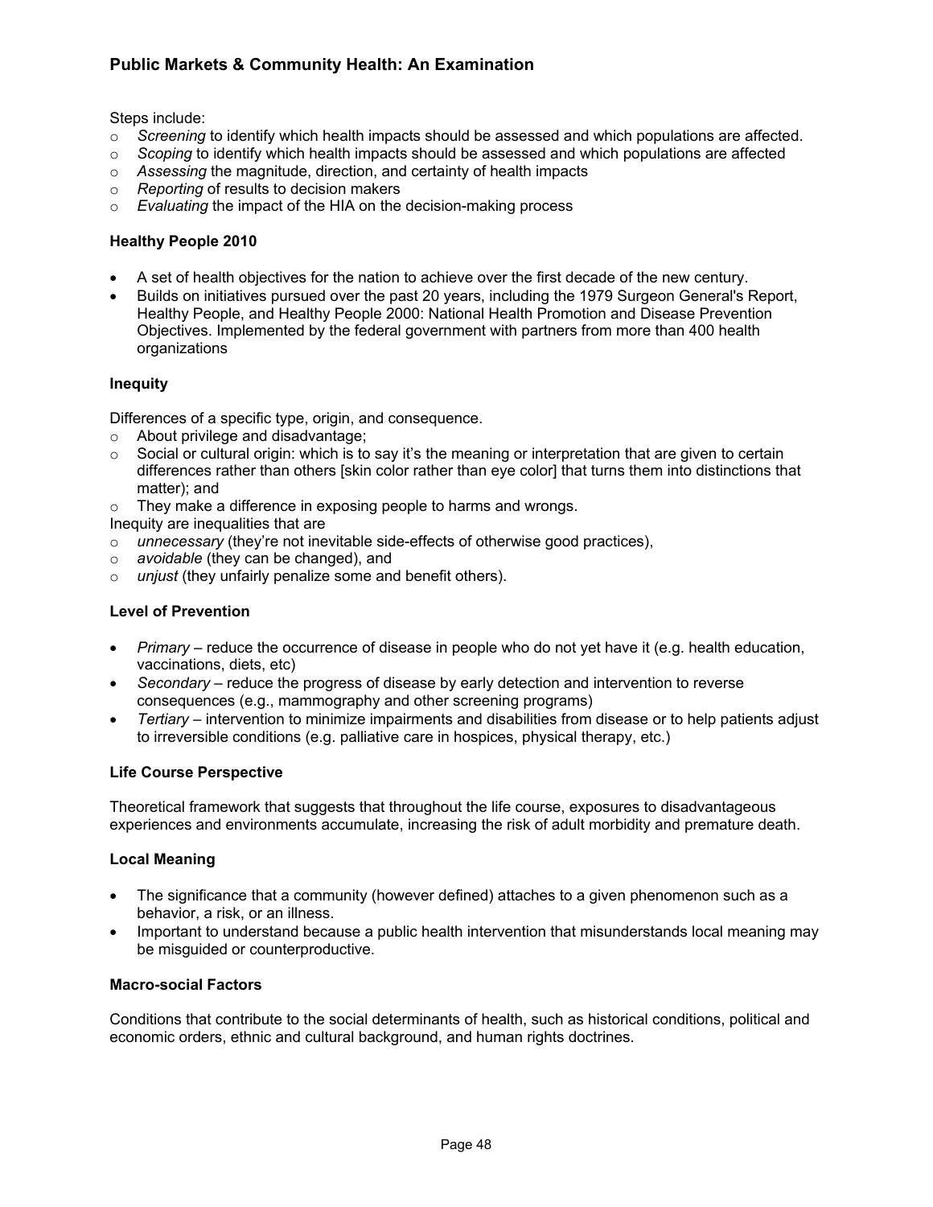Steps include:

- *Screening* to identify which health impacts should be assessed and which populations are affected.
- *Scoping* to identify which health impacts should be assessed and which populations are affected
- *Assessing* the magnitude, direction, and certainty of health impacts
- *Reporting* of results to decision makers
- *Evaluating* the impact of the HIA on the decision-making process

**Healthy People 2010**

- A set of health objectives for the nation to achieve over the first decade of the new century.
- Builds on initiatives pursued over the past 20 years, including the 1979 Surgeon General's Report, Healthy People, and Healthy People 2000: National Health Promotion and Disease Prevention Objectives. Implemented by the federal government with partners from more than 400 health organizations

**Inequity**

Differences of a specific type, origin, and consequence.

- About privilege and disadvantage;
- Social or cultural origin: which is to say it's the meaning or interpretation that are given to certain differences rather than others [skin color rather than eye color] that turns them into distinctions that matter); and
- They make a difference in exposing people to harms and wrongs.

Inequity are inequalities that are

- *unnecessary* (they're not inevitable side-effects of otherwise good practices),
- *avoidable* (they can be changed), and
- *unjust* (they unfairly penalize some and benefit others).

**Level of Prevention**

- *Primary* – reduce the occurrence of disease in people who do not yet have it (e.g. health education, vaccinations, diets, etc)
- *Secondary* – reduce the progress of disease by early detection and intervention to reverse consequences (e.g., mammography and other screening programs)
- *Tertiary* – intervention to minimize impairments and disabilities from disease or to help patients adjust to irreversible conditions (e.g. palliative care in hospices, physical therapy, etc.)

**Life Course Perspective**

Theoretical framework that suggests that throughout the life course, exposures to disadvantageous experiences and environments accumulate, increasing the risk of adult morbidity and premature death.

**Local Meaning**

- The significance that a community (however defined) attaches to a given phenomenon such as a behavior, a risk, or an illness.
- Important to understand because a public health intervention that misunderstands local meaning may be misguided or counterproductive.

**Macro-social Factors**

Conditions that contribute to the social determinants of health, such as historical conditions, political and economic orders, ethnic and cultural background, and human rights doctrines.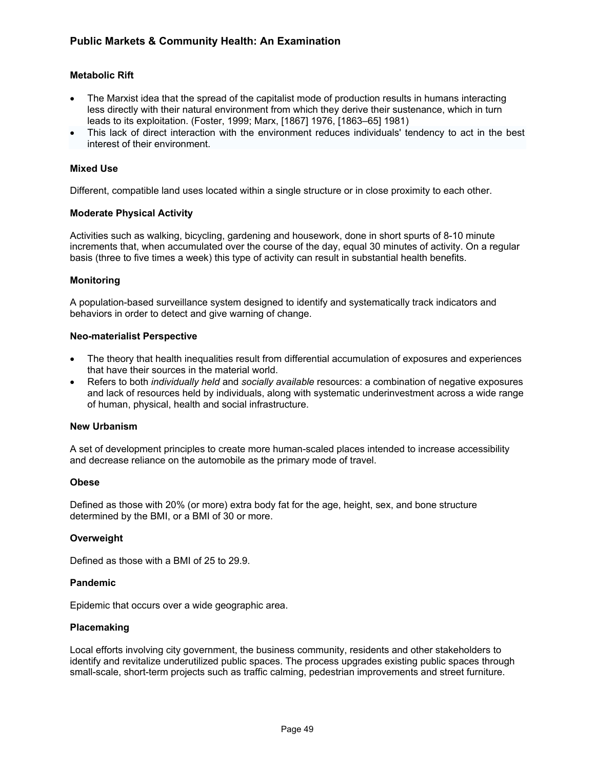**Metabolic Rift**

- The Marxist idea that the spread of the capitalist mode of production results in humans interacting less directly with their natural environment from which they derive their sustenance, which in turn leads to its exploitation. (Foster, 1999; Marx, [1867] 1976, [1863–65] 1981)
- This lack of direct interaction with the environment reduces individuals' tendency to act in the best interest of their environment.

**Mixed Use**

Different, compatible land uses located within a single structure or in close proximity to each other.

**Moderate Physical Activity**

Activities such as walking, bicycling, gardening and housework, done in short spurts of 8-10 minute increments that, when accumulated over the course of the day, equal 30 minutes of activity. On a regular basis (three to five times a week) this type of activity can result in substantial health benefits.

**Monitoring**

A population-based surveillance system designed to identify and systematically track indicators and behaviors in order to detect and give warning of change.

**Neo-materialist Perspective**

- The theory that health inequalities result from differential accumulation of exposures and experiences that have their sources in the material world.
- Refers to both *individually held* and *socially available* resources: a combination of negative exposures and lack of resources held by individuals, along with systematic underinvestment across a wide range of human, physical, health and social infrastructure.

**New Urbanism**

A set of development principles to create more human-scaled places intended to increase accessibility and decrease reliance on the automobile as the primary mode of travel.

**Obese**

Defined as those with 20% (or more) extra body fat for the age, height, sex, and bone structure determined by the BMI, or a BMI of 30 or more.

**Overweight**

Defined as those with a BMI of 25 to 29.9.

**Pandemic**

Epidemic that occurs over a wide geographic area.

**Placemaking**

Local efforts involving city government, the business community, residents and other stakeholders to identify and revitalize underutilized public spaces. The process upgrades existing public spaces through small-scale, short-term projects such as traffic calming, pedestrian improvements and street furniture.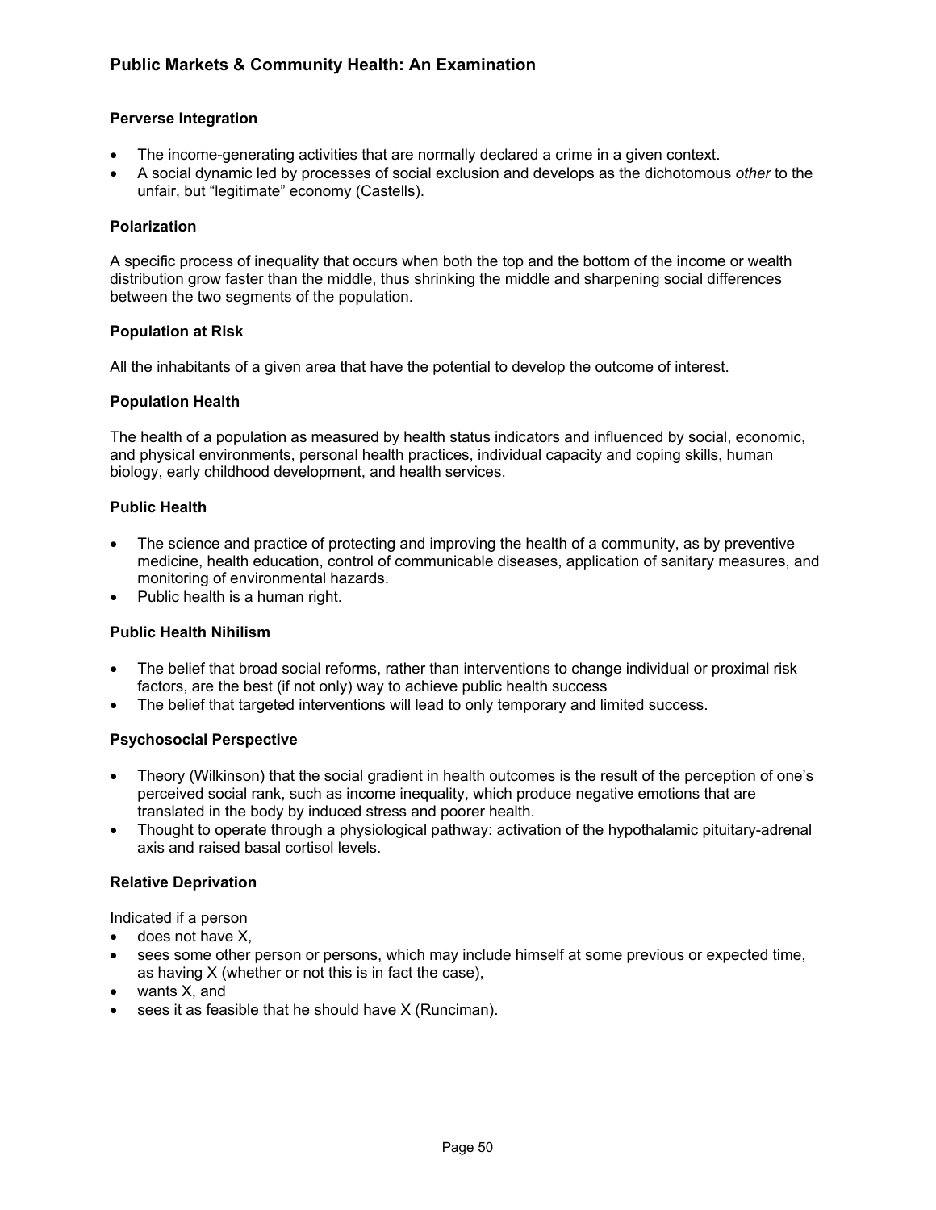**Perverse Integration**

- The income-generating activities that are normally declared a crime in a given context.
- A social dynamic led by processes of social exclusion and develops as the dichotomous *other* to the unfair, but "legitimate" economy (Castells).

**Polarization**

A specific process of inequality that occurs when both the top and the bottom of the income or wealth distribution grow faster than the middle, thus shrinking the middle and sharpening social differences between the two segments of the population.

**Population at Risk**

All the inhabitants of a given area that have the potential to develop the outcome of interest.

**Population Health**

The health of a population as measured by health status indicators and influenced by social, economic, and physical environments, personal health practices, individual capacity and coping skills, human biology, early childhood development, and health services.

**Public Health**

- The science and practice of protecting and improving the health of a community, as by preventive medicine, health education, control of communicable diseases, application of sanitary measures, and monitoring of environmental hazards.
- Public health is a human right.

**Public Health Nihilism**

- The belief that broad social reforms, rather than interventions to change individual or proximal risk factors, are the best (if not only) way to achieve public health success
- The belief that targeted interventions will lead to only temporary and limited success.

**Psychosocial Perspective**

- Theory (Wilkinson) that the social gradient in health outcomes is the result of the perception of one's perceived social rank, such as income inequality, which produce negative emotions that are translated in the body by induced stress and poorer health.
- Thought to operate through a physiological pathway: activation of the hypothalamic pituitary-adrenal axis and raised basal cortisol levels.

**Relative Deprivation**

Indicated if a person

- does not have X,
- sees some other person or persons, which may include himself at some previous or expected time, as having X (whether or not this is in fact the case),
- wants X, and
- sees it as feasible that he should have X (Runciman).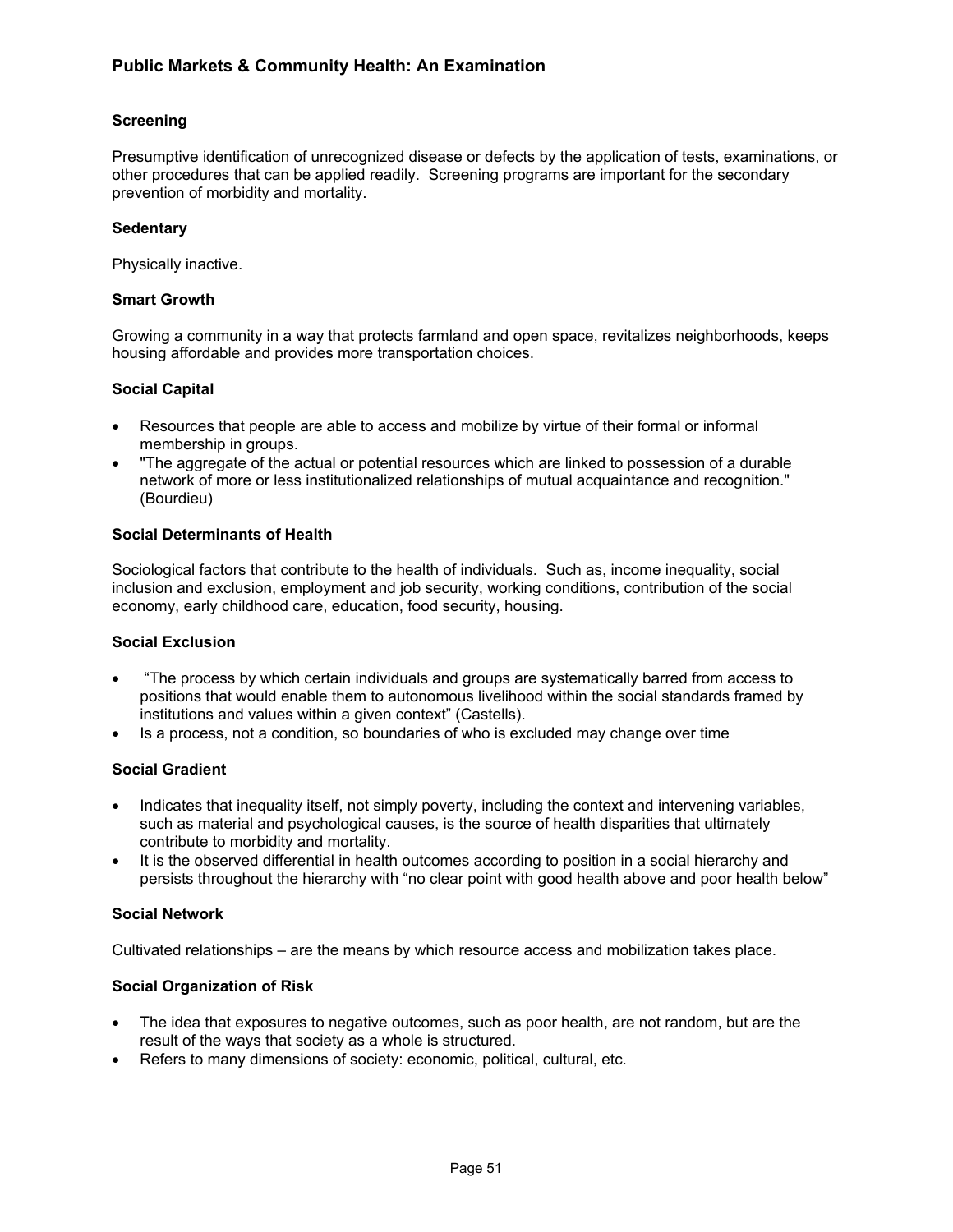**Screening**

Presumptive identification of unrecognized disease or defects by the application of tests, examinations, or other procedures that can be applied readily. Screening programs are important for the secondary prevention of morbidity and mortality.

**Sedentary**

Physically inactive.

**Smart Growth**

Growing a community in a way that protects farmland and open space, revitalizes neighborhoods, keeps housing affordable and provides more transportation choices.

**Social Capital**

- Resources that people are able to access and mobilize by virtue of their formal or informal membership in groups.
- "The aggregate of the actual or potential resources which are linked to possession of a durable network of more or less institutionalized relationships of mutual acquaintance and recognition." (Bourdieu)

**Social Determinants of Health**

Sociological factors that contribute to the health of individuals. Such as, income inequality, social inclusion and exclusion, employment and job security, working conditions, contribution of the social economy, early childhood care, education, food security, housing.

**Social Exclusion**

- "The process by which certain individuals and groups are systematically barred from access to positions that would enable them to autonomous livelihood within the social standards framed by institutions and values within a given context" (Castells).
- Is a process, not a condition, so boundaries of who is excluded may change over time

**Social Gradient**

- Indicates that inequality itself, not simply poverty, including the context and intervening variables, such as material and psychological causes, is the source of health disparities that ultimately contribute to morbidity and mortality.
- It is the observed differential in health outcomes according to position in a social hierarchy and persists throughout the hierarchy with "no clear point with good health above and poor health below"

**Social Network**

Cultivated relationships – are the means by which resource access and mobilization takes place.

**Social Organization of Risk**

- The idea that exposures to negative outcomes, such as poor health, are not random, but are the result of the ways that society as a whole is structured.
- Refers to many dimensions of society: economic, political, cultural, etc.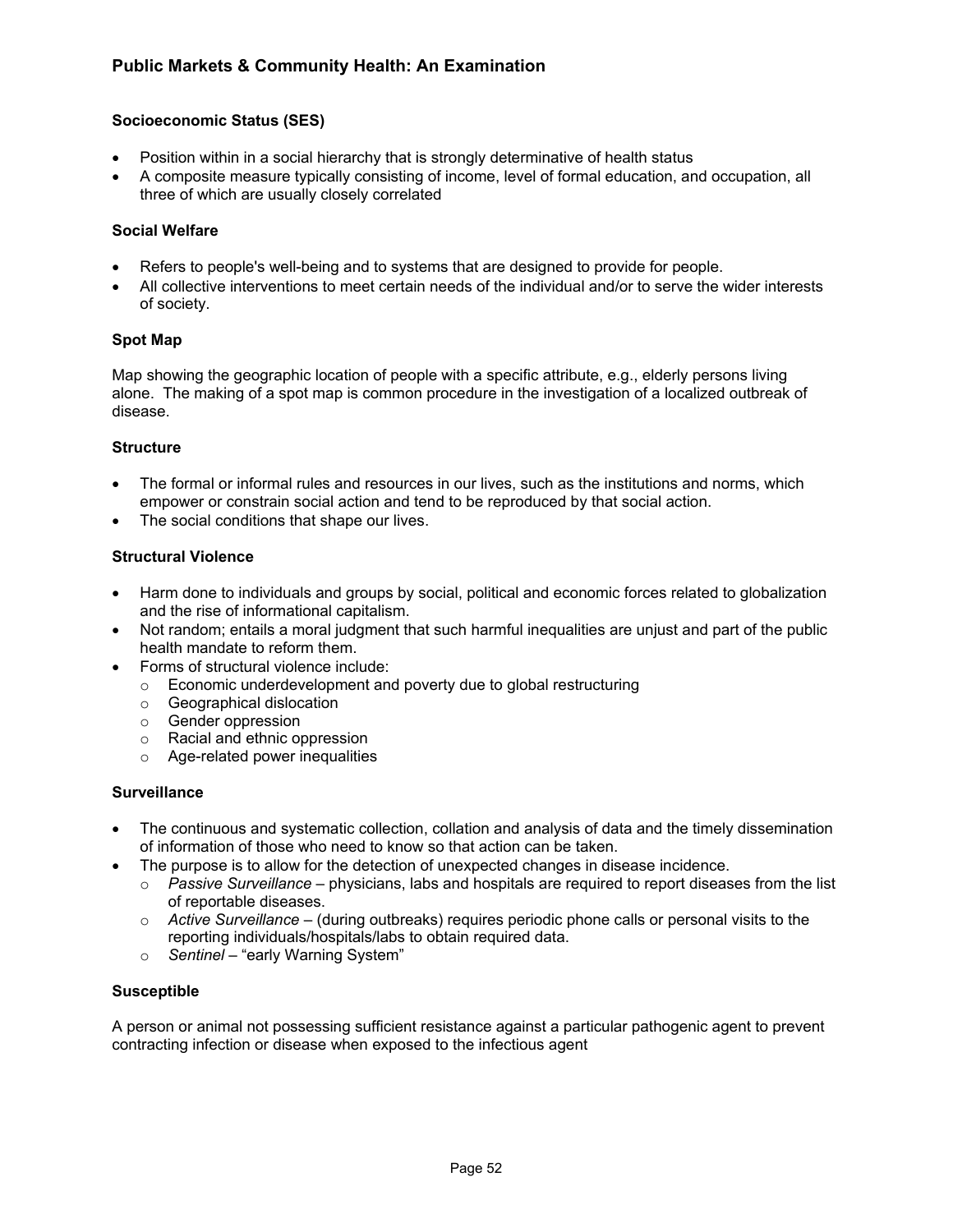**Socioeconomic Status (SES)**

- Position within in a social hierarchy that is strongly determinative of health status
- A composite measure typically consisting of income, level of formal education, and occupation, all three of which are usually closely correlated

**Social Welfare**

- Refers to people's well-being and to systems that are designed to provide for people.
- All collective interventions to meet certain needs of the individual and/or to serve the wider interests of society.

**Spot Map**

Map showing the geographic location of people with a specific attribute, e.g., elderly persons living alone. The making of a spot map is common procedure in the investigation of a localized outbreak of disease.

**Structure**

- The formal or informal rules and resources in our lives, such as the institutions and norms, which empower or constrain social action and tend to be reproduced by that social action.
- The social conditions that shape our lives.

**Structural Violence**

- Harm done to individuals and groups by social, political and economic forces related to globalization and the rise of informational capitalism.
- Not random; entails a moral judgment that such harmful inequalities are unjust and part of the public health mandate to reform them.
- Forms of structural violence include:
  - Economic underdevelopment and poverty due to global restructuring
  - Geographical dislocation
  - Gender oppression
  - Racial and ethnic oppression
  - Age-related power inequalities

**Surveillance**

- The continuous and systematic collection, collation and analysis of data and the timely dissemination of information of those who need to know so that action can be taken.
- The purpose is to allow for the detection of unexpected changes in disease incidence.
  - *Passive Surveillance* – physicians, labs and hospitals are required to report diseases from the list of reportable diseases.
  - *Active Surveillance* – (during outbreaks) requires periodic phone calls or personal visits to the reporting individuals/hospitals/labs to obtain required data.
  - *Sentinel* – "early Warning System"

**Susceptible**

A person or animal not possessing sufficient resistance against a particular pathogenic agent to prevent contracting infection or disease when exposed to the infectious agent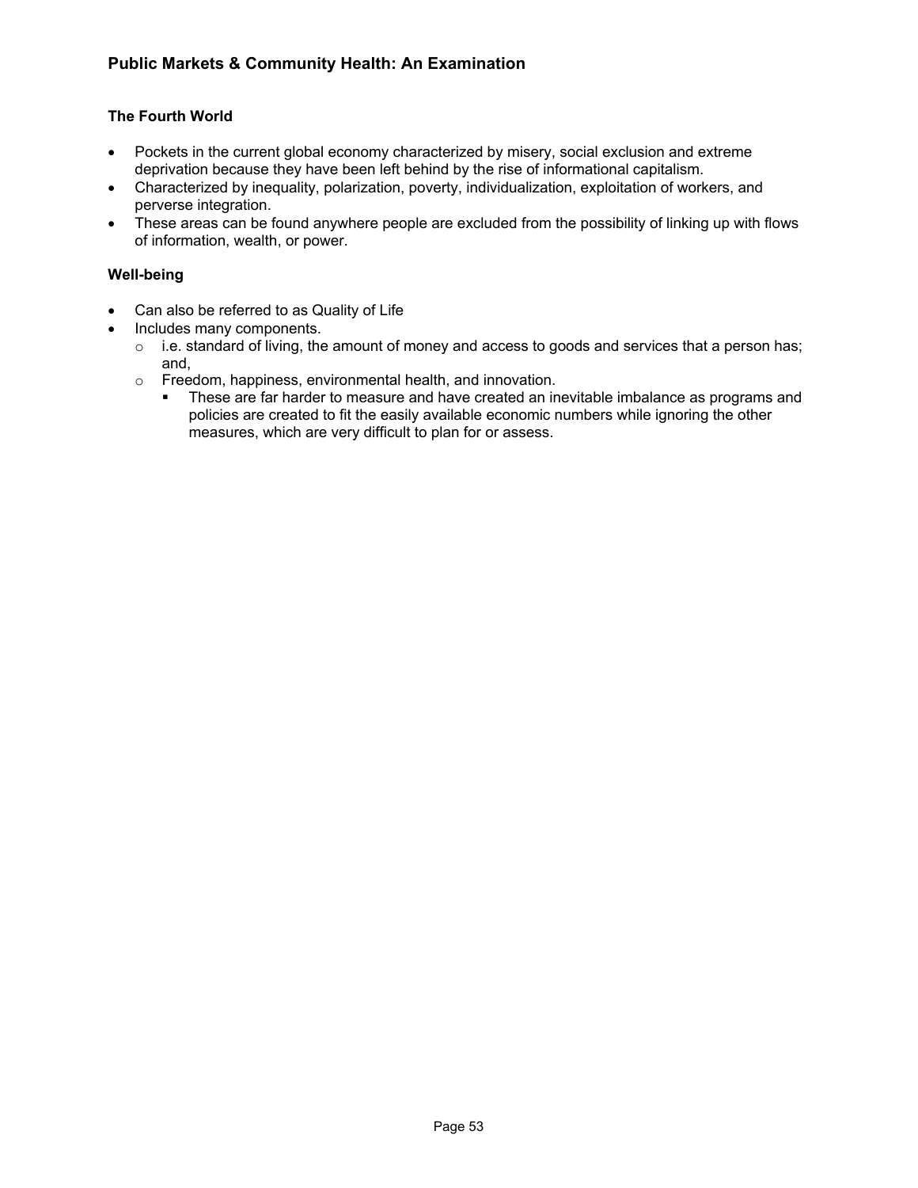### The Fourth World

- Pockets in the current global economy characterized by misery, social exclusion and extreme deprivation because they have been left behind by the rise of informational capitalism.
- Characterized by inequality, polarization, poverty, individualization, exploitation of workers, and perverse integration.
- These areas can be found anywhere people are excluded from the possibility of linking up with flows of information, wealth, or power.

### Well-being

- Can also be referred to as Quality of Life
- Includes many components.
  - i.e. standard of living, the amount of money and access to goods and services that a person has; and,
  - Freedom, happiness, environmental health, and innovation.
    - These are far harder to measure and have created an inevitable imbalance as programs and policies are created to fit the easily available economic numbers while ignoring the other measures, which are very difficult to plan for or assess.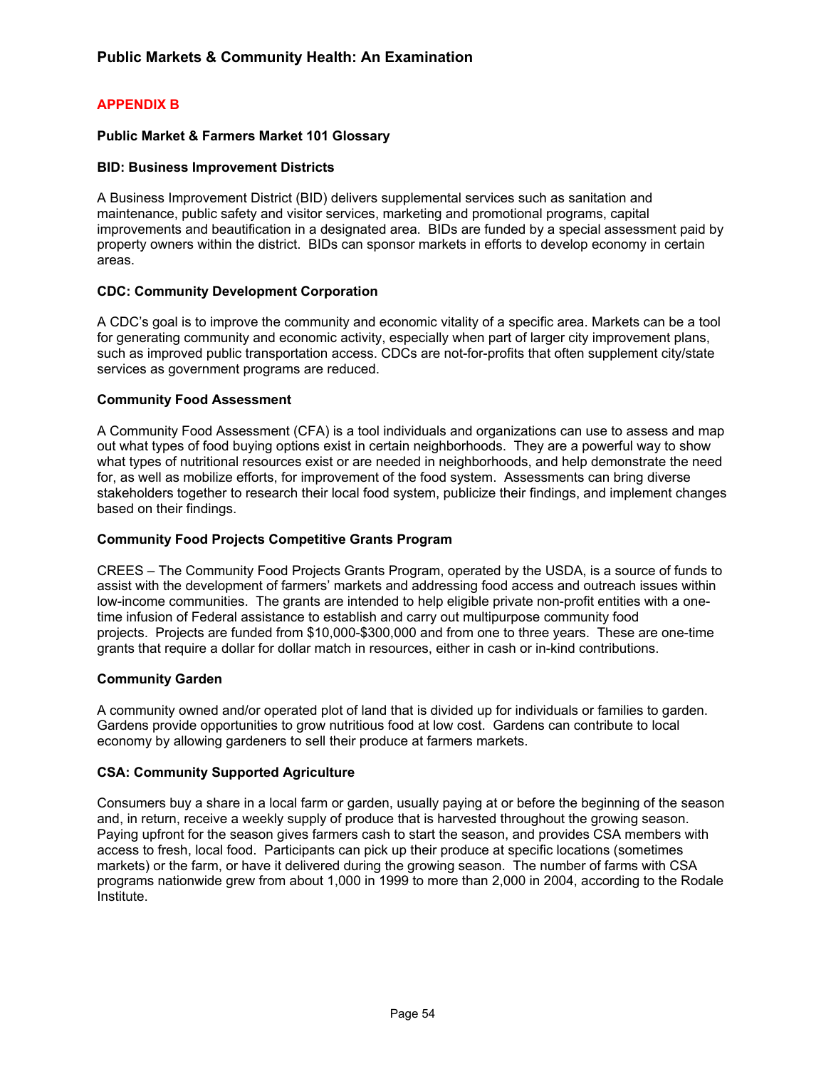## APPENDIX B

### Public Market & Farmers Market 101 Glossary

**BID: Business Improvement Districts**

A Business Improvement District (BID) delivers supplemental services such as sanitation and maintenance, public safety and visitor services, marketing and promotional programs, capital improvements and beautification in a designated area. BIDs are funded by a special assessment paid by property owners within the district. BIDs can sponsor markets in efforts to develop economy in certain areas.

**CDC: Community Development Corporation**

A CDC's goal is to improve the community and economic vitality of a specific area. Markets can be a tool for generating community and economic activity, especially when part of larger city improvement plans, such as improved public transportation access. CDCs are not-for-profits that often supplement city/state services as government programs are reduced.

**Community Food Assessment**

A Community Food Assessment (CFA) is a tool individuals and organizations can use to assess and map out what types of food buying options exist in certain neighborhoods. They are a powerful way to show what types of nutritional resources exist or are needed in neighborhoods, and help demonstrate the need for, as well as mobilize efforts, for improvement of the food system. Assessments can bring diverse stakeholders together to research their local food system, publicize their findings, and implement changes based on their findings.

**Community Food Projects Competitive Grants Program**

CREES – The Community Food Projects Grants Program, operated by the USDA, is a source of funds to assist with the development of farmers' markets and addressing food access and outreach issues within low-income communities. The grants are intended to help eligible private non-profit entities with a one-time infusion of Federal assistance to establish and carry out multipurpose community food projects. Projects are funded from $10,000-$300,000 and from one to three years. These are one-time grants that require a dollar for dollar match in resources, either in cash or in-kind contributions.

**Community Garden**

A community owned and/or operated plot of land that is divided up for individuals or families to garden. Gardens provide opportunities to grow nutritious food at low cost. Gardens can contribute to local economy by allowing gardeners to sell their produce at farmers markets.

**CSA: Community Supported Agriculture**

Consumers buy a share in a local farm or garden, usually paying at or before the beginning of the season and, in return, receive a weekly supply of produce that is harvested throughout the growing season. Paying upfront for the season gives farmers cash to start the season, and provides CSA members with access to fresh, local food. Participants can pick up their produce at specific locations (sometimes markets) or the farm, or have it delivered during the growing season. The number of farms with CSA programs nationwide grew from about 1,000 in 1999 to more than 2,000 in 2004, according to the Rodale Institute.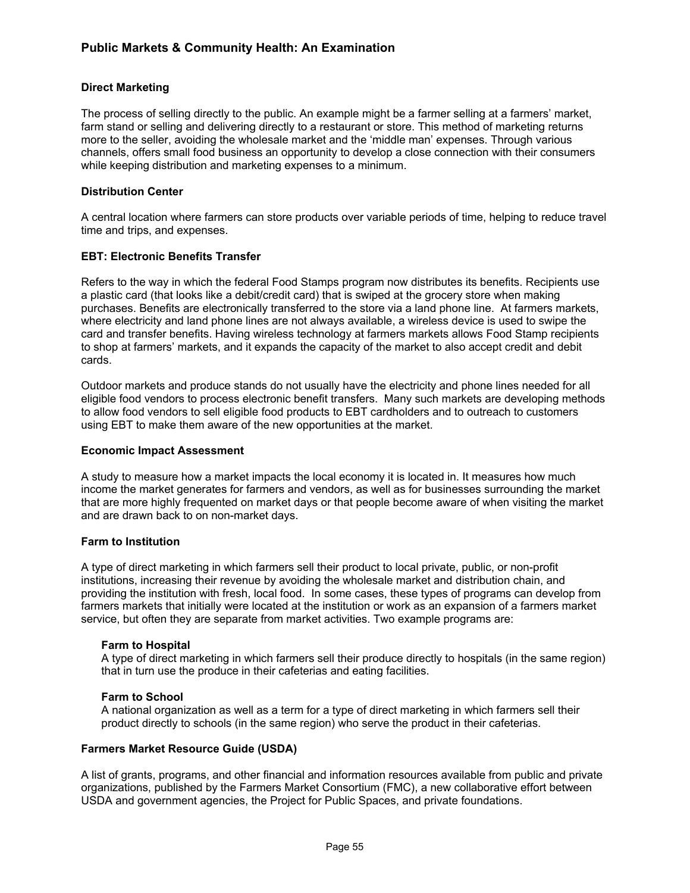**Direct Marketing**

The process of selling directly to the public. An example might be a farmer selling at a farmers' market, farm stand or selling and delivering directly to a restaurant or store. This method of marketing returns more to the seller, avoiding the wholesale market and the 'middle man' expenses. Through various channels, offers small food business an opportunity to develop a close connection with their consumers while keeping distribution and marketing expenses to a minimum.

**Distribution Center**

A central location where farmers can store products over variable periods of time, helping to reduce travel time and trips, and expenses.

**EBT: Electronic Benefits Transfer**

Refers to the way in which the federal Food Stamps program now distributes its benefits. Recipients use a plastic card (that looks like a debit/credit card) that is swiped at the grocery store when making purchases. Benefits are electronically transferred to the store via a land phone line. At farmers markets, where electricity and land phone lines are not always available, a wireless device is used to swipe the card and transfer benefits. Having wireless technology at farmers markets allows Food Stamp recipients to shop at farmers' markets, and it expands the capacity of the market to also accept credit and debit cards.

Outdoor markets and produce stands do not usually have the electricity and phone lines needed for all eligible food vendors to process electronic benefit transfers. Many such markets are developing methods to allow food vendors to sell eligible food products to EBT cardholders and to outreach to customers using EBT to make them aware of the new opportunities at the market.

**Economic Impact Assessment**

A study to measure how a market impacts the local economy it is located in. It measures how much income the market generates for farmers and vendors, as well as for businesses surrounding the market that are more highly frequented on market days or that people become aware of when visiting the market and are drawn back to on non-market days.

**Farm to Institution**

A type of direct marketing in which farmers sell their product to local private, public, or non-profit institutions, increasing their revenue by avoiding the wholesale market and distribution chain, and providing the institution with fresh, local food. In some cases, these types of programs can develop from farmers markets that initially were located at the institution or work as an expansion of a farmers market service, but often they are separate from market activities. Two example programs are:

> **Farm to Hospital**
> A type of direct marketing in which farmers sell their produce directly to hospitals (in the same region) that in turn use the produce in their cafeterias and eating facilities.
>
> **Farm to School**
> A national organization as well as a term for a type of direct marketing in which farmers sell their product directly to schools (in the same region) who serve the product in their cafeterias.

**Farmers Market Resource Guide (USDA)**

A list of grants, programs, and other financial and information resources available from public and private organizations, published by the Farmers Market Consortium (FMC), a new collaborative effort between USDA and government agencies, the Project for Public Spaces, and private foundations.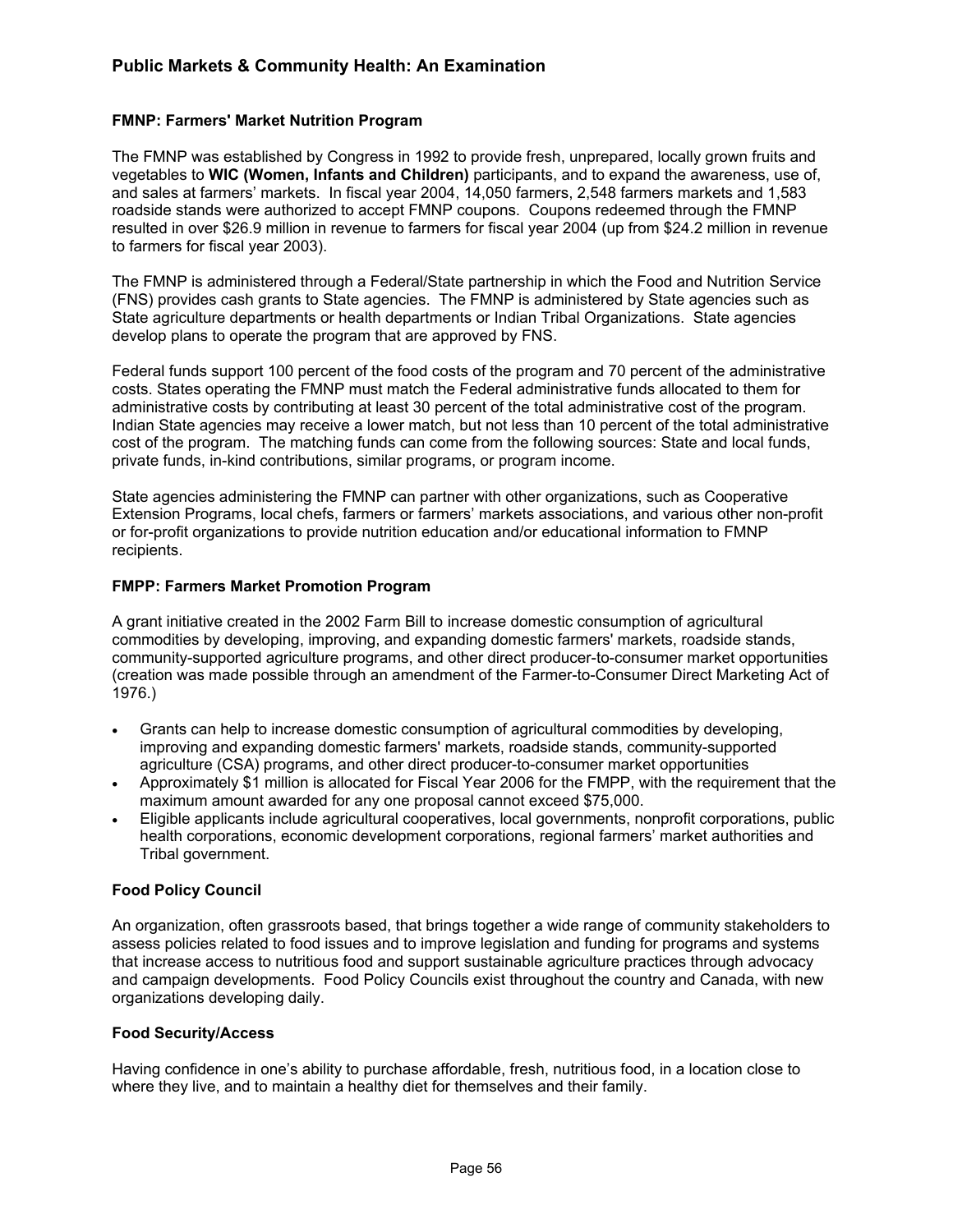**FMNP: Farmers' Market Nutrition Program**

The FMNP was established by Congress in 1992 to provide fresh, unprepared, locally grown fruits and vegetables to **WIC (Women, Infants and Children)** participants, and to expand the awareness, use of, and sales at farmers' markets. In fiscal year 2004, 14,050 farmers, 2,548 farmers markets and 1,583 roadside stands were authorized to accept FMNP coupons. Coupons redeemed through the FMNP resulted in over $26.9 million in revenue to farmers for fiscal year 2004 (up from $24.2 million in revenue to farmers for fiscal year 2003).

The FMNP is administered through a Federal/State partnership in which the Food and Nutrition Service (FNS) provides cash grants to State agencies. The FMNP is administered by State agencies such as State agriculture departments or health departments or Indian Tribal Organizations. State agencies develop plans to operate the program that are approved by FNS.

Federal funds support 100 percent of the food costs of the program and 70 percent of the administrative costs. States operating the FMNP must match the Federal administrative funds allocated to them for administrative costs by contributing at least 30 percent of the total administrative cost of the program. Indian State agencies may receive a lower match, but not less than 10 percent of the total administrative cost of the program. The matching funds can come from the following sources: State and local funds, private funds, in-kind contributions, similar programs, or program income.

State agencies administering the FMNP can partner with other organizations, such as Cooperative Extension Programs, local chefs, farmers or farmers' markets associations, and various other non-profit or for-profit organizations to provide nutrition education and/or educational information to FMNP recipients.

**FMPP: Farmers Market Promotion Program**

A grant initiative created in the 2002 Farm Bill to increase domestic consumption of agricultural commodities by developing, improving, and expanding domestic farmers' markets, roadside stands, community-supported agriculture programs, and other direct producer-to-consumer market opportunities (creation was made possible through an amendment of the Farmer-to-Consumer Direct Marketing Act of 1976.)

- Grants can help to increase domestic consumption of agricultural commodities by developing, improving and expanding domestic farmers' markets, roadside stands, community-supported agriculture (CSA) programs, and other direct producer-to-consumer market opportunities
- Approximately $1 million is allocated for Fiscal Year 2006 for the FMPP, with the requirement that the maximum amount awarded for any one proposal cannot exceed $75,000.
- Eligible applicants include agricultural cooperatives, local governments, nonprofit corporations, public health corporations, economic development corporations, regional farmers' market authorities and Tribal government.

**Food Policy Council**

An organization, often grassroots based, that brings together a wide range of community stakeholders to assess policies related to food issues and to improve legislation and funding for programs and systems that increase access to nutritious food and support sustainable agriculture practices through advocacy and campaign developments. Food Policy Councils exist throughout the country and Canada, with new organizations developing daily.

**Food Security/Access**

Having confidence in one's ability to purchase affordable, fresh, nutritious food, in a location close to where they live, and to maintain a healthy diet for themselves and their family.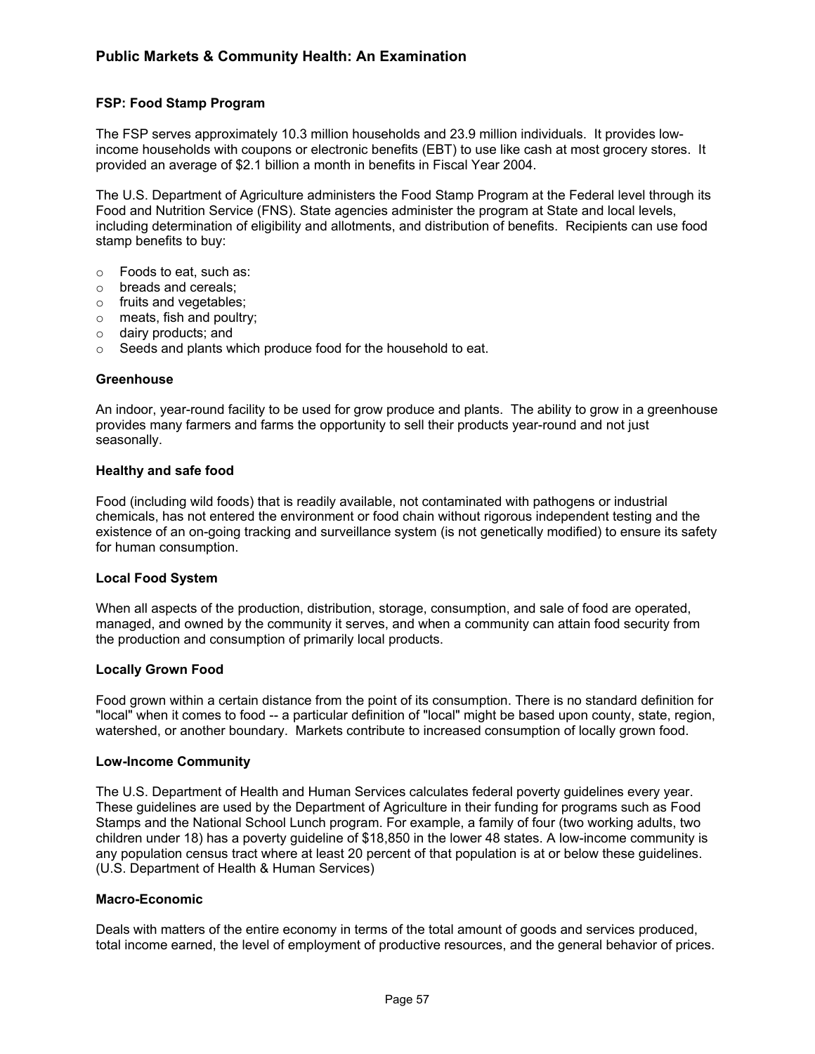### FSP: Food Stamp Program

The FSP serves approximately 10.3 million households and 23.9 million individuals. It provides low-income households with coupons or electronic benefits (EBT) to use like cash at most grocery stores. It provided an average of $2.1 billion a month in benefits in Fiscal Year 2004.

The U.S. Department of Agriculture administers the Food Stamp Program at the Federal level through its Food and Nutrition Service (FNS). State agencies administer the program at State and local levels, including determination of eligibility and allotments, and distribution of benefits. Recipients can use food stamp benefits to buy:

- Foods to eat, such as:
- breads and cereals;
- fruits and vegetables;
- meats, fish and poultry;
- dairy products; and
- Seeds and plants which produce food for the household to eat.

### Greenhouse

An indoor, year-round facility to be used for grow produce and plants. The ability to grow in a greenhouse provides many farmers and farms the opportunity to sell their products year-round and not just seasonally.

### Healthy and safe food

Food (including wild foods) that is readily available, not contaminated with pathogens or industrial chemicals, has not entered the environment or food chain without rigorous independent testing and the existence of an on-going tracking and surveillance system (is not genetically modified) to ensure its safety for human consumption.

### Local Food System

When all aspects of the production, distribution, storage, consumption, and sale of food are operated, managed, and owned by the community it serves, and when a community can attain food security from the production and consumption of primarily local products.

### Locally Grown Food

Food grown within a certain distance from the point of its consumption. There is no standard definition for "local" when it comes to food -- a particular definition of "local" might be based upon county, state, region, watershed, or another boundary. Markets contribute to increased consumption of locally grown food.

### Low-Income Community

The U.S. Department of Health and Human Services calculates federal poverty guidelines every year. These guidelines are used by the Department of Agriculture in their funding for programs such as Food Stamps and the National School Lunch program. For example, a family of four (two working adults, two children under 18) has a poverty guideline of $18,850 in the lower 48 states. A low-income community is any population census tract where at least 20 percent of that population is at or below these guidelines. (U.S. Department of Health & Human Services)

### Macro-Economic

Deals with matters of the entire economy in terms of the total amount of goods and services produced, total income earned, the level of employment of productive resources, and the general behavior of prices.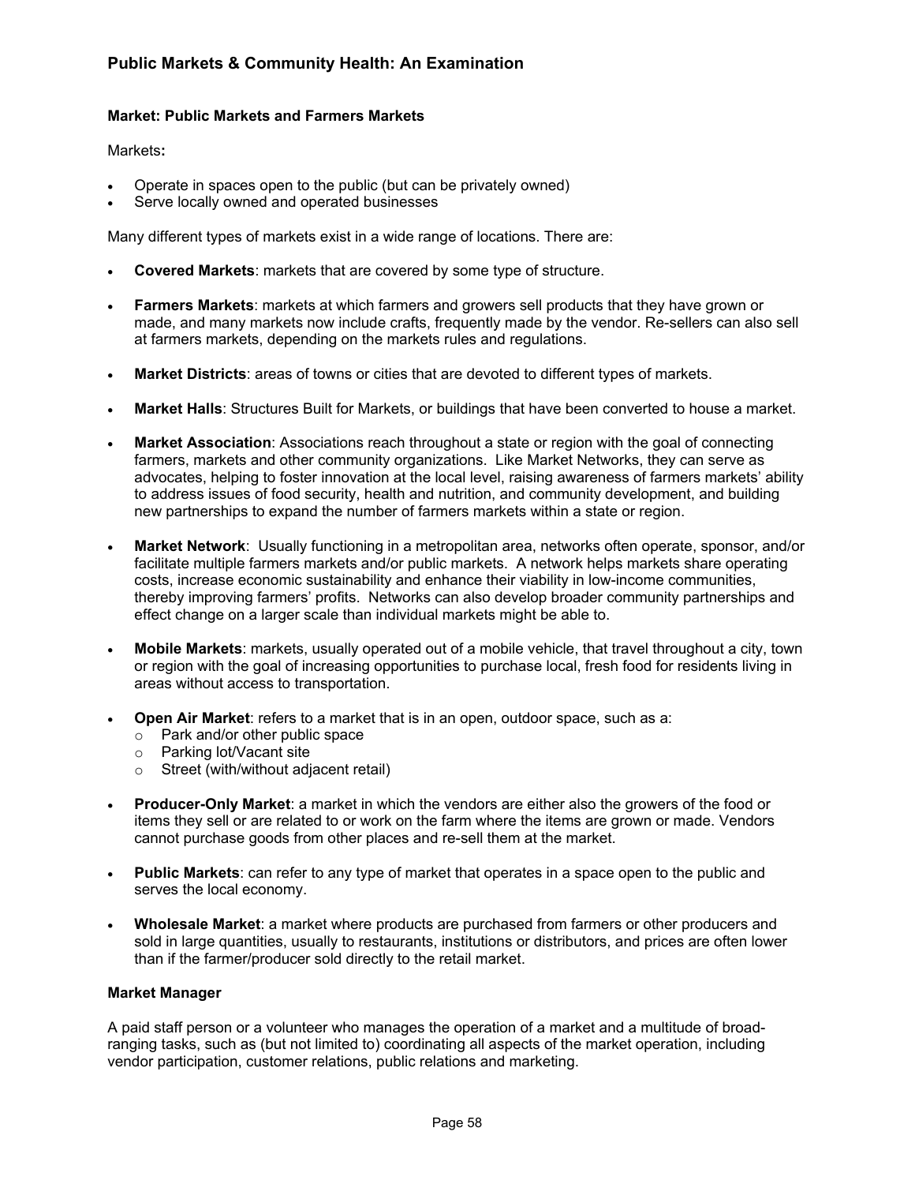**Market: Public Markets and Farmers Markets**

Markets**:**

- Operate in spaces open to the public (but can be privately owned)
- Serve locally owned and operated businesses

Many different types of markets exist in a wide range of locations. There are:

- **Covered Markets**: markets that are covered by some type of structure.
- **Farmers Markets**: markets at which farmers and growers sell products that they have grown or made, and many markets now include crafts, frequently made by the vendor. Re-sellers can also sell at farmers markets, depending on the markets rules and regulations.
- **Market Districts**: areas of towns or cities that are devoted to different types of markets.
- **Market Halls**: Structures Built for Markets, or buildings that have been converted to house a market.
- **Market Association**: Associations reach throughout a state or region with the goal of connecting farmers, markets and other community organizations. Like Market Networks, they can serve as advocates, helping to foster innovation at the local level, raising awareness of farmers markets' ability to address issues of food security, health and nutrition, and community development, and building new partnerships to expand the number of farmers markets within a state or region.
- **Market Network**: Usually functioning in a metropolitan area, networks often operate, sponsor, and/or facilitate multiple farmers markets and/or public markets. A network helps markets share operating costs, increase economic sustainability and enhance their viability in low-income communities, thereby improving farmers' profits. Networks can also develop broader community partnerships and effect change on a larger scale than individual markets might be able to.
- **Mobile Markets**: markets, usually operated out of a mobile vehicle, that travel throughout a city, town or region with the goal of increasing opportunities to purchase local, fresh food for residents living in areas without access to transportation.
- **Open Air Market**: refers to a market that is in an open, outdoor space, such as a:
  - Park and/or other public space
  - Parking lot/Vacant site
  - Street (with/without adjacent retail)
- **Producer-Only Market**: a market in which the vendors are either also the growers of the food or items they sell or are related to or work on the farm where the items are grown or made. Vendors cannot purchase goods from other places and re-sell them at the market.
- **Public Markets**: can refer to any type of market that operates in a space open to the public and serves the local economy.
- **Wholesale Market**: a market where products are purchased from farmers or other producers and sold in large quantities, usually to restaurants, institutions or distributors, and prices are often lower than if the farmer/producer sold directly to the retail market.

**Market Manager**

A paid staff person or a volunteer who manages the operation of a market and a multitude of broad-ranging tasks, such as (but not limited to) coordinating all aspects of the market operation, including vendor participation, customer relations, public relations and marketing.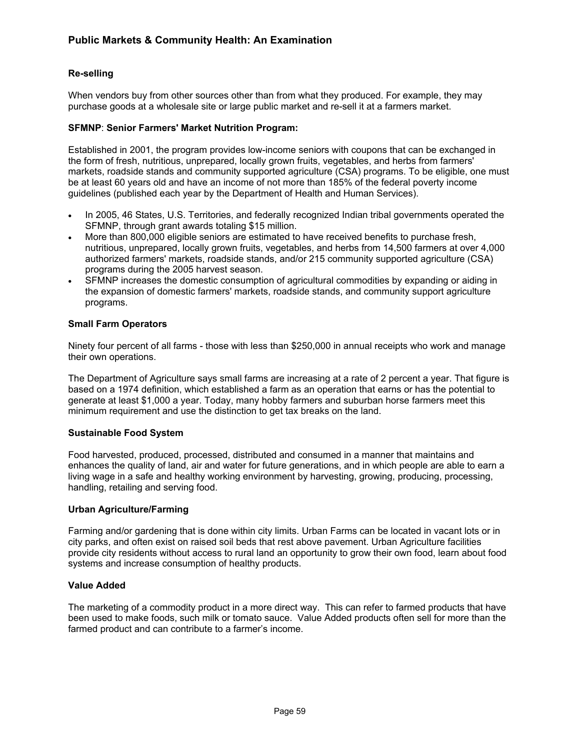**Re-selling**

When vendors buy from other sources other than from what they produced. For example, they may purchase goods at a wholesale site or large public market and re-sell it at a farmers market.

**SFMNP**: **Senior Farmers' Market Nutrition Program:**

Established in 2001, the program provides low-income seniors with coupons that can be exchanged in the form of fresh, nutritious, unprepared, locally grown fruits, vegetables, and herbs from farmers' markets, roadside stands and community supported agriculture (CSA) programs. To be eligible, one must be at least 60 years old and have an income of not more than 185% of the federal poverty income guidelines (published each year by the Department of Health and Human Services).

- In 2005, 46 States, U.S. Territories, and federally recognized Indian tribal governments operated the SFMNP, through grant awards totaling $15 million.
- More than 800,000 eligible seniors are estimated to have received benefits to purchase fresh, nutritious, unprepared, locally grown fruits, vegetables, and herbs from 14,500 farmers at over 4,000 authorized farmers' markets, roadside stands, and/or 215 community supported agriculture (CSA) programs during the 2005 harvest season.
- SFMNP increases the domestic consumption of agricultural commodities by expanding or aiding in the expansion of domestic farmers' markets, roadside stands, and community support agriculture programs.

**Small Farm Operators**

Ninety four percent of all farms - those with less than $250,000 in annual receipts who work and manage their own operations.

The Department of Agriculture says small farms are increasing at a rate of 2 percent a year. That figure is based on a 1974 definition, which established a farm as an operation that earns or has the potential to generate at least $1,000 a year. Today, many hobby farmers and suburban horse farmers meet this minimum requirement and use the distinction to get tax breaks on the land.

**Sustainable Food System**

Food harvested, produced, processed, distributed and consumed in a manner that maintains and enhances the quality of land, air and water for future generations, and in which people are able to earn a living wage in a safe and healthy working environment by harvesting, growing, producing, processing, handling, retailing and serving food.

**Urban Agriculture/Farming**

Farming and/or gardening that is done within city limits. Urban Farms can be located in vacant lots or in city parks, and often exist on raised soil beds that rest above pavement. Urban Agriculture facilities provide city residents without access to rural land an opportunity to grow their own food, learn about food systems and increase consumption of healthy products.

**Value Added**

The marketing of a commodity product in a more direct way. This can refer to farmed products that have been used to make foods, such milk or tomato sauce. Value Added products often sell for more than the farmed product and can contribute to a farmer's income.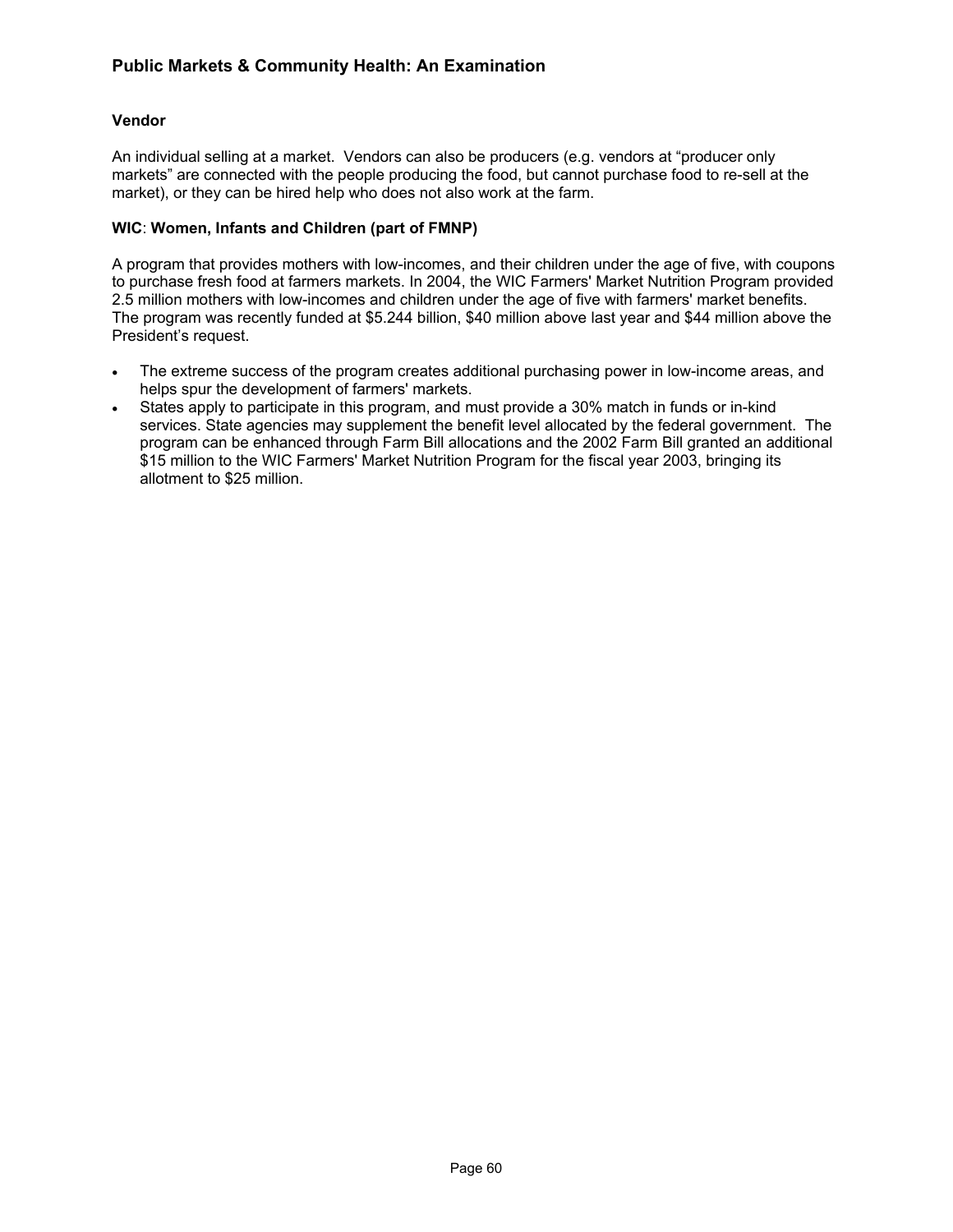**Vendor**

An individual selling at a market. Vendors can also be producers (e.g. vendors at "producer only markets" are connected with the people producing the food, but cannot purchase food to re-sell at the market), or they can be hired help who does not also work at the farm.

**WIC**: **Women, Infants and Children (part of FMNP)**

A program that provides mothers with low-incomes, and their children under the age of five, with coupons to purchase fresh food at farmers markets. In 2004, the WIC Farmers' Market Nutrition Program provided 2.5 million mothers with low-incomes and children under the age of five with farmers' market benefits. The program was recently funded at $5.244 billion, $40 million above last year and $44 million above the President's request.

- The extreme success of the program creates additional purchasing power in low-income areas, and helps spur the development of farmers' markets.
- States apply to participate in this program, and must provide a 30% match in funds or in-kind services. State agencies may supplement the benefit level allocated by the federal government. The program can be enhanced through Farm Bill allocations and the 2002 Farm Bill granted an additional $15 million to the WIC Farmers' Market Nutrition Program for the fiscal year 2003, bringing its allotment to $25 million.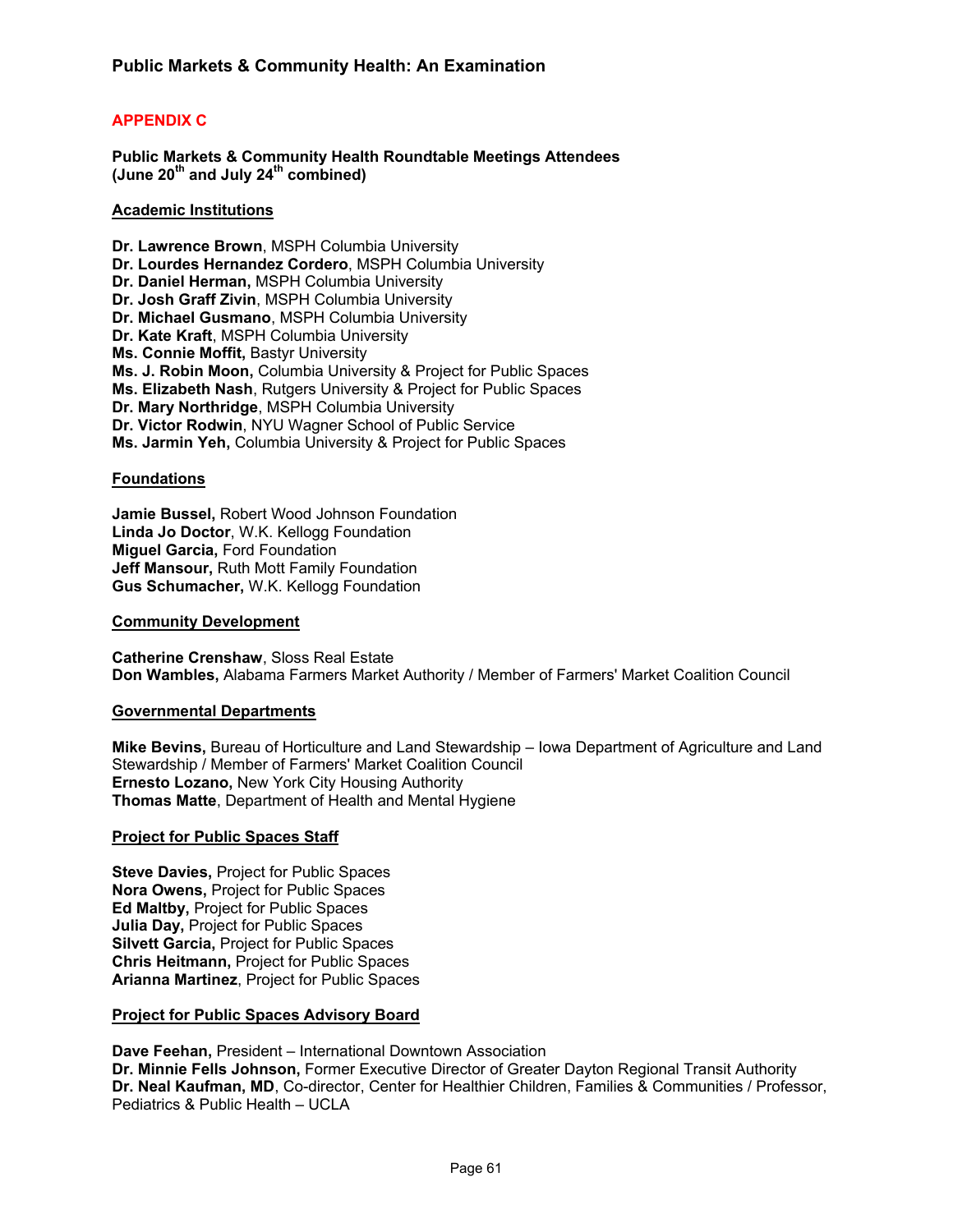## APPENDIX C

**Public Markets & Community Health Roundtable Meetings Attendees (June 20th and July 24th combined)**

### Academic Institutions

**Dr. Lawrence Brown**, MSPH Columbia University
**Dr. Lourdes Hernandez Cordero**, MSPH Columbia University
**Dr. Daniel Herman,** MSPH Columbia University
**Dr. Josh Graff Zivin**, MSPH Columbia University
**Dr. Michael Gusmano**, MSPH Columbia University
**Dr. Kate Kraft**, MSPH Columbia University
**Ms. Connie Moffit,** Bastyr University
**Ms. J. Robin Moon,** Columbia University & Project for Public Spaces
**Ms. Elizabeth Nash**, Rutgers University & Project for Public Spaces
**Dr. Mary Northridge**, MSPH Columbia University
**Dr. Victor Rodwin**, NYU Wagner School of Public Service
**Ms. Jarmin Yeh,** Columbia University & Project for Public Spaces

### Foundations

**Jamie Bussel,** Robert Wood Johnson Foundation
**Linda Jo Doctor**, W.K. Kellogg Foundation
**Miguel Garcia,** Ford Foundation
**Jeff Mansour,** Ruth Mott Family Foundation
**Gus Schumacher,** W.K. Kellogg Foundation

### Community Development

**Catherine Crenshaw**, Sloss Real Estate
**Don Wambles,** Alabama Farmers Market Authority / Member of Farmers' Market Coalition Council

### Governmental Departments

**Mike Bevins,** Bureau of Horticulture and Land Stewardship – Iowa Department of Agriculture and Land Stewardship / Member of Farmers' Market Coalition Council
**Ernesto Lozano,** New York City Housing Authority
**Thomas Matte**, Department of Health and Mental Hygiene

### Project for Public Spaces Staff

**Steve Davies,** Project for Public Spaces
**Nora Owens,** Project for Public Spaces
**Ed Maltby,** Project for Public Spaces
**Julia Day,** Project for Public Spaces
**Silvett Garcia,** Project for Public Spaces
**Chris Heitmann,** Project for Public Spaces
**Arianna Martinez**, Project for Public Spaces

### Project for Public Spaces Advisory Board

**Dave Feehan,** President – International Downtown Association
**Dr. Minnie Fells Johnson,** Former Executive Director of Greater Dayton Regional Transit Authority
**Dr. Neal Kaufman, MD**, Co-director, Center for Healthier Children, Families & Communities / Professor, Pediatrics & Public Health – UCLA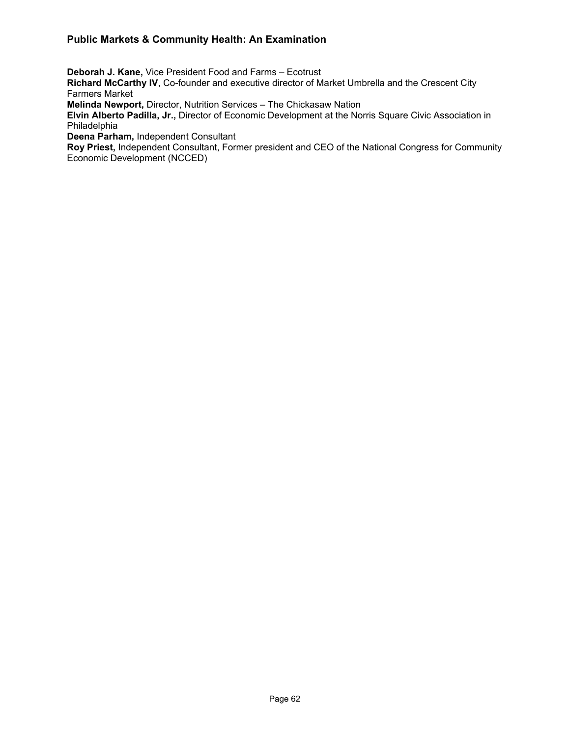**Deborah J. Kane,** Vice President Food and Farms – Ecotrust
**Richard McCarthy IV**, Co-founder and executive director of Market Umbrella and the Crescent City Farmers Market
**Melinda Newport,** Director, Nutrition Services – The Chickasaw Nation
**Elvin Alberto Padilla, Jr.,** Director of Economic Development at the Norris Square Civic Association in Philadelphia
**Deena Parham,** Independent Consultant
**Roy Priest,** Independent Consultant, Former president and CEO of the National Congress for Community Economic Development (NCCED)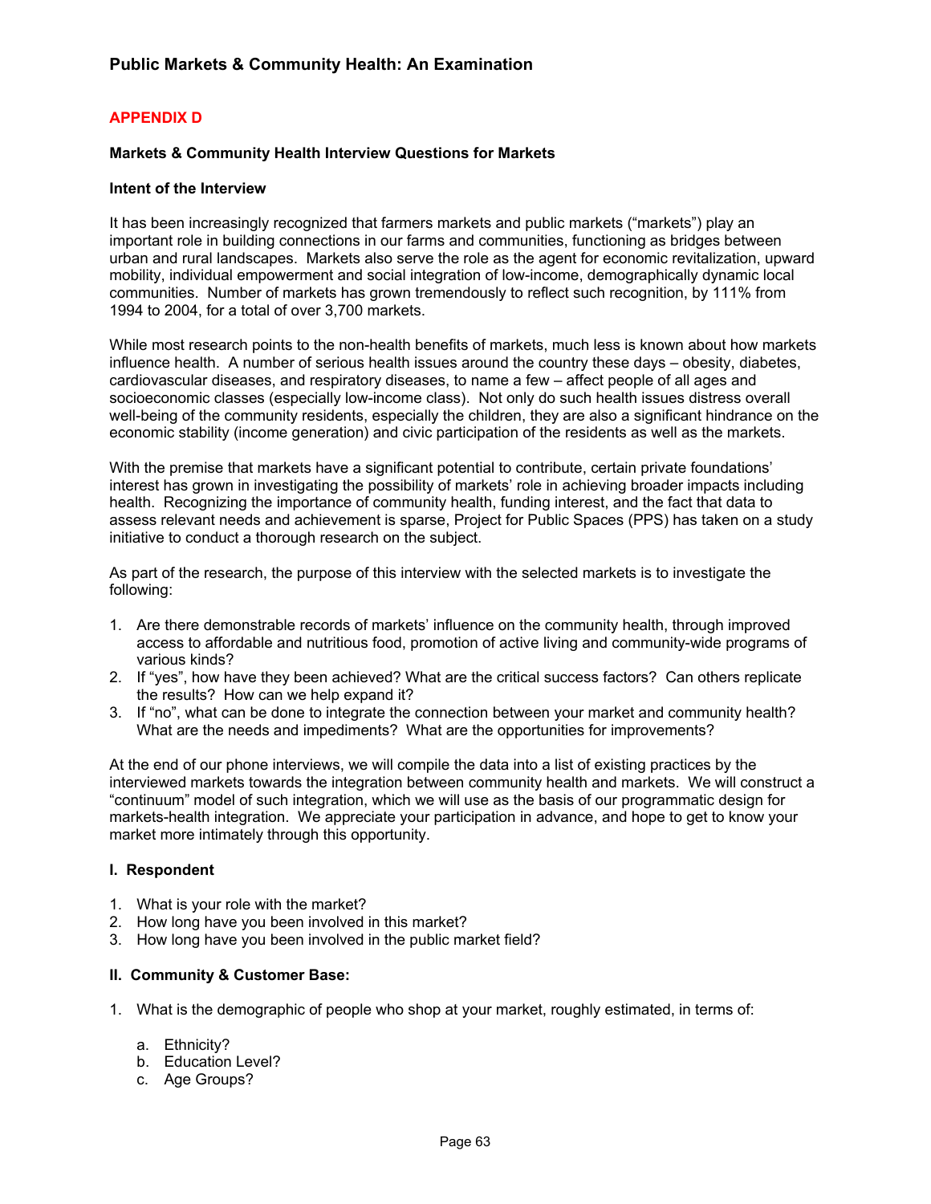## APPENDIX D

### Markets & Community Health Interview Questions for Markets

**Intent of the Interview**

It has been increasingly recognized that farmers markets and public markets ("markets") play an important role in building connections in our farms and communities, functioning as bridges between urban and rural landscapes. Markets also serve the role as the agent for economic revitalization, upward mobility, individual empowerment and social integration of low-income, demographically dynamic local communities. Number of markets has grown tremendously to reflect such recognition, by 111% from 1994 to 2004, for a total of over 3,700 markets.

While most research points to the non-health benefits of markets, much less is known about how markets influence health. A number of serious health issues around the country these days – obesity, diabetes, cardiovascular diseases, and respiratory diseases, to name a few – affect people of all ages and socioeconomic classes (especially low-income class). Not only do such health issues distress overall well-being of the community residents, especially the children, they are also a significant hindrance on the economic stability (income generation) and civic participation of the residents as well as the markets.

With the premise that markets have a significant potential to contribute, certain private foundations' interest has grown in investigating the possibility of markets' role in achieving broader impacts including health. Recognizing the importance of community health, funding interest, and the fact that data to assess relevant needs and achievement is sparse, Project for Public Spaces (PPS) has taken on a study initiative to conduct a thorough research on the subject.

As part of the research, the purpose of this interview with the selected markets is to investigate the following:

1. Are there demonstrable records of markets' influence on the community health, through improved access to affordable and nutritious food, promotion of active living and community-wide programs of various kinds?
2. If "yes", how have they been achieved? What are the critical success factors? Can others replicate the results? How can we help expand it?
3. If "no", what can be done to integrate the connection between your market and community health? What are the needs and impediments? What are the opportunities for improvements?

At the end of our phone interviews, we will compile the data into a list of existing practices by the interviewed markets towards the integration between community health and markets. We will construct a "continuum" model of such integration, which we will use as the basis of our programmatic design for markets-health integration. We appreciate your participation in advance, and hope to get to know your market more intimately through this opportunity.

**I. Respondent**

1. What is your role with the market?
2. How long have you been involved in this market?
3. How long have you been involved in the public market field?

**II. Community & Customer Base:**

1. What is the demographic of people who shop at your market, roughly estimated, in terms of:

   a. Ethnicity?
   b. Education Level?
   c. Age Groups?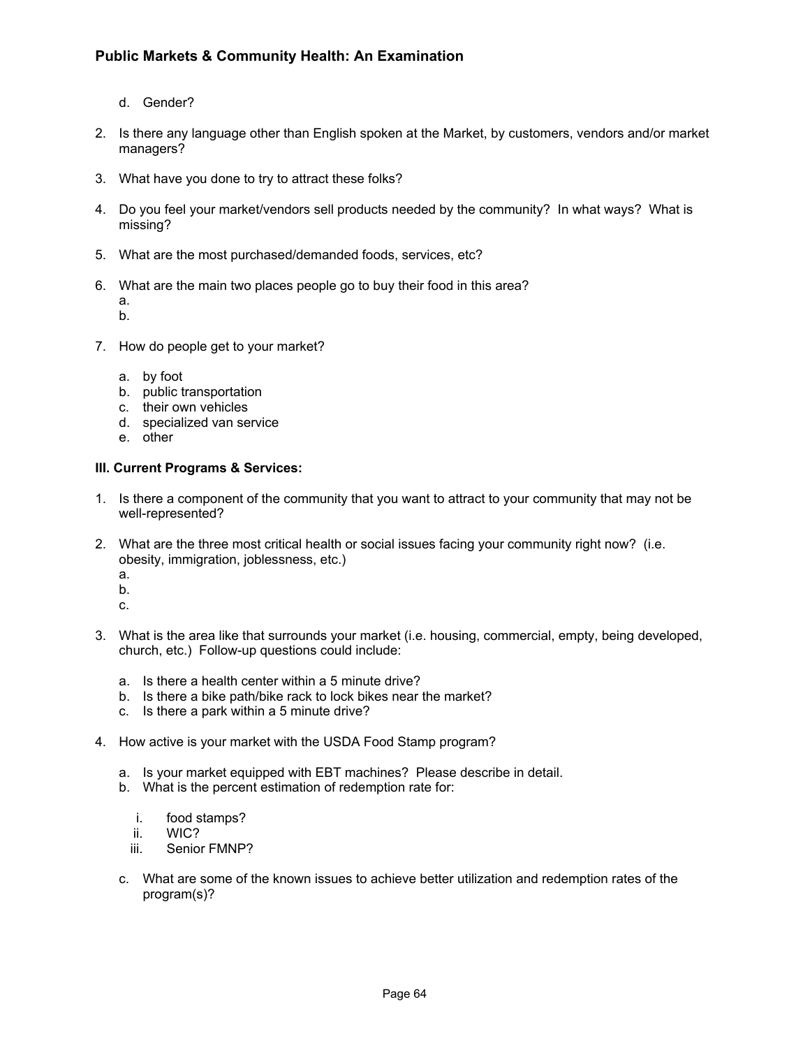d. Gender?

2. Is there any language other than English spoken at the Market, by customers, vendors and/or market managers?

3. What have you done to try to attract these folks?

4. Do you feel your market/vendors sell products needed by the community? In what ways? What is missing?

5. What are the most purchased/demanded foods, services, etc?

6. What are the main two places people go to buy their food in this area?
   a.
   b.

7. How do people get to your market?

   a. by foot
   b. public transportation
   c. their own vehicles
   d. specialized van service
   e. other

**III. Current Programs & Services:**

1. Is there a component of the community that you want to attract to your community that may not be well-represented?

2. What are the three most critical health or social issues facing your community right now? (i.e. obesity, immigration, joblessness, etc.)
   a.
   b.
   c.

3. What is the area like that surrounds your market (i.e. housing, commercial, empty, being developed, church, etc.) Follow-up questions could include:

   a. Is there a health center within a 5 minute drive?
   b. Is there a bike path/bike rack to lock bikes near the market?
   c. Is there a park within a 5 minute drive?

4. How active is your market with the USDA Food Stamp program?

   a. Is your market equipped with EBT machines? Please describe in detail.
   b. What is the percent estimation of redemption rate for:

      i. food stamps?
      ii. WIC?
      iii. Senior FMNP?

   c. What are some of the known issues to achieve better utilization and redemption rates of the program(s)?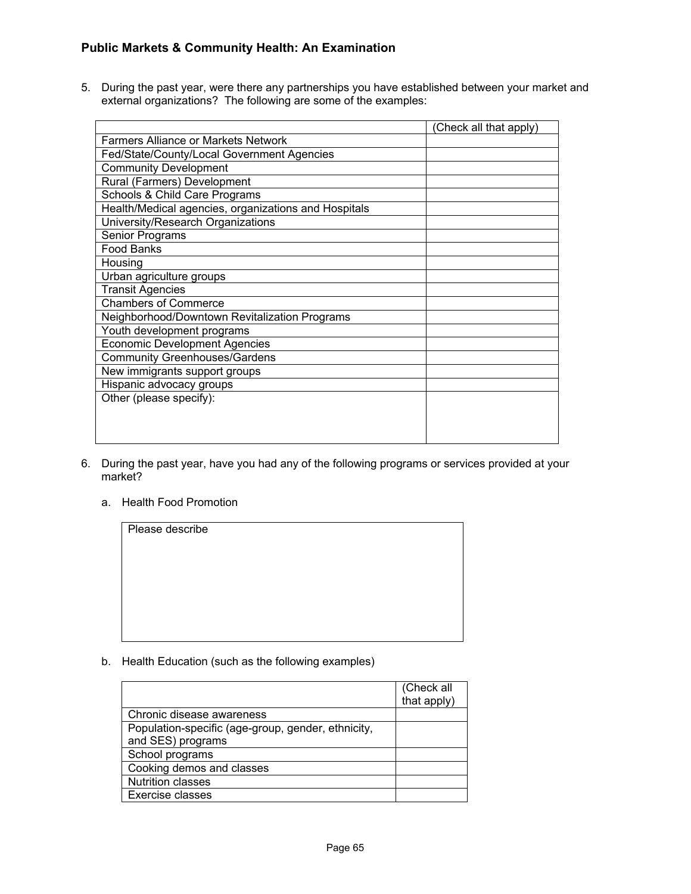5. During the past year, were there any partnerships you have established between your market and external organizations? The following are some of the examples:

| | (Check all that apply) |
|---|---|
| Farmers Alliance or Markets Network | |
| Fed/State/County/Local Government Agencies | |
| Community Development | |
| Rural (Farmers) Development | |
| Schools & Child Care Programs | |
| Health/Medical agencies, organizations and Hospitals | |
| University/Research Organizations | |
| Senior Programs | |
| Food Banks | |
| Housing | |
| Urban agriculture groups | |
| Transit Agencies | |
| Chambers of Commerce | |
| Neighborhood/Downtown Revitalization Programs | |
| Youth development programs | |
| Economic Development Agencies | |
| Community Greenhouses/Gardens | |
| New immigrants support groups | |
| Hispanic advocacy groups | |
| Other (please specify): | |

6. During the past year, have you had any of the following programs or services provided at your market?

   a. Health Food Promotion

   | Please describe |
   |---|
   | |

   b. Health Education (such as the following examples)

   | | (Check all that apply) |
   |---|---|
   | Chronic disease awareness | |
   | Population-specific (age-group, gender, ethnicity, and SES) programs | |
   | School programs | |
   | Cooking demos and classes | |
   | Nutrition classes | |
   | Exercise classes | |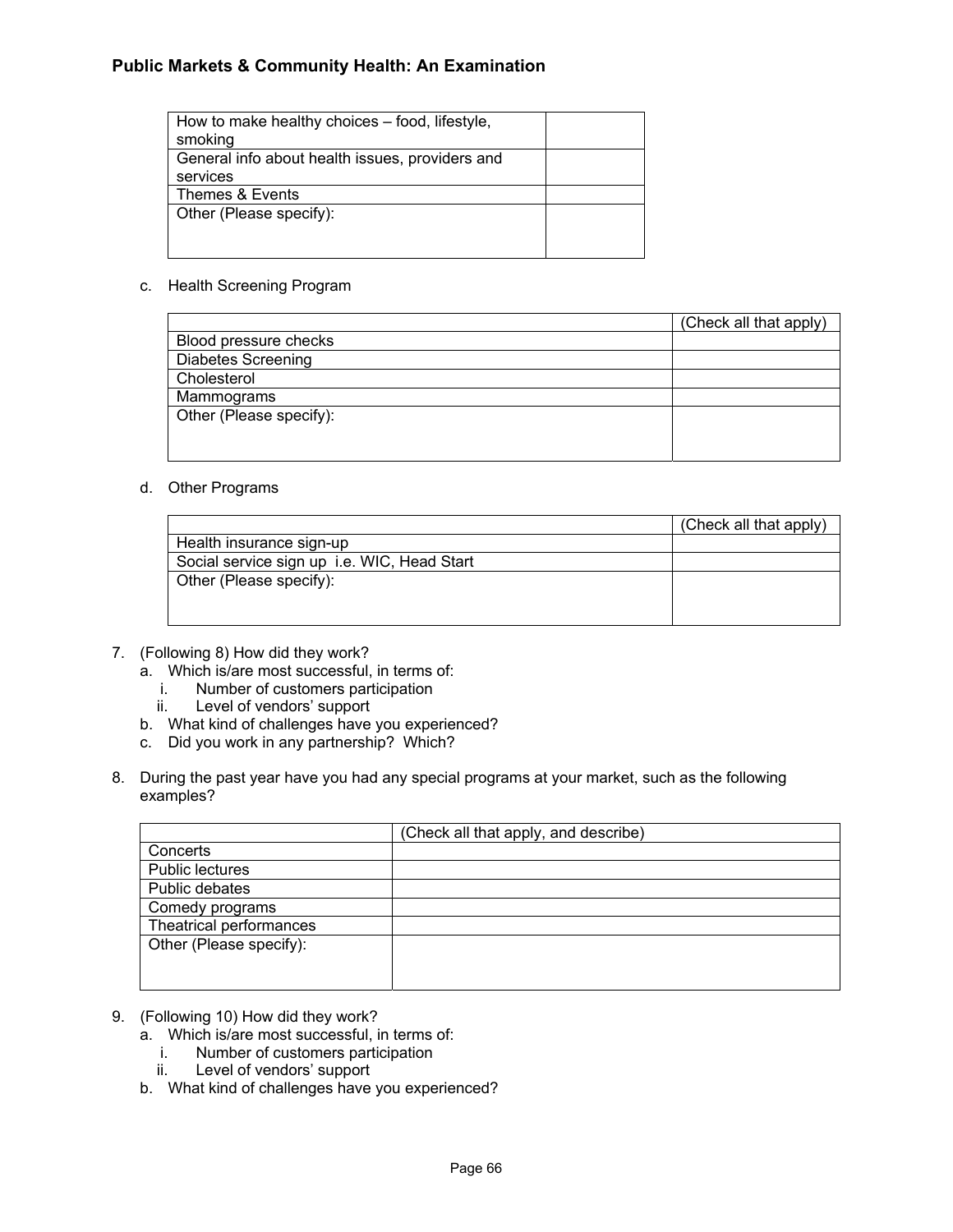| | |
|---|---|
| How to make healthy choices – food, lifestyle, smoking | |
| General info about health issues, providers and services | |
| Themes & Events | |
| Other (Please specify): | |

c. Health Screening Program

| | (Check all that apply) |
|---|---|
| Blood pressure checks | |
| Diabetes Screening | |
| Cholesterol | |
| Mammograms | |
| Other (Please specify): | |

d. Other Programs

| | (Check all that apply) |
|---|---|
| Health insurance sign-up | |
| Social service sign up i.e. WIC, Head Start | |
| Other (Please specify): | |

7. (Following 8) How did they work?
   a. Which is/are most successful, in terms of:
      i. Number of customers participation
      ii. Level of vendors' support
   b. What kind of challenges have you experienced?
   c. Did you work in any partnership? Which?

8. During the past year have you had any special programs at your market, such as the following examples?

| | (Check all that apply, and describe) |
|---|---|
| Concerts | |
| Public lectures | |
| Public debates | |
| Comedy programs | |
| Theatrical performances | |
| Other (Please specify): | |

9. (Following 10) How did they work?
   a. Which is/are most successful, in terms of:
      i. Number of customers participation
      ii. Level of vendors' support
   b. What kind of challenges have you experienced?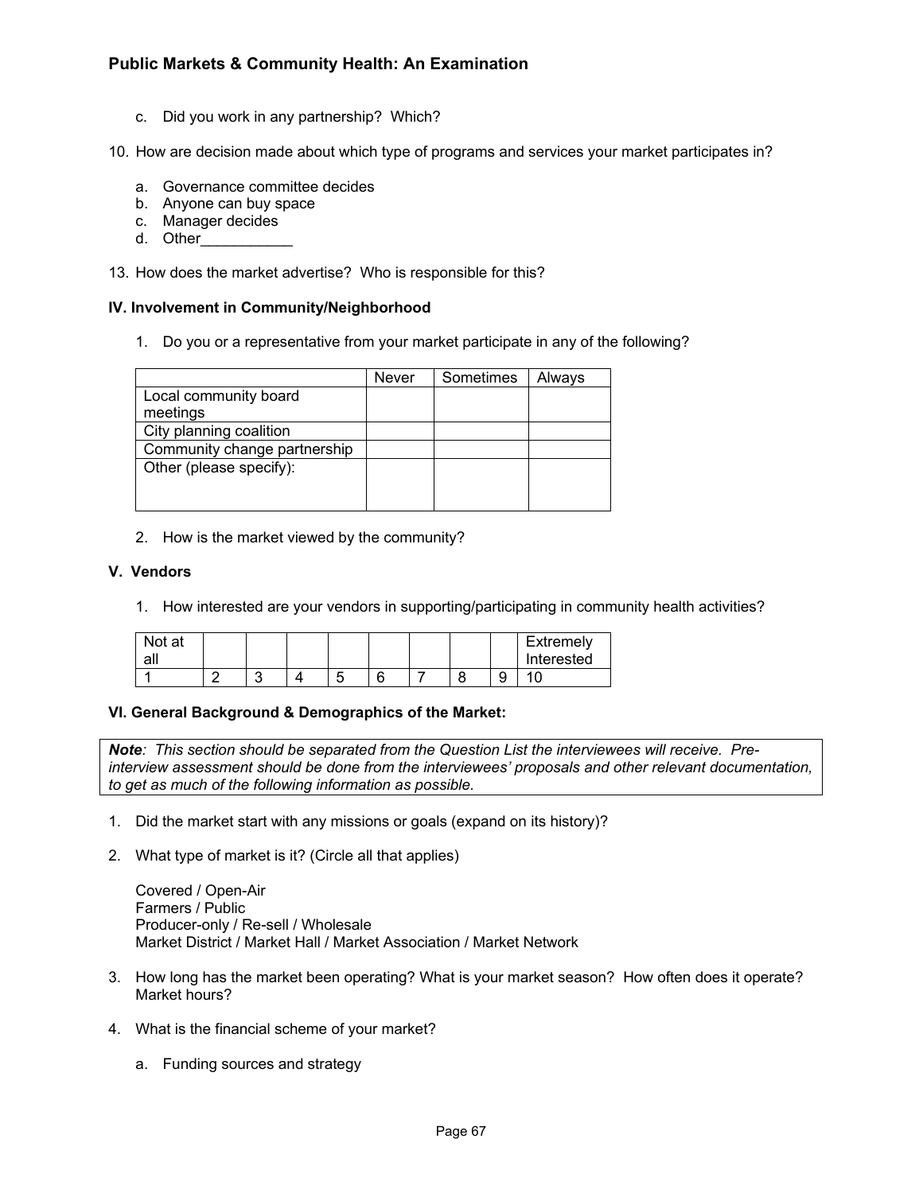c. Did you work in any partnership? Which?

10. How are decision made about which type of programs and services your market participates in?

    a. Governance committee decides
    b. Anyone can buy space
    c. Manager decides
    d. Other___________

13. How does the market advertise? Who is responsible for this?

**IV. Involvement in Community/Neighborhood**

1. Do you or a representative from your market participate in any of the following?

| | Never | Sometimes | Always |
|---|---|---|---|
| Local community board meetings | | | |
| City planning coalition | | | |
| Community change partnership | | | |
| Other (please specify): | | | |

2. How is the market viewed by the community?

**V. Vendors**

1. How interested are your vendors in supporting/participating in community health activities?

| Not at all | | | | | | | | | Extremely Interested |
|---|---|---|---|---|---|---|---|---|---|
| 1 | 2 | 3 | 4 | 5 | 6 | 7 | 8 | 9 | 10 |

**VI. General Background & Demographics of the Market:**

***Note**: This section should be separated from the Question List the interviewees will receive. Pre-interview assessment should be done from the interviewees' proposals and other relevant documentation, to get as much of the following information as possible.*

1. Did the market start with any missions or goals (expand on its history)?

2. What type of market is it? (Circle all that applies)

   Covered / Open-Air
   Farmers / Public
   Producer-only / Re-sell / Wholesale
   Market District / Market Hall / Market Association / Market Network

3. How long has the market been operating? What is your market season? How often does it operate? Market hours?

4. What is the financial scheme of your market?

   a. Funding sources and strategy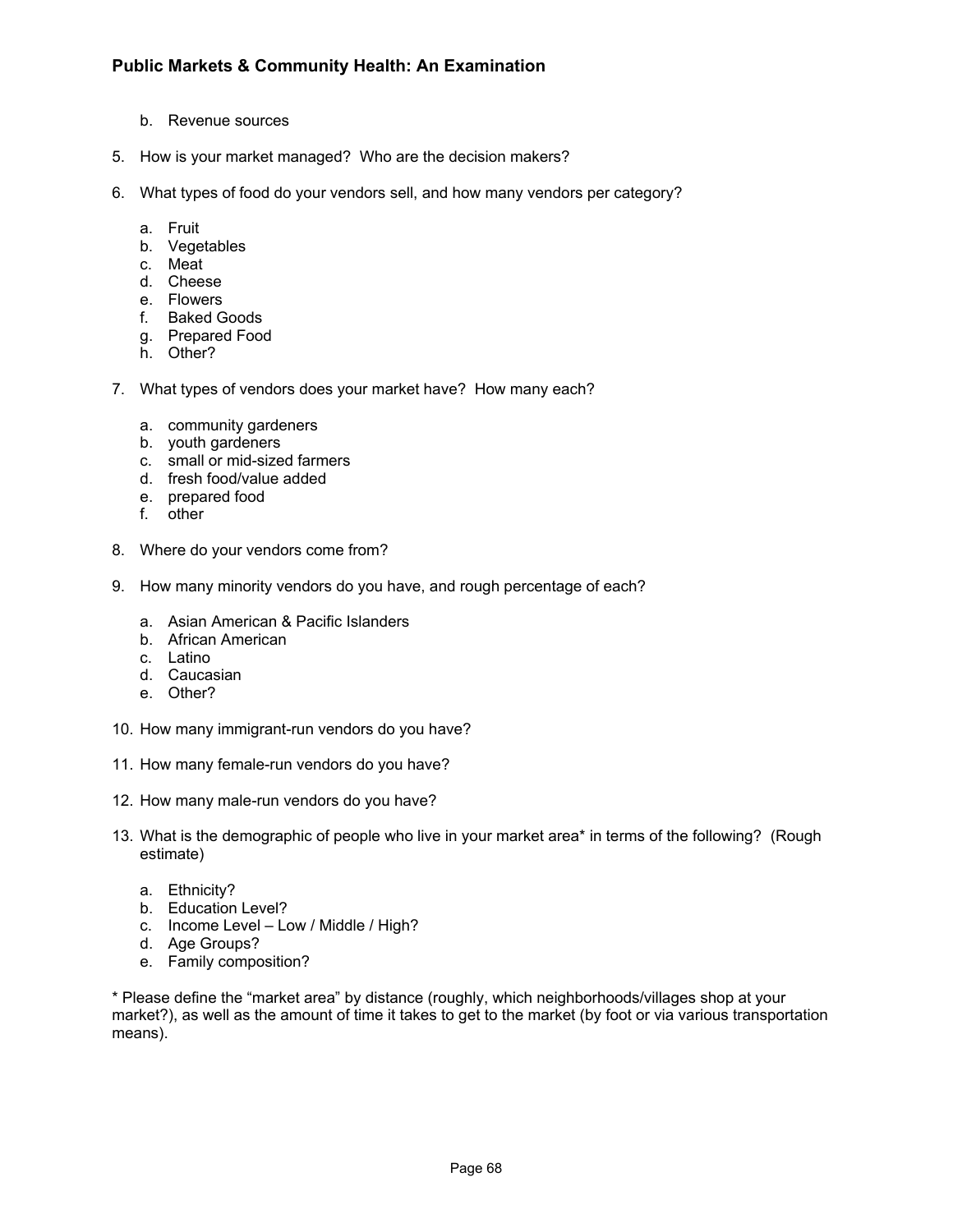b. Revenue sources

5. How is your market managed? Who are the decision makers?

6. What types of food do your vendors sell, and how many vendors per category?

    a. Fruit
    b. Vegetables
    c. Meat
    d. Cheese
    e. Flowers
    f. Baked Goods
    g. Prepared Food
    h. Other?

7. What types of vendors does your market have? How many each?

    a. community gardeners
    b. youth gardeners
    c. small or mid-sized farmers
    d. fresh food/value added
    e. prepared food
    f. other

8. Where do your vendors come from?

9. How many minority vendors do you have, and rough percentage of each?

    a. Asian American & Pacific Islanders
    b. African American
    c. Latino
    d. Caucasian
    e. Other?

10. How many immigrant-run vendors do you have?

11. How many female-run vendors do you have?

12. How many male-run vendors do you have?

13. What is the demographic of people who live in your market area* in terms of the following? (Rough estimate)

    a. Ethnicity?
    b. Education Level?
    c. Income Level – Low / Middle / High?
    d. Age Groups?
    e. Family composition?

* Please define the "market area" by distance (roughly, which neighborhoods/villages shop at your market?), as well as the amount of time it takes to get to the market (by foot or via various transportation means).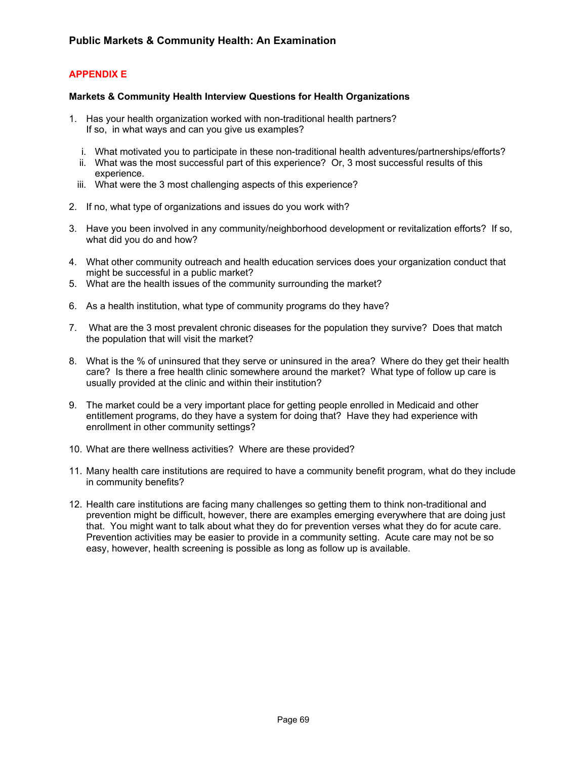**Public Markets & Community Health: An Examination**

## APPENDIX E

### Markets & Community Health Interview Questions for Health Organizations

1. Has your health organization worked with non-traditional health partners?
   If so, in what ways and can you give us examples?

   i. What motivated you to participate in these non-traditional health adventures/partnerships/efforts?
   ii. What was the most successful part of this experience? Or, 3 most successful results of this experience.
   iii. What were the 3 most challenging aspects of this experience?

2. If no, what type of organizations and issues do you work with?

3. Have you been involved in any community/neighborhood development or revitalization efforts? If so, what did you do and how?

4. What other community outreach and health education services does your organization conduct that might be successful in a public market?
5. What are the health issues of the community surrounding the market?

6. As a health institution, what type of community programs do they have?

7. What are the 3 most prevalent chronic diseases for the population they survive? Does that match the population that will visit the market?

8. What is the % of uninsured that they serve or uninsured in the area? Where do they get their health care? Is there a free health clinic somewhere around the market? What type of follow up care is usually provided at the clinic and within their institution?

9. The market could be a very important place for getting people enrolled in Medicaid and other entitlement programs, do they have a system for doing that? Have they had experience with enrollment in other community settings?

10. What are there wellness activities? Where are these provided?

11. Many health care institutions are required to have a community benefit program, what do they include in community benefits?

12. Health care institutions are facing many challenges so getting them to think non-traditional and prevention might be difficult, however, there are examples emerging everywhere that are doing just that. You might want to talk about what they do for prevention verses what they do for acute care. Prevention activities may be easier to provide in a community setting. Acute care may not be so easy, however, health screening is possible as long as follow up is available.